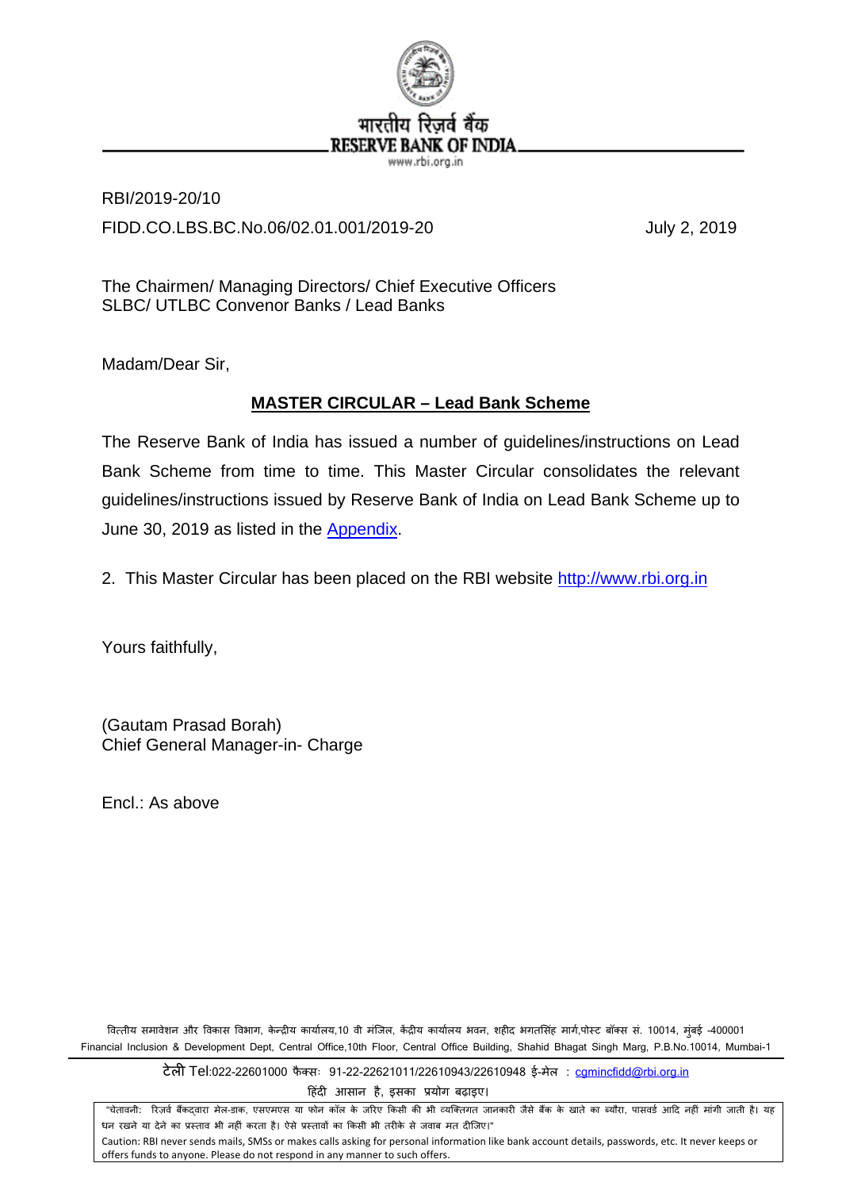भारतीय रिज़र्व बैंक
RESERVE BANK OF INDIA
www.rbi.org.in

RBI/2019-20/10

FIDD.CO.LBS.BC.No.06/02.01.001/2019-20 July 2, 2019

The Chairmen/ Managing Directors/ Chief Executive Officers
SLBC/ UTLBC Convenor Banks / Lead Banks

Madam/Dear Sir,

## MASTER CIRCULAR – Lead Bank Scheme

The Reserve Bank of India has issued a number of guidelines/instructions on Lead Bank Scheme from time to time. This Master Circular consolidates the relevant guidelines/instructions issued by Reserve Bank of India on Lead Bank Scheme up to June 30, 2019 as listed in the Appendix.

2. This Master Circular has been placed on the RBI website http://www.rbi.org.in

Yours faithfully,

(Gautam Prasad Borah)
Chief General Manager-in- Charge

Encl.: As above

वित्तीय समावेशन और विकास विभाग, केन्द्रीय कार्यालय,10 वी मंजिल, केंद्रीय कार्यालय भवन, शहीद भगतसिंह मार्ग,पोस्ट बॉक्स सं. 10014, मुंबई -400001
Financial Inclusion & Development Dept, Central Office,10th Floor, Central Office Building, Shahid Bhagat Singh Marg, P.B.No.10014, Mumbai-1

टेली Tel:022-22601000 फैक्सः 91-22-22621011/22610943/22610948 ई-मेल : cgmincfidd@rbi.org.in

हिंदी आसान है, इसका प्रयोग बढ़ाइए।

"चेतावनी: रिज़र्व बैंकद्वारा मेल-डाक, एसएमएस या फोन कॉल के जरिए किसी की भी व्यक्तिगत जानकारी जैसे बैंक के खाते का ब्यौरा, पासवर्ड आदि नहीं मांगी जाती है। यह धन रखने या देने का प्रस्ताव भी नहीं करता है। ऐसे प्रस्तावों का किसी भी तरीके से जवाब मत दीजिए।"
Caution: RBI never sends mails, SMSs or makes calls asking for personal information like bank account details, passwords, etc. It never keeps or offers funds to anyone. Please do not respond in any manner to such offers.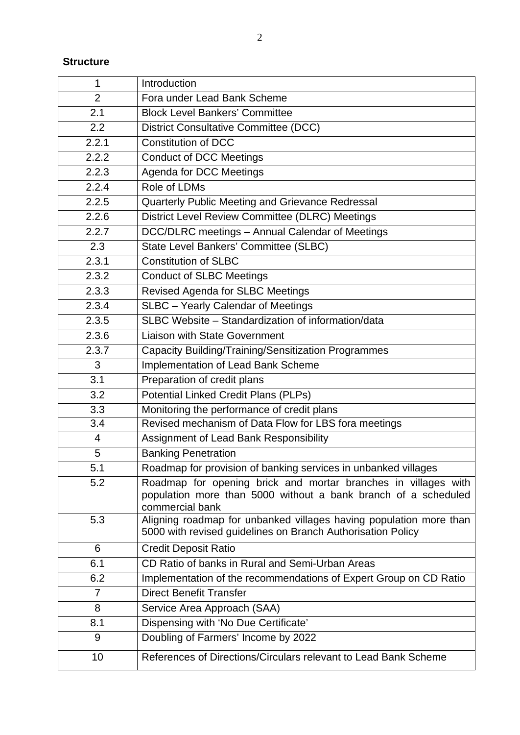**Structure**

| | |
|---|---|
| 1 | Introduction |
| 2 | Fora under Lead Bank Scheme |
| 2.1 | Block Level Bankers' Committee |
| 2.2 | District Consultative Committee (DCC) |
| 2.2.1 | Constitution of DCC |
| 2.2.2 | Conduct of DCC Meetings |
| 2.2.3 | Agenda for DCC Meetings |
| 2.2.4 | Role of LDMs |
| 2.2.5 | Quarterly Public Meeting and Grievance Redressal |
| 2.2.6 | District Level Review Committee (DLRC) Meetings |
| 2.2.7 | DCC/DLRC meetings – Annual Calendar of Meetings |
| 2.3 | State Level Bankers' Committee (SLBC) |
| 2.3.1 | Constitution of SLBC |
| 2.3.2 | Conduct of SLBC Meetings |
| 2.3.3 | Revised Agenda for SLBC Meetings |
| 2.3.4 | SLBC – Yearly Calendar of Meetings |
| 2.3.5 | SLBC Website – Standardization of information/data |
| 2.3.6 | Liaison with State Government |
| 2.3.7 | Capacity Building/Training/Sensitization Programmes |
| 3 | Implementation of Lead Bank Scheme |
| 3.1 | Preparation of credit plans |
| 3.2 | Potential Linked Credit Plans (PLPs) |
| 3.3 | Monitoring the performance of credit plans |
| 3.4 | Revised mechanism of Data Flow for LBS fora meetings |
| 4 | Assignment of Lead Bank Responsibility |
| 5 | Banking Penetration |
| 5.1 | Roadmap for provision of banking services in unbanked villages |
| 5.2 | Roadmap for opening brick and mortar branches in villages with population more than 5000 without a bank branch of a scheduled commercial bank |
| 5.3 | Aligning roadmap for unbanked villages having population more than 5000 with revised guidelines on Branch Authorisation Policy |
| 6 | Credit Deposit Ratio |
| 6.1 | CD Ratio of banks in Rural and Semi-Urban Areas |
| 6.2 | Implementation of the recommendations of Expert Group on CD Ratio |
| 7 | Direct Benefit Transfer |
| 8 | Service Area Approach (SAA) |
| 8.1 | Dispensing with 'No Due Certificate' |
| 9 | Doubling of Farmers' Income by 2022 |
| 10 | References of Directions/Circulars relevant to Lead Bank Scheme |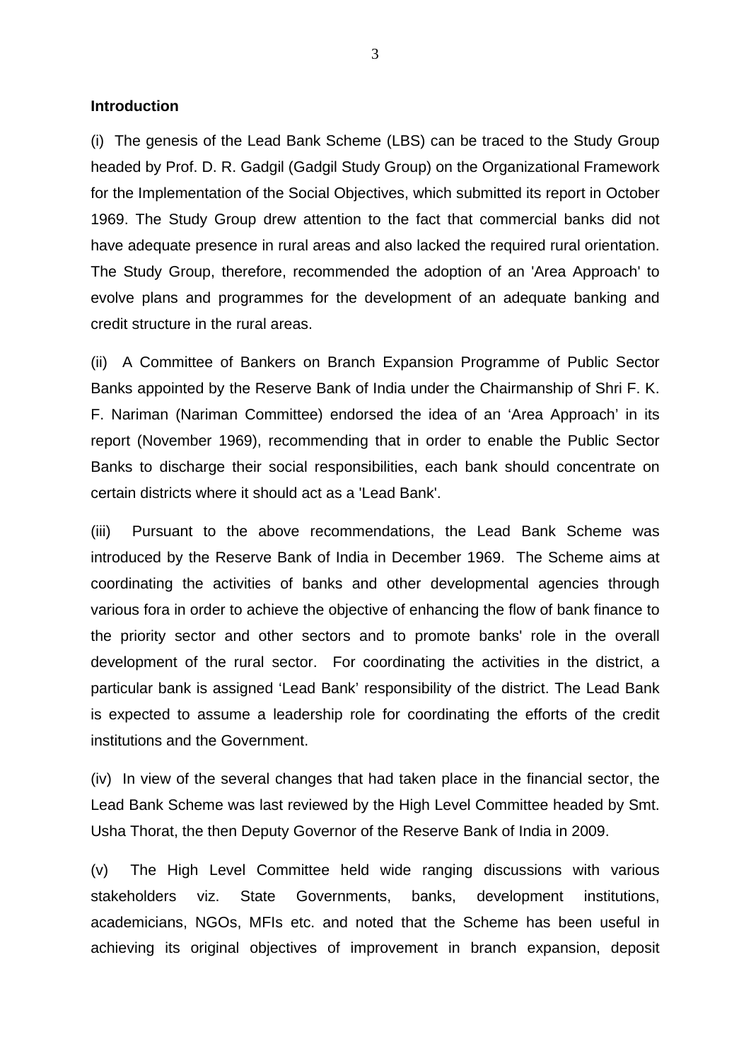**Introduction**

(i) The genesis of the Lead Bank Scheme (LBS) can be traced to the Study Group headed by Prof. D. R. Gadgil (Gadgil Study Group) on the Organizational Framework for the Implementation of the Social Objectives, which submitted its report in October 1969. The Study Group drew attention to the fact that commercial banks did not have adequate presence in rural areas and also lacked the required rural orientation. The Study Group, therefore, recommended the adoption of an 'Area Approach' to evolve plans and programmes for the development of an adequate banking and credit structure in the rural areas.

(ii) A Committee of Bankers on Branch Expansion Programme of Public Sector Banks appointed by the Reserve Bank of India under the Chairmanship of Shri F. K. F. Nariman (Nariman Committee) endorsed the idea of an 'Area Approach' in its report (November 1969), recommending that in order to enable the Public Sector Banks to discharge their social responsibilities, each bank should concentrate on certain districts where it should act as a 'Lead Bank'.

(iii) Pursuant to the above recommendations, the Lead Bank Scheme was introduced by the Reserve Bank of India in December 1969. The Scheme aims at coordinating the activities of banks and other developmental agencies through various fora in order to achieve the objective of enhancing the flow of bank finance to the priority sector and other sectors and to promote banks' role in the overall development of the rural sector. For coordinating the activities in the district, a particular bank is assigned 'Lead Bank' responsibility of the district. The Lead Bank is expected to assume a leadership role for coordinating the efforts of the credit institutions and the Government.

(iv) In view of the several changes that had taken place in the financial sector, the Lead Bank Scheme was last reviewed by the High Level Committee headed by Smt. Usha Thorat, the then Deputy Governor of the Reserve Bank of India in 2009.

(v) The High Level Committee held wide ranging discussions with various stakeholders viz. State Governments, banks, development institutions, academicians, NGOs, MFIs etc. and noted that the Scheme has been useful in achieving its original objectives of improvement in branch expansion, deposit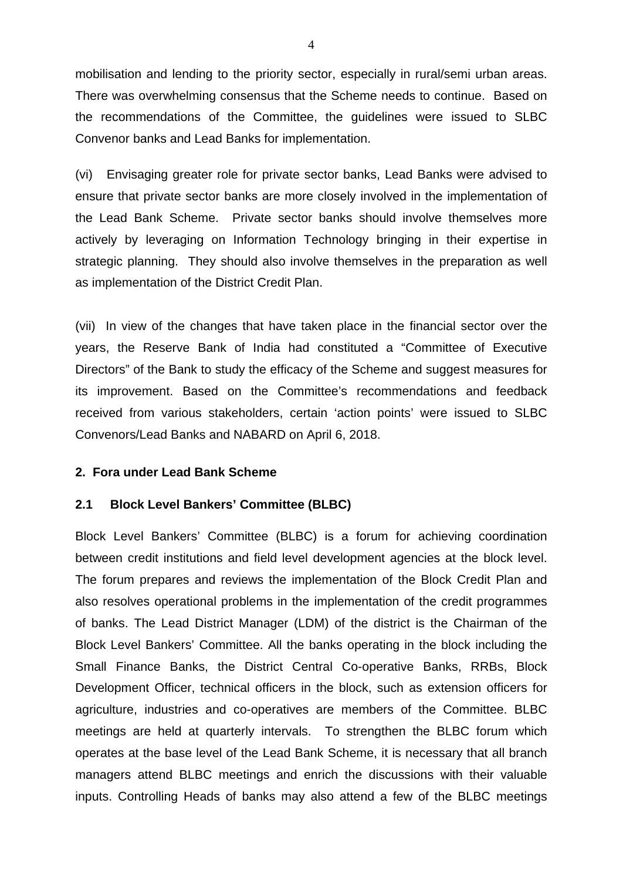mobilisation and lending to the priority sector, especially in rural/semi urban areas. There was overwhelming consensus that the Scheme needs to continue. Based on the recommendations of the Committee, the guidelines were issued to SLBC Convenor banks and Lead Banks for implementation.

(vi) Envisaging greater role for private sector banks, Lead Banks were advised to ensure that private sector banks are more closely involved in the implementation of the Lead Bank Scheme. Private sector banks should involve themselves more actively by leveraging on Information Technology bringing in their expertise in strategic planning. They should also involve themselves in the preparation as well as implementation of the District Credit Plan.

(vii) In view of the changes that have taken place in the financial sector over the years, the Reserve Bank of India had constituted a "Committee of Executive Directors" of the Bank to study the efficacy of the Scheme and suggest measures for its improvement. Based on the Committee's recommendations and feedback received from various stakeholders, certain 'action points' were issued to SLBC Convenors/Lead Banks and NABARD on April 6, 2018.

## 2. Fora under Lead Bank Scheme

### 2.1 Block Level Bankers' Committee (BLBC)

Block Level Bankers' Committee (BLBC) is a forum for achieving coordination between credit institutions and field level development agencies at the block level. The forum prepares and reviews the implementation of the Block Credit Plan and also resolves operational problems in the implementation of the credit programmes of banks. The Lead District Manager (LDM) of the district is the Chairman of the Block Level Bankers' Committee. All the banks operating in the block including the Small Finance Banks, the District Central Co-operative Banks, RRBs, Block Development Officer, technical officers in the block, such as extension officers for agriculture, industries and co-operatives are members of the Committee. BLBC meetings are held at quarterly intervals. To strengthen the BLBC forum which operates at the base level of the Lead Bank Scheme, it is necessary that all branch managers attend BLBC meetings and enrich the discussions with their valuable inputs. Controlling Heads of banks may also attend a few of the BLBC meetings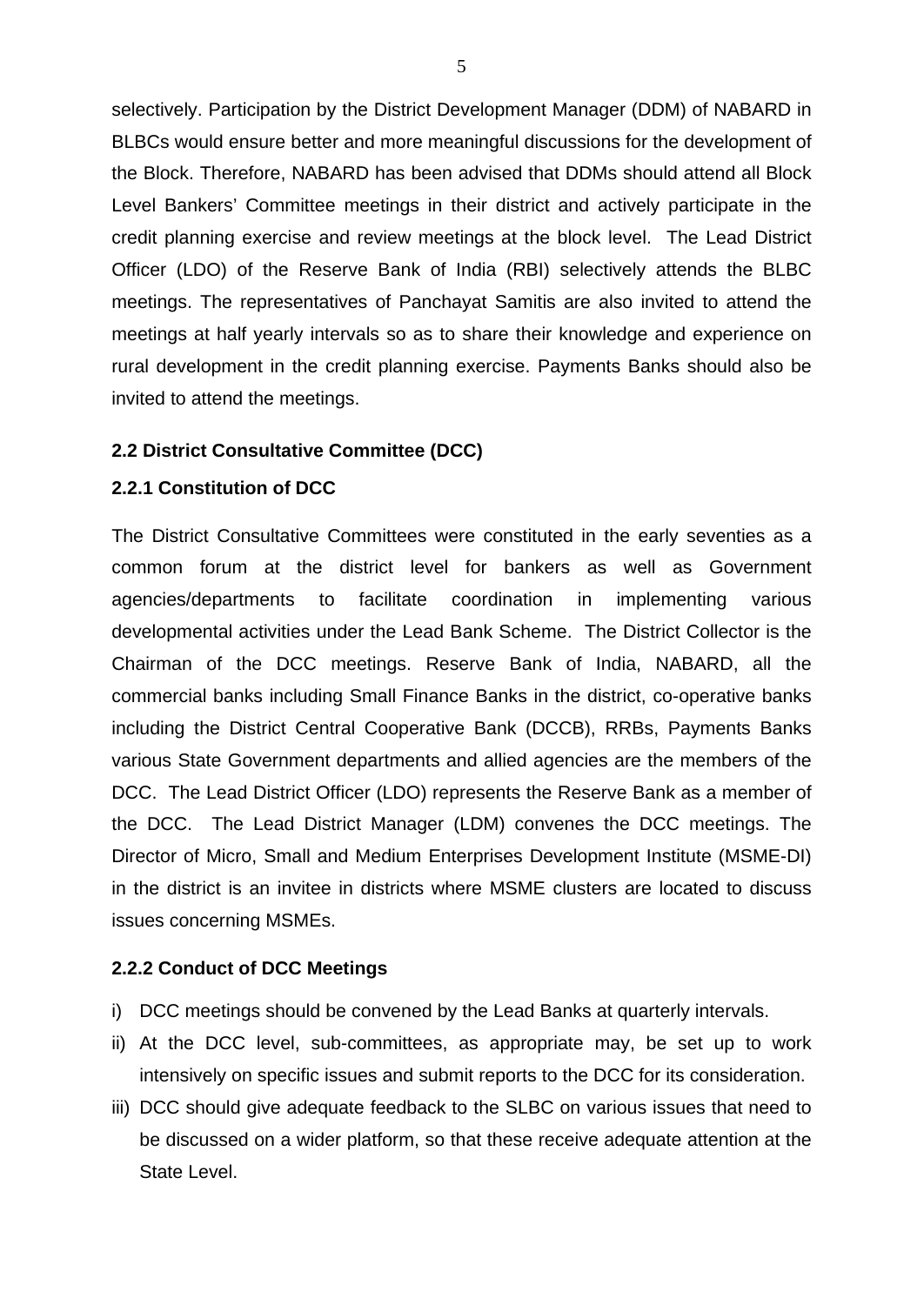selectively. Participation by the District Development Manager (DDM) of NABARD in BLBCs would ensure better and more meaningful discussions for the development of the Block. Therefore, NABARD has been advised that DDMs should attend all Block Level Bankers' Committee meetings in their district and actively participate in the credit planning exercise and review meetings at the block level. The Lead District Officer (LDO) of the Reserve Bank of India (RBI) selectively attends the BLBC meetings. The representatives of Panchayat Samitis are also invited to attend the meetings at half yearly intervals so as to share their knowledge and experience on rural development in the credit planning exercise. Payments Banks should also be invited to attend the meetings.

**2.2 District Consultative Committee (DCC)**

**2.2.1 Constitution of DCC**

The District Consultative Committees were constituted in the early seventies as a common forum at the district level for bankers as well as Government agencies/departments to facilitate coordination in implementing various developmental activities under the Lead Bank Scheme. The District Collector is the Chairman of the DCC meetings. Reserve Bank of India, NABARD, all the commercial banks including Small Finance Banks in the district, co-operative banks including the District Central Cooperative Bank (DCCB), RRBs, Payments Banks various State Government departments and allied agencies are the members of the DCC. The Lead District Officer (LDO) represents the Reserve Bank as a member of the DCC. The Lead District Manager (LDM) convenes the DCC meetings. The Director of Micro, Small and Medium Enterprises Development Institute (MSME-DI) in the district is an invitee in districts where MSME clusters are located to discuss issues concerning MSMEs.

**2.2.2 Conduct of DCC Meetings**

i) DCC meetings should be convened by the Lead Banks at quarterly intervals.

ii) At the DCC level, sub-committees, as appropriate may, be set up to work intensively on specific issues and submit reports to the DCC for its consideration.

iii) DCC should give adequate feedback to the SLBC on various issues that need to be discussed on a wider platform, so that these receive adequate attention at the State Level.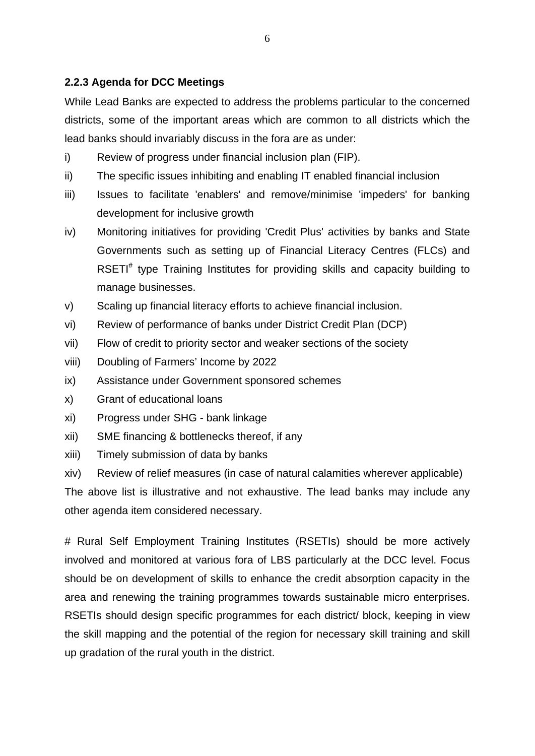### 2.2.3 Agenda for DCC Meetings

While Lead Banks are expected to address the problems particular to the concerned districts, some of the important areas which are common to all districts which the lead banks should invariably discuss in the fora are as under:

i) Review of progress under financial inclusion plan (FIP).

ii) The specific issues inhibiting and enabling IT enabled financial inclusion

iii) Issues to facilitate 'enablers' and remove/minimise 'impeders' for banking development for inclusive growth

iv) Monitoring initiatives for providing 'Credit Plus' activities by banks and State Governments such as setting up of Financial Literacy Centres (FLCs) and RSETI[#] type Training Institutes for providing skills and capacity building to manage businesses.

v) Scaling up financial literacy efforts to achieve financial inclusion.

vi) Review of performance of banks under District Credit Plan (DCP)

vii) Flow of credit to priority sector and weaker sections of the society

viii) Doubling of Farmers' Income by 2022

ix) Assistance under Government sponsored schemes

x) Grant of educational loans

xi) Progress under SHG - bank linkage

xii) SME financing & bottlenecks thereof, if any

xiii) Timely submission of data by banks

xiv) Review of relief measures (in case of natural calamities wherever applicable)

The above list is illustrative and not exhaustive. The lead banks may include any other agenda item considered necessary.

# Rural Self Employment Training Institutes (RSETIs) should be more actively involved and monitored at various fora of LBS particularly at the DCC level. Focus should be on development of skills to enhance the credit absorption capacity in the area and renewing the training programmes towards sustainable micro enterprises. RSETIs should design specific programmes for each district/ block, keeping in view the skill mapping and the potential of the region for necessary skill training and skill up gradation of the rural youth in the district.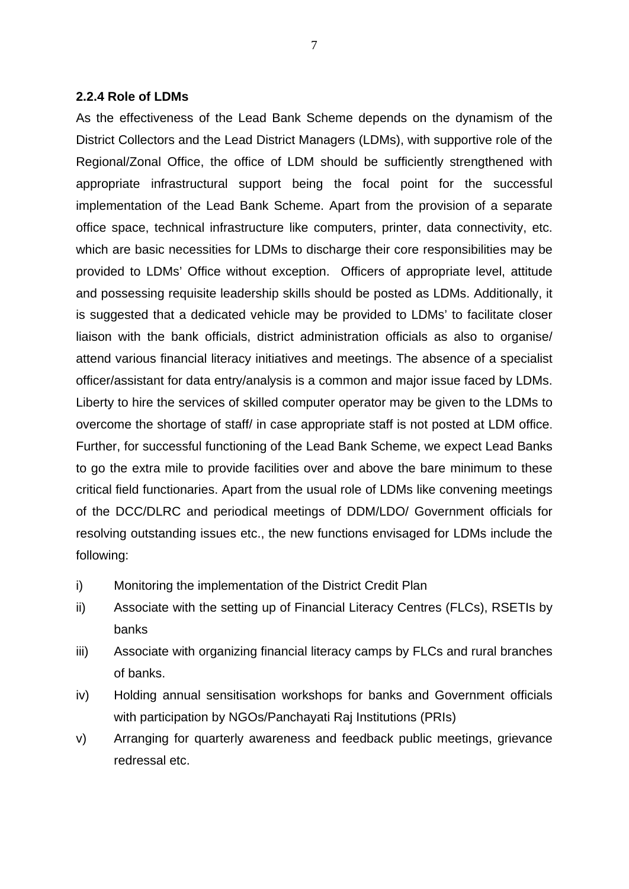**2.2.4 Role of LDMs**

As the effectiveness of the Lead Bank Scheme depends on the dynamism of the District Collectors and the Lead District Managers (LDMs), with supportive role of the Regional/Zonal Office, the office of LDM should be sufficiently strengthened with appropriate infrastructural support being the focal point for the successful implementation of the Lead Bank Scheme. Apart from the provision of a separate office space, technical infrastructure like computers, printer, data connectivity, etc. which are basic necessities for LDMs to discharge their core responsibilities may be provided to LDMs' Office without exception. Officers of appropriate level, attitude and possessing requisite leadership skills should be posted as LDMs. Additionally, it is suggested that a dedicated vehicle may be provided to LDMs' to facilitate closer liaison with the bank officials, district administration officials as also to organise/ attend various financial literacy initiatives and meetings. The absence of a specialist officer/assistant for data entry/analysis is a common and major issue faced by LDMs. Liberty to hire the services of skilled computer operator may be given to the LDMs to overcome the shortage of staff/ in case appropriate staff is not posted at LDM office. Further, for successful functioning of the Lead Bank Scheme, we expect Lead Banks to go the extra mile to provide facilities over and above the bare minimum to these critical field functionaries. Apart from the usual role of LDMs like convening meetings of the DCC/DLRC and periodical meetings of DDM/LDO/ Government officials for resolving outstanding issues etc., the new functions envisaged for LDMs include the following:

i) Monitoring the implementation of the District Credit Plan

ii) Associate with the setting up of Financial Literacy Centres (FLCs), RSETIs by banks

iii) Associate with organizing financial literacy camps by FLCs and rural branches of banks.

iv) Holding annual sensitisation workshops for banks and Government officials with participation by NGOs/Panchayati Raj Institutions (PRIs)

v) Arranging for quarterly awareness and feedback public meetings, grievance redressal etc.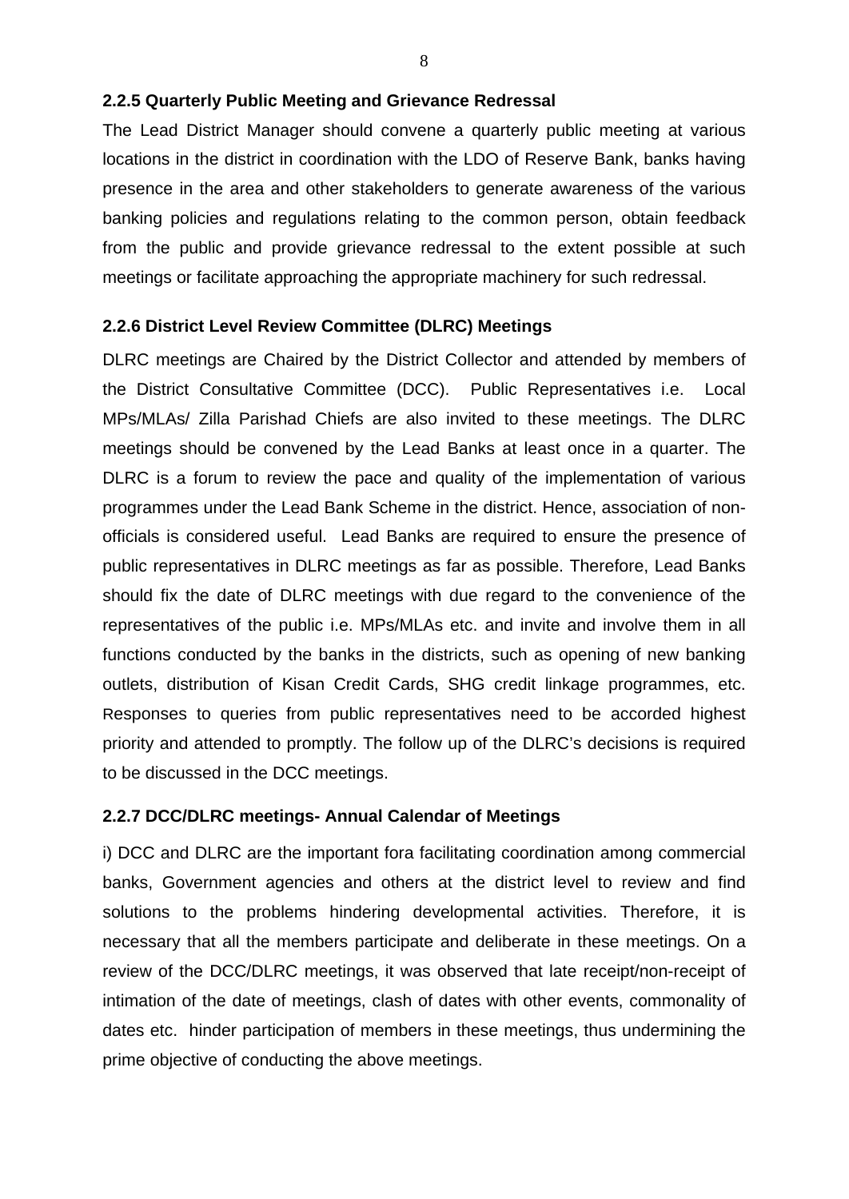### 2.2.5 Quarterly Public Meeting and Grievance Redressal

The Lead District Manager should convene a quarterly public meeting at various locations in the district in coordination with the LDO of Reserve Bank, banks having presence in the area and other stakeholders to generate awareness of the various banking policies and regulations relating to the common person, obtain feedback from the public and provide grievance redressal to the extent possible at such meetings or facilitate approaching the appropriate machinery for such redressal.

### 2.2.6 District Level Review Committee (DLRC) Meetings

DLRC meetings are Chaired by the District Collector and attended by members of the District Consultative Committee (DCC). Public Representatives i.e. Local MPs/MLAs/ Zilla Parishad Chiefs are also invited to these meetings. The DLRC meetings should be convened by the Lead Banks at least once in a quarter. The DLRC is a forum to review the pace and quality of the implementation of various programmes under the Lead Bank Scheme in the district. Hence, association of non-officials is considered useful. Lead Banks are required to ensure the presence of public representatives in DLRC meetings as far as possible. Therefore, Lead Banks should fix the date of DLRC meetings with due regard to the convenience of the representatives of the public i.e. MPs/MLAs etc. and invite and involve them in all functions conducted by the banks in the districts, such as opening of new banking outlets, distribution of Kisan Credit Cards, SHG credit linkage programmes, etc. Responses to queries from public representatives need to be accorded highest priority and attended to promptly. The follow up of the DLRC's decisions is required to be discussed in the DCC meetings.

### 2.2.7 DCC/DLRC meetings- Annual Calendar of Meetings

i) DCC and DLRC are the important fora facilitating coordination among commercial banks, Government agencies and others at the district level to review and find solutions to the problems hindering developmental activities. Therefore, it is necessary that all the members participate and deliberate in these meetings. On a review of the DCC/DLRC meetings, it was observed that late receipt/non-receipt of intimation of the date of meetings, clash of dates with other events, commonality of dates etc. hinder participation of members in these meetings, thus undermining the prime objective of conducting the above meetings.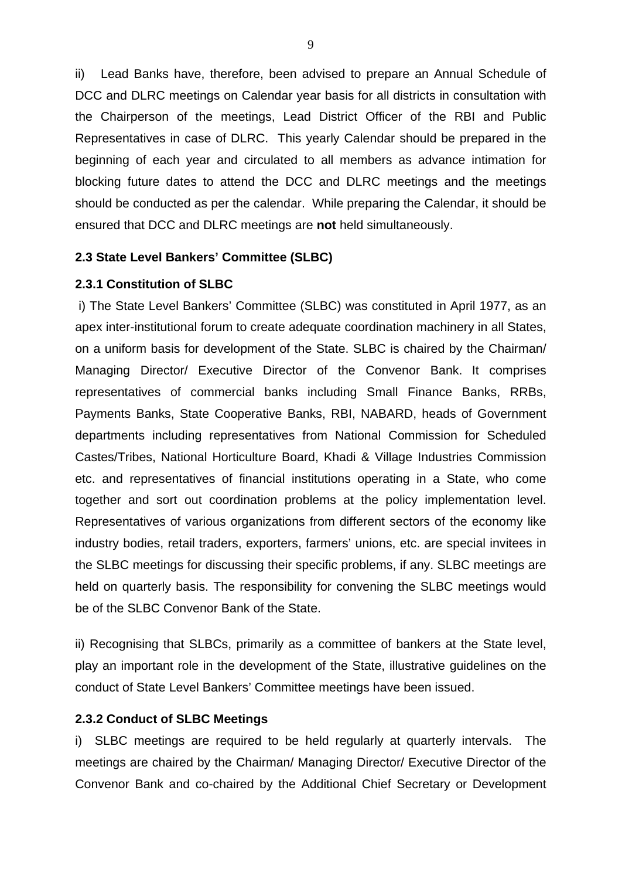ii) Lead Banks have, therefore, been advised to prepare an Annual Schedule of DCC and DLRC meetings on Calendar year basis for all districts in consultation with the Chairperson of the meetings, Lead District Officer of the RBI and Public Representatives in case of DLRC. This yearly Calendar should be prepared in the beginning of each year and circulated to all members as advance intimation for blocking future dates to attend the DCC and DLRC meetings and the meetings should be conducted as per the calendar. While preparing the Calendar, it should be ensured that DCC and DLRC meetings are **not** held simultaneously.

### 2.3 State Level Bankers' Committee (SLBC)

#### 2.3.1 Constitution of SLBC

i) The State Level Bankers' Committee (SLBC) was constituted in April 1977, as an apex inter-institutional forum to create adequate coordination machinery in all States, on a uniform basis for development of the State. SLBC is chaired by the Chairman/ Managing Director/ Executive Director of the Convenor Bank. It comprises representatives of commercial banks including Small Finance Banks, RRBs, Payments Banks, State Cooperative Banks, RBI, NABARD, heads of Government departments including representatives from National Commission for Scheduled Castes/Tribes, National Horticulture Board, Khadi & Village Industries Commission etc. and representatives of financial institutions operating in a State, who come together and sort out coordination problems at the policy implementation level. Representatives of various organizations from different sectors of the economy like industry bodies, retail traders, exporters, farmers' unions, etc. are special invitees in the SLBC meetings for discussing their specific problems, if any. SLBC meetings are held on quarterly basis. The responsibility for convening the SLBC meetings would be of the SLBC Convenor Bank of the State.

ii) Recognising that SLBCs, primarily as a committee of bankers at the State level, play an important role in the development of the State, illustrative guidelines on the conduct of State Level Bankers' Committee meetings have been issued.

#### 2.3.2 Conduct of SLBC Meetings

i) SLBC meetings are required to be held regularly at quarterly intervals. The meetings are chaired by the Chairman/ Managing Director/ Executive Director of the Convenor Bank and co-chaired by the Additional Chief Secretary or Development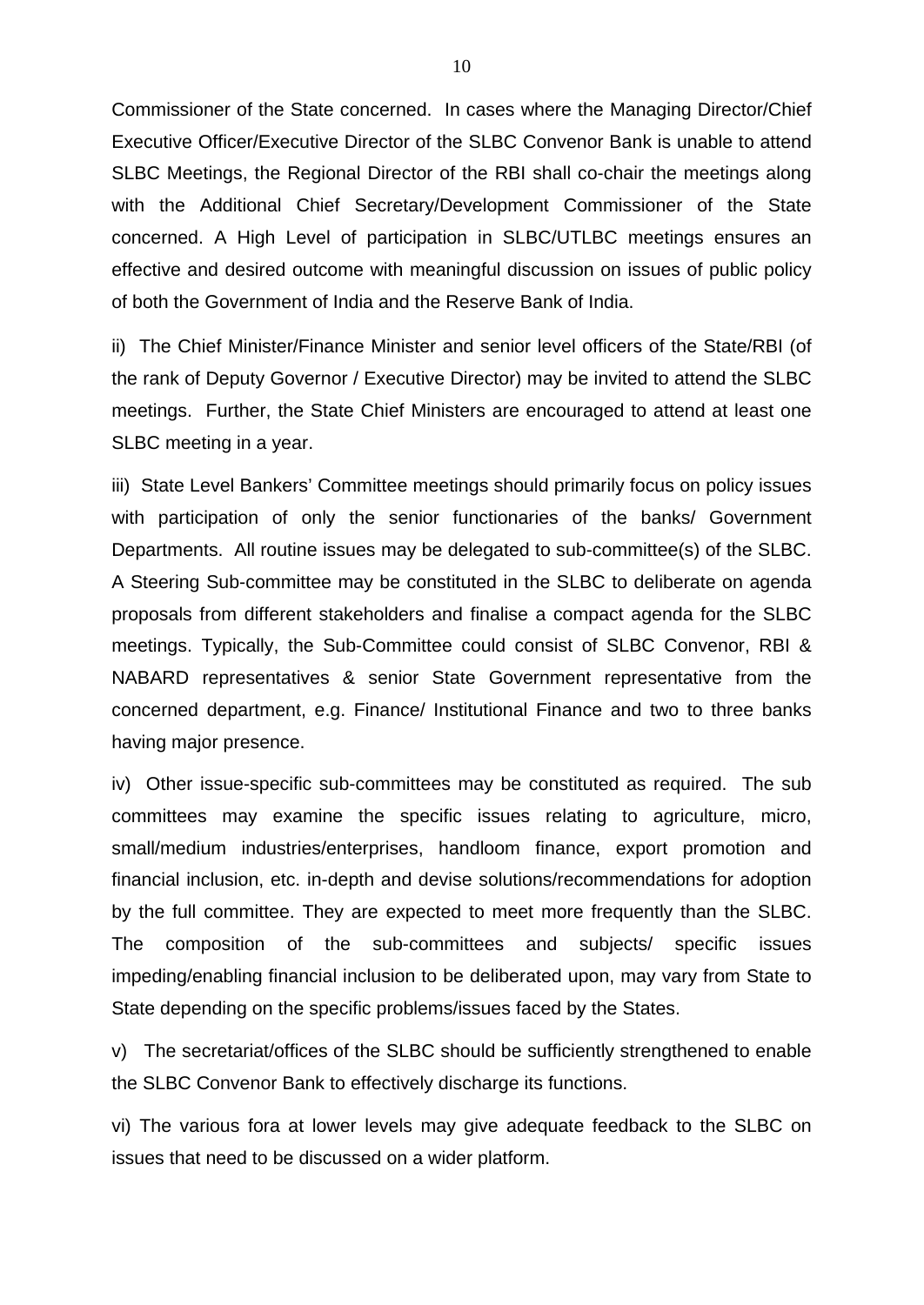Commissioner of the State concerned. In cases where the Managing Director/Chief Executive Officer/Executive Director of the SLBC Convenor Bank is unable to attend SLBC Meetings, the Regional Director of the RBI shall co-chair the meetings along with the Additional Chief Secretary/Development Commissioner of the State concerned. A High Level of participation in SLBC/UTLBC meetings ensures an effective and desired outcome with meaningful discussion on issues of public policy of both the Government of India and the Reserve Bank of India.

ii) The Chief Minister/Finance Minister and senior level officers of the State/RBI (of the rank of Deputy Governor / Executive Director) may be invited to attend the SLBC meetings. Further, the State Chief Ministers are encouraged to attend at least one SLBC meeting in a year.

iii) State Level Bankers' Committee meetings should primarily focus on policy issues with participation of only the senior functionaries of the banks/ Government Departments. All routine issues may be delegated to sub-committee(s) of the SLBC. A Steering Sub-committee may be constituted in the SLBC to deliberate on agenda proposals from different stakeholders and finalise a compact agenda for the SLBC meetings. Typically, the Sub-Committee could consist of SLBC Convenor, RBI & NABARD representatives & senior State Government representative from the concerned department, e.g. Finance/ Institutional Finance and two to three banks having major presence.

iv) Other issue-specific sub-committees may be constituted as required. The sub committees may examine the specific issues relating to agriculture, micro, small/medium industries/enterprises, handloom finance, export promotion and financial inclusion, etc. in-depth and devise solutions/recommendations for adoption by the full committee. They are expected to meet more frequently than the SLBC. The composition of the sub-committees and subjects/ specific issues impeding/enabling financial inclusion to be deliberated upon, may vary from State to State depending on the specific problems/issues faced by the States.

v) The secretariat/offices of the SLBC should be sufficiently strengthened to enable the SLBC Convenor Bank to effectively discharge its functions.

vi) The various fora at lower levels may give adequate feedback to the SLBC on issues that need to be discussed on a wider platform.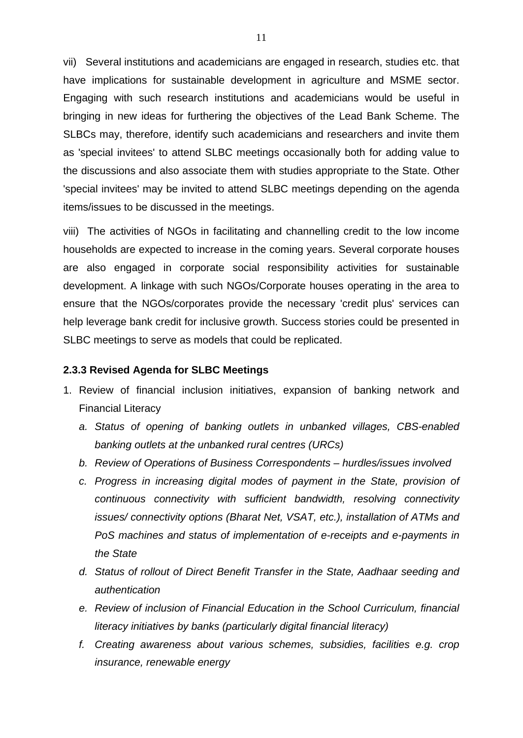vii) Several institutions and academicians are engaged in research, studies etc. that have implications for sustainable development in agriculture and MSME sector. Engaging with such research institutions and academicians would be useful in bringing in new ideas for furthering the objectives of the Lead Bank Scheme. The SLBCs may, therefore, identify such academicians and researchers and invite them as 'special invitees' to attend SLBC meetings occasionally both for adding value to the discussions and also associate them with studies appropriate to the State. Other 'special invitees' may be invited to attend SLBC meetings depending on the agenda items/issues to be discussed in the meetings.

viii) The activities of NGOs in facilitating and channelling credit to the low income households are expected to increase in the coming years. Several corporate houses are also engaged in corporate social responsibility activities for sustainable development. A linkage with such NGOs/Corporate houses operating in the area to ensure that the NGOs/corporates provide the necessary 'credit plus' services can help leverage bank credit for inclusive growth. Success stories could be presented in SLBC meetings to serve as models that could be replicated.

### 2.3.3 Revised Agenda for SLBC Meetings

1. Review of financial inclusion initiatives, expansion of banking network and Financial Literacy
   a. *Status of opening of banking outlets in unbanked villages, CBS-enabled banking outlets at the unbanked rural centres (URCs)*
   b. *Review of Operations of Business Correspondents – hurdles/issues involved*
   c. *Progress in increasing digital modes of payment in the State, provision of continuous connectivity with sufficient bandwidth, resolving connectivity issues/ connectivity options (Bharat Net, VSAT, etc.), installation of ATMs and PoS machines and status of implementation of e-receipts and e-payments in the State*
   d. *Status of rollout of Direct Benefit Transfer in the State, Aadhaar seeding and authentication*
   e. *Review of inclusion of Financial Education in the School Curriculum, financial literacy initiatives by banks (particularly digital financial literacy)*
   f. *Creating awareness about various schemes, subsidies, facilities e.g. crop insurance, renewable energy*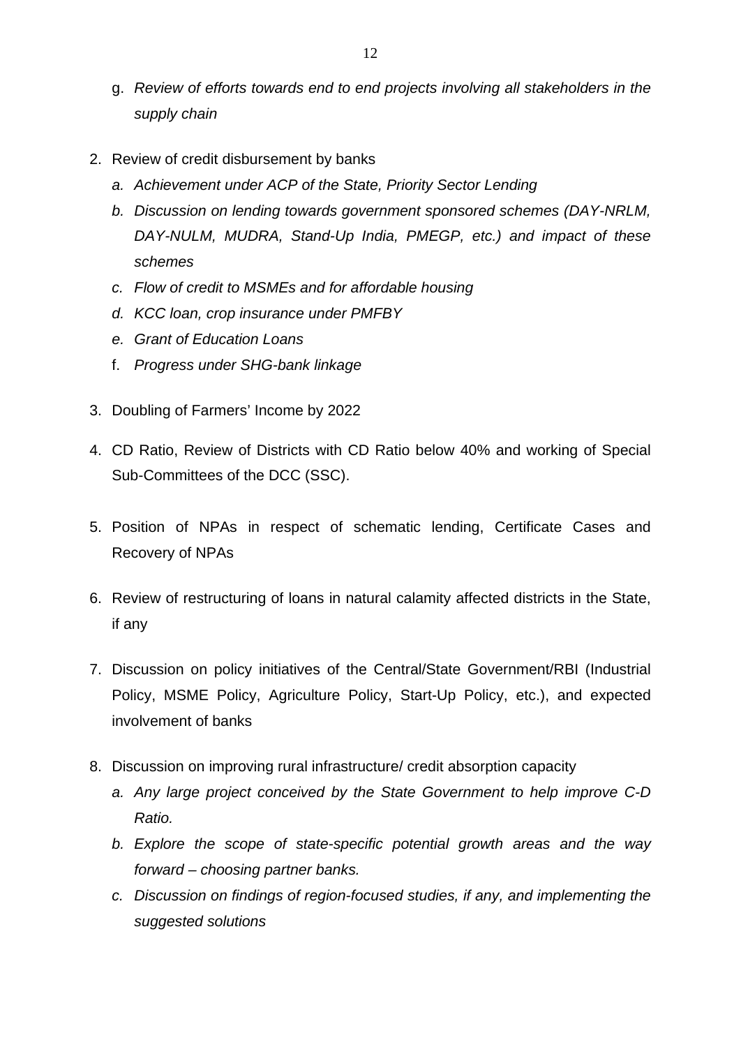g. *Review of efforts towards end to end projects involving all stakeholders in the supply chain*

2. Review of credit disbursement by banks
   a. *Achievement under ACP of the State, Priority Sector Lending*
   b. *Discussion on lending towards government sponsored schemes (DAY-NRLM, DAY-NULM, MUDRA, Stand-Up India, PMEGP, etc.) and impact of these schemes*
   c. *Flow of credit to MSMEs and for affordable housing*
   d. *KCC loan, crop insurance under PMFBY*
   e. *Grant of Education Loans*
   f. *Progress under SHG-bank linkage*

3. Doubling of Farmers' Income by 2022

4. CD Ratio, Review of Districts with CD Ratio below 40% and working of Special Sub-Committees of the DCC (SSC).

5. Position of NPAs in respect of schematic lending, Certificate Cases and Recovery of NPAs

6. Review of restructuring of loans in natural calamity affected districts in the State, if any

7. Discussion on policy initiatives of the Central/State Government/RBI (Industrial Policy, MSME Policy, Agriculture Policy, Start-Up Policy, etc.), and expected involvement of banks

8. Discussion on improving rural infrastructure/ credit absorption capacity
   a. *Any large project conceived by the State Government to help improve C-D Ratio.*
   b. *Explore the scope of state-specific potential growth areas and the way forward – choosing partner banks.*
   c. *Discussion on findings of region-focused studies, if any, and implementing the suggested solutions*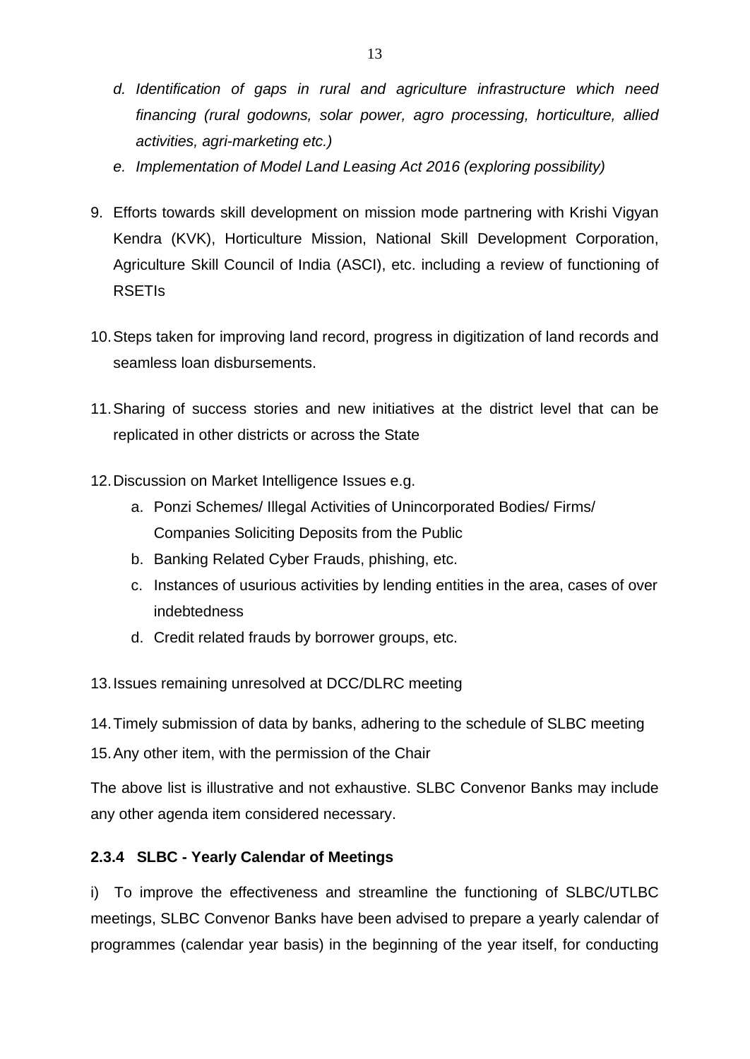- d. *Identification of gaps in rural and agriculture infrastructure which need financing (rural godowns, solar power, agro processing, horticulture, allied activities, agri-marketing etc.)*
   - e. *Implementation of Model Land Leasing Act 2016 (exploring possibility)*

9. Efforts towards skill development on mission mode partnering with Krishi Vigyan Kendra (KVK), Horticulture Mission, National Skill Development Corporation, Agriculture Skill Council of India (ASCI), etc. including a review of functioning of RSETIs

10. Steps taken for improving land record, progress in digitization of land records and seamless loan disbursements.

11. Sharing of success stories and new initiatives at the district level that can be replicated in other districts or across the State

12. Discussion on Market Intelligence Issues e.g.
    - a. Ponzi Schemes/ Illegal Activities of Unincorporated Bodies/ Firms/ Companies Soliciting Deposits from the Public
    - b. Banking Related Cyber Frauds, phishing, etc.
    - c. Instances of usurious activities by lending entities in the area, cases of over indebtedness
    - d. Credit related frauds by borrower groups, etc.

13. Issues remaining unresolved at DCC/DLRC meeting

14. Timely submission of data by banks, adhering to the schedule of SLBC meeting

15. Any other item, with the permission of the Chair

The above list is illustrative and not exhaustive. SLBC Convenor Banks may include any other agenda item considered necessary.

#### 2.3.4 SLBC - Yearly Calendar of Meetings

i) To improve the effectiveness and streamline the functioning of SLBC/UTLBC meetings, SLBC Convenor Banks have been advised to prepare a yearly calendar of programmes (calendar year basis) in the beginning of the year itself, for conducting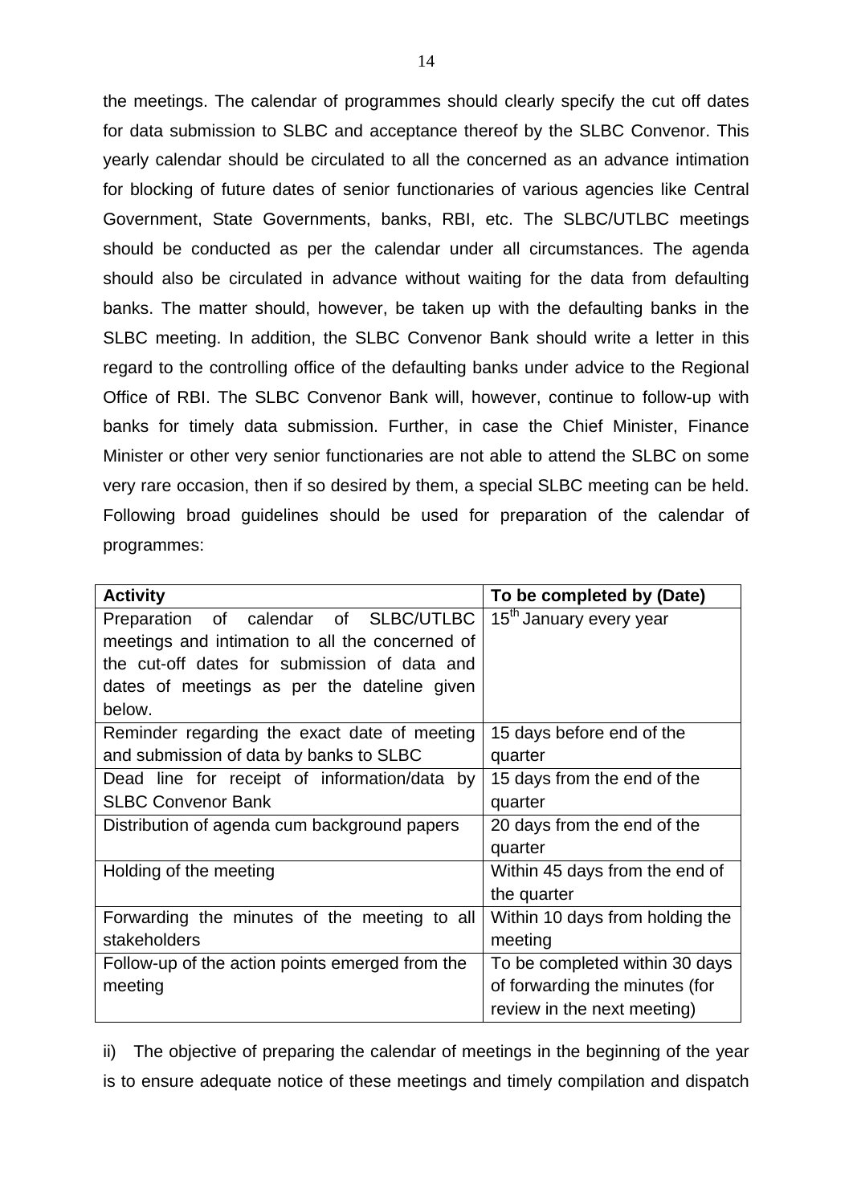the meetings. The calendar of programmes should clearly specify the cut off dates for data submission to SLBC and acceptance thereof by the SLBC Convenor. This yearly calendar should be circulated to all the concerned as an advance intimation for blocking of future dates of senior functionaries of various agencies like Central Government, State Governments, banks, RBI, etc. The SLBC/UTLBC meetings should be conducted as per the calendar under all circumstances. The agenda should also be circulated in advance without waiting for the data from defaulting banks. The matter should, however, be taken up with the defaulting banks in the SLBC meeting. In addition, the SLBC Convenor Bank should write a letter in this regard to the controlling office of the defaulting banks under advice to the Regional Office of RBI. The SLBC Convenor Bank will, however, continue to follow-up with banks for timely data submission. Further, in case the Chief Minister, Finance Minister or other very senior functionaries are not able to attend the SLBC on some very rare occasion, then if so desired by them, a special SLBC meeting can be held. Following broad guidelines should be used for preparation of the calendar of programmes:

| **Activity** | **To be completed by (Date)** |
|---|---|
| Preparation of calendar of SLBC/UTLBC meetings and intimation to all the concerned of the cut-off dates for submission of data and dates of meetings as per the dateline given below. | 15th January every year |
| Reminder regarding the exact date of meeting and submission of data by banks to SLBC | 15 days before end of the quarter |
| Dead line for receipt of information/data by SLBC Convenor Bank | 15 days from the end of the quarter |
| Distribution of agenda cum background papers | 20 days from the end of the quarter |
| Holding of the meeting | Within 45 days from the end of the quarter |
| Forwarding the minutes of the meeting to all stakeholders | Within 10 days from holding the meeting |
| Follow-up of the action points emerged from the meeting | To be completed within 30 days of forwarding the minutes (for review in the next meeting) |

ii) The objective of preparing the calendar of meetings in the beginning of the year is to ensure adequate notice of these meetings and timely compilation and dispatch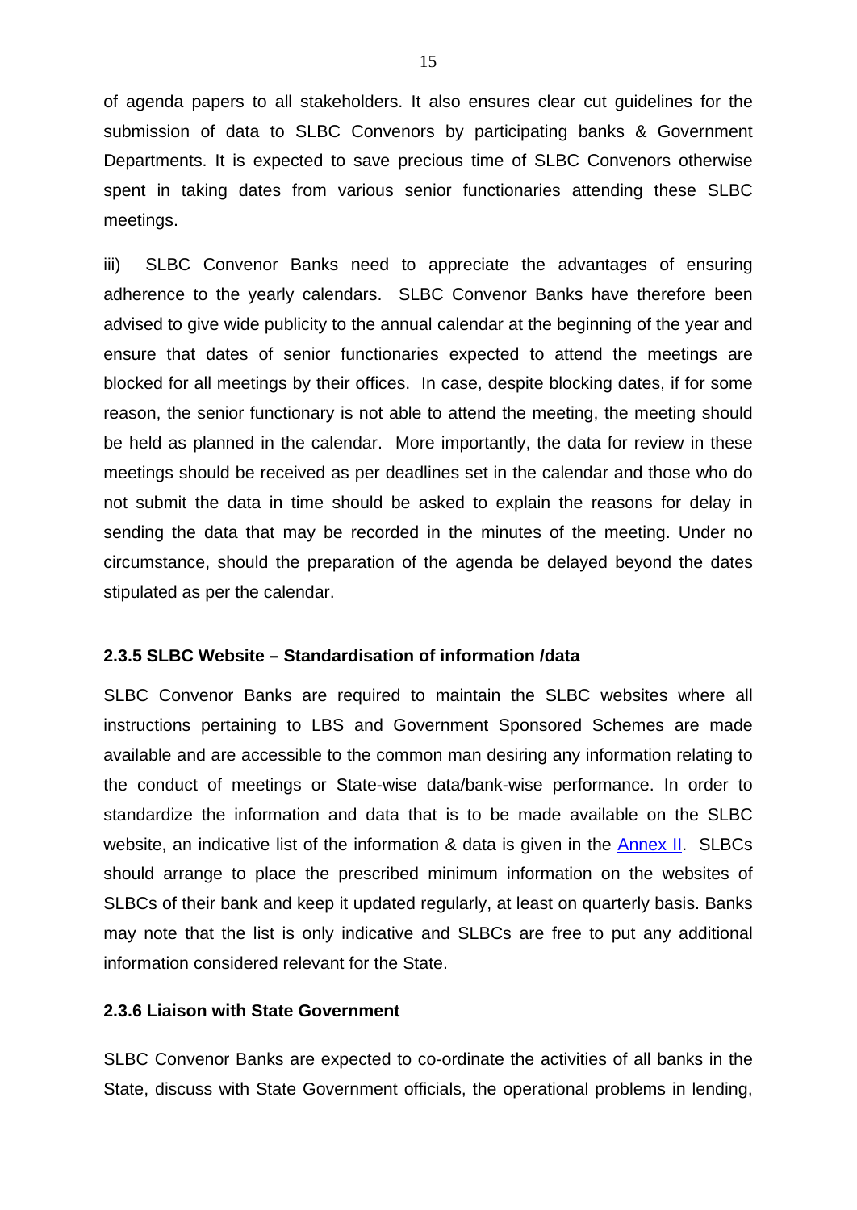of agenda papers to all stakeholders. It also ensures clear cut guidelines for the submission of data to SLBC Convenors by participating banks & Government Departments. It is expected to save precious time of SLBC Convenors otherwise spent in taking dates from various senior functionaries attending these SLBC meetings.

iii) SLBC Convenor Banks need to appreciate the advantages of ensuring adherence to the yearly calendars. SLBC Convenor Banks have therefore been advised to give wide publicity to the annual calendar at the beginning of the year and ensure that dates of senior functionaries expected to attend the meetings are blocked for all meetings by their offices. In case, despite blocking dates, if for some reason, the senior functionary is not able to attend the meeting, the meeting should be held as planned in the calendar. More importantly, the data for review in these meetings should be received as per deadlines set in the calendar and those who do not submit the data in time should be asked to explain the reasons for delay in sending the data that may be recorded in the minutes of the meeting. Under no circumstance, should the preparation of the agenda be delayed beyond the dates stipulated as per the calendar.

**2.3.5 SLBC Website – Standardisation of information /data**

SLBC Convenor Banks are required to maintain the SLBC websites where all instructions pertaining to LBS and Government Sponsored Schemes are made available and are accessible to the common man desiring any information relating to the conduct of meetings or State-wise data/bank-wise performance. In order to standardize the information and data that is to be made available on the SLBC website, an indicative list of the information & data is given in the Annex II. SLBCs should arrange to place the prescribed minimum information on the websites of SLBCs of their bank and keep it updated regularly, at least on quarterly basis. Banks may note that the list is only indicative and SLBCs are free to put any additional information considered relevant for the State.

**2.3.6 Liaison with State Government**

SLBC Convenor Banks are expected to co-ordinate the activities of all banks in the State, discuss with State Government officials, the operational problems in lending,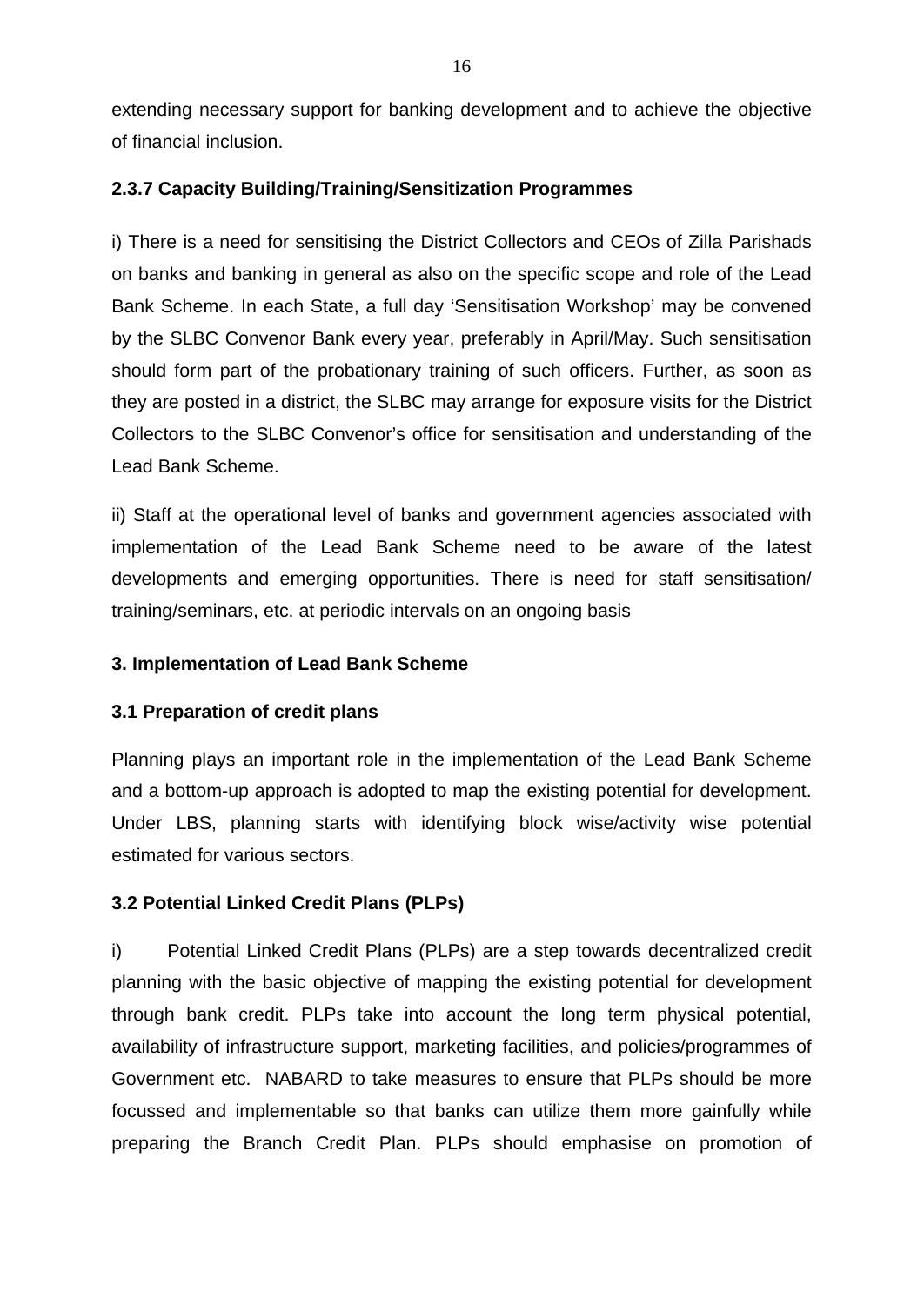extending necessary support for banking development and to achieve the objective of financial inclusion.

### 2.3.7 Capacity Building/Training/Sensitization Programmes

i) There is a need for sensitising the District Collectors and CEOs of Zilla Parishads on banks and banking in general as also on the specific scope and role of the Lead Bank Scheme. In each State, a full day 'Sensitisation Workshop' may be convened by the SLBC Convenor Bank every year, preferably in April/May. Such sensitisation should form part of the probationary training of such officers. Further, as soon as they are posted in a district, the SLBC may arrange for exposure visits for the District Collectors to the SLBC Convenor's office for sensitisation and understanding of the Lead Bank Scheme.

ii) Staff at the operational level of banks and government agencies associated with implementation of the Lead Bank Scheme need to be aware of the latest developments and emerging opportunities. There is need for staff sensitisation/ training/seminars, etc. at periodic intervals on an ongoing basis

## 3. Implementation of Lead Bank Scheme

### 3.1 Preparation of credit plans

Planning plays an important role in the implementation of the Lead Bank Scheme and a bottom-up approach is adopted to map the existing potential for development. Under LBS, planning starts with identifying block wise/activity wise potential estimated for various sectors.

### 3.2 Potential Linked Credit Plans (PLPs)

i) Potential Linked Credit Plans (PLPs) are a step towards decentralized credit planning with the basic objective of mapping the existing potential for development through bank credit. PLPs take into account the long term physical potential, availability of infrastructure support, marketing facilities, and policies/programmes of Government etc. NABARD to take measures to ensure that PLPs should be more focussed and implementable so that banks can utilize them more gainfully while preparing the Branch Credit Plan. PLPs should emphasise on promotion of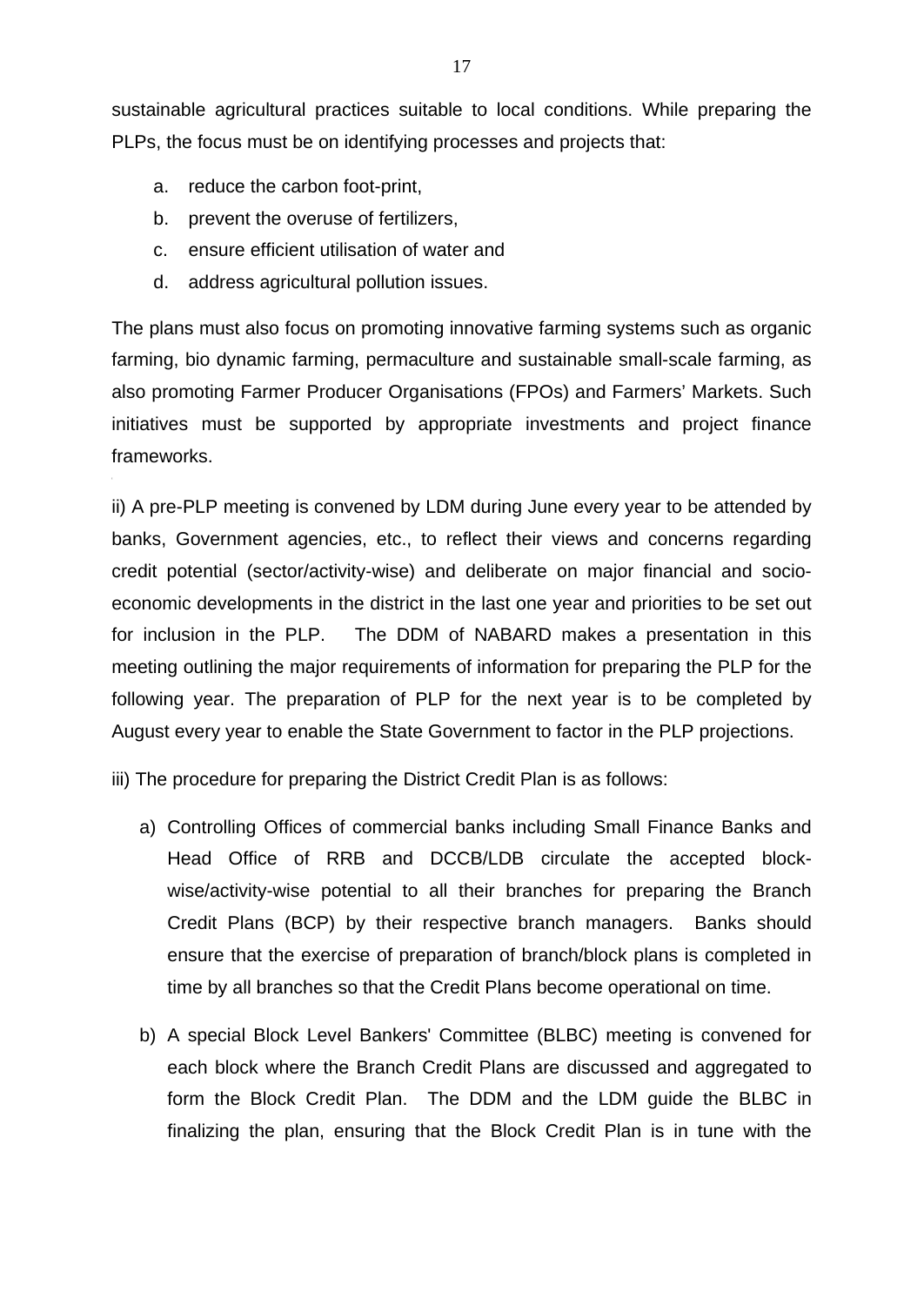sustainable agricultural practices suitable to local conditions. While preparing the PLPs, the focus must be on identifying processes and projects that:

a. reduce the carbon foot-print,
b. prevent the overuse of fertilizers,
c. ensure efficient utilisation of water and
d. address agricultural pollution issues.

The plans must also focus on promoting innovative farming systems such as organic farming, bio dynamic farming, permaculture and sustainable small-scale farming, as also promoting Farmer Producer Organisations (FPOs) and Farmers' Markets. Such initiatives must be supported by appropriate investments and project finance frameworks.

ii) A pre-PLP meeting is convened by LDM during June every year to be attended by banks, Government agencies, etc., to reflect their views and concerns regarding credit potential (sector/activity-wise) and deliberate on major financial and socio-economic developments in the district in the last one year and priorities to be set out for inclusion in the PLP. The DDM of NABARD makes a presentation in this meeting outlining the major requirements of information for preparing the PLP for the following year. The preparation of PLP for the next year is to be completed by August every year to enable the State Government to factor in the PLP projections.

iii) The procedure for preparing the District Credit Plan is as follows:

a) Controlling Offices of commercial banks including Small Finance Banks and Head Office of RRB and DCCB/LDB circulate the accepted block-wise/activity-wise potential to all their branches for preparing the Branch Credit Plans (BCP) by their respective branch managers. Banks should ensure that the exercise of preparation of branch/block plans is completed in time by all branches so that the Credit Plans become operational on time.

b) A special Block Level Bankers' Committee (BLBC) meeting is convened for each block where the Branch Credit Plans are discussed and aggregated to form the Block Credit Plan. The DDM and the LDM guide the BLBC in finalizing the plan, ensuring that the Block Credit Plan is in tune with the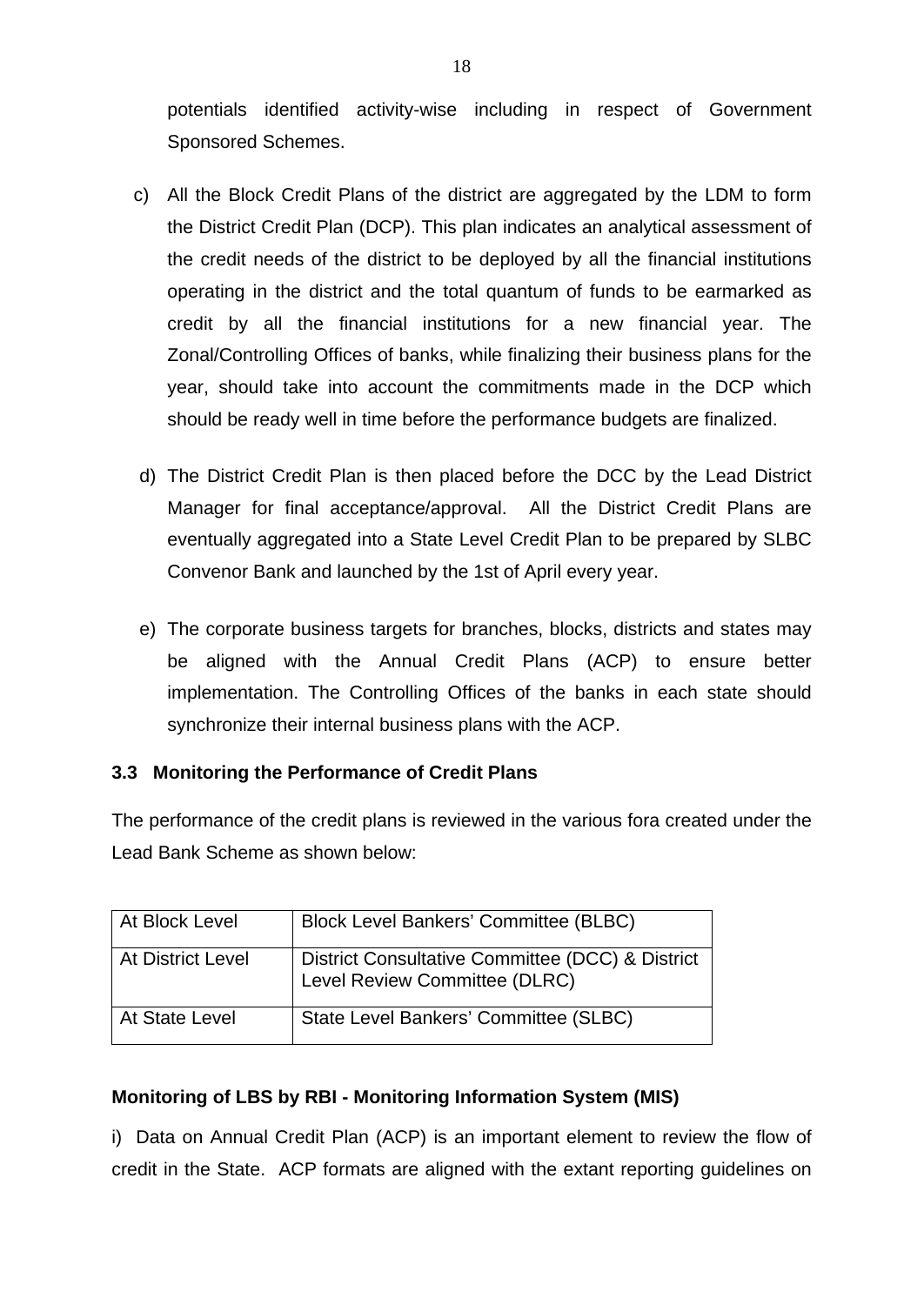potentials identified activity-wise including in respect of Government Sponsored Schemes.

c) All the Block Credit Plans of the district are aggregated by the LDM to form the District Credit Plan (DCP). This plan indicates an analytical assessment of the credit needs of the district to be deployed by all the financial institutions operating in the district and the total quantum of funds to be earmarked as credit by all the financial institutions for a new financial year. The Zonal/Controlling Offices of banks, while finalizing their business plans for the year, should take into account the commitments made in the DCP which should be ready well in time before the performance budgets are finalized.

d) The District Credit Plan is then placed before the DCC by the Lead District Manager for final acceptance/approval. All the District Credit Plans are eventually aggregated into a State Level Credit Plan to be prepared by SLBC Convenor Bank and launched by the 1st of April every year.

e) The corporate business targets for branches, blocks, districts and states may be aligned with the Annual Credit Plans (ACP) to ensure better implementation. The Controlling Offices of the banks in each state should synchronize their internal business plans with the ACP.

### 3.3 Monitoring the Performance of Credit Plans

The performance of the credit plans is reviewed in the various fora created under the Lead Bank Scheme as shown below:

| | |
|---|---|
| At Block Level | Block Level Bankers' Committee (BLBC) |
| At District Level | District Consultative Committee (DCC) & District Level Review Committee (DLRC) |
| At State Level | State Level Bankers' Committee (SLBC) |

**Monitoring of LBS by RBI - Monitoring Information System (MIS)**

i) Data on Annual Credit Plan (ACP) is an important element to review the flow of credit in the State. ACP formats are aligned with the extant reporting guidelines on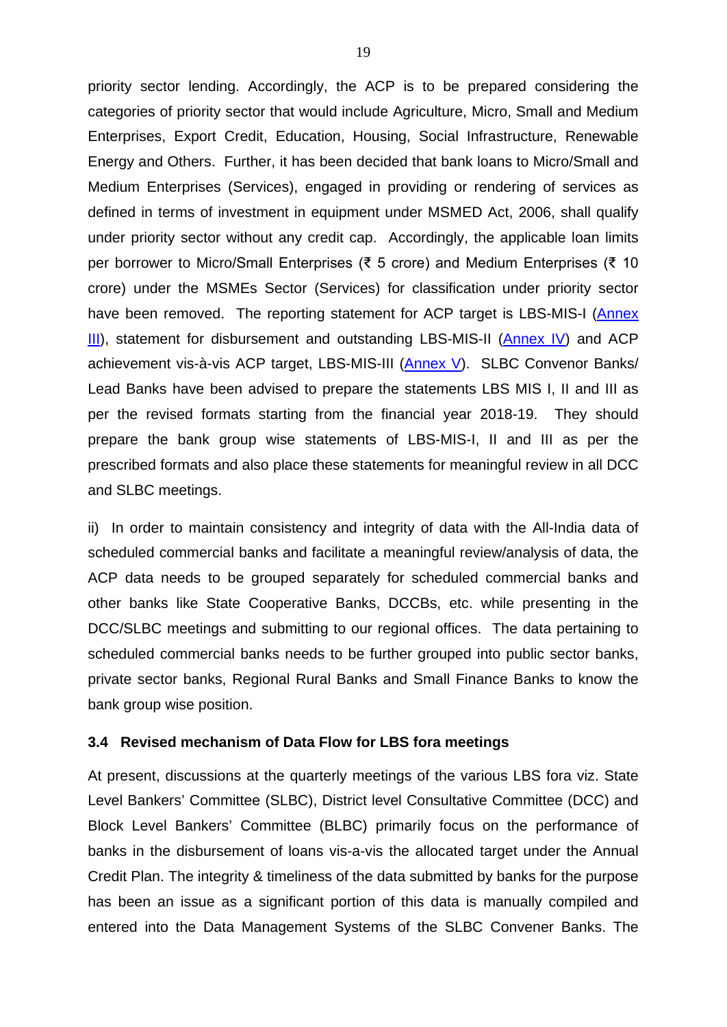priority sector lending. Accordingly, the ACP is to be prepared considering the categories of priority sector that would include Agriculture, Micro, Small and Medium Enterprises, Export Credit, Education, Housing, Social Infrastructure, Renewable Energy and Others. Further, it has been decided that bank loans to Micro/Small and Medium Enterprises (Services), engaged in providing or rendering of services as defined in terms of investment in equipment under MSMED Act, 2006, shall qualify under priority sector without any credit cap. Accordingly, the applicable loan limits per borrower to Micro/Small Enterprises (₹ 5 crore) and Medium Enterprises (₹ 10 crore) under the MSMEs Sector (Services) for classification under priority sector have been removed. The reporting statement for ACP target is LBS-MIS-I (Annex III), statement for disbursement and outstanding LBS-MIS-II (Annex IV) and ACP achievement vis-à-vis ACP target, LBS-MIS-III (Annex V). SLBC Convenor Banks/ Lead Banks have been advised to prepare the statements LBS MIS I, II and III as per the revised formats starting from the financial year 2018-19. They should prepare the bank group wise statements of LBS-MIS-I, II and III as per the prescribed formats and also place these statements for meaningful review in all DCC and SLBC meetings.

ii) In order to maintain consistency and integrity of data with the All-India data of scheduled commercial banks and facilitate a meaningful review/analysis of data, the ACP data needs to be grouped separately for scheduled commercial banks and other banks like State Cooperative Banks, DCCBs, etc. while presenting in the DCC/SLBC meetings and submitting to our regional offices. The data pertaining to scheduled commercial banks needs to be further grouped into public sector banks, private sector banks, Regional Rural Banks and Small Finance Banks to know the bank group wise position.

### 3.4 Revised mechanism of Data Flow for LBS fora meetings

At present, discussions at the quarterly meetings of the various LBS fora viz. State Level Bankers' Committee (SLBC), District level Consultative Committee (DCC) and Block Level Bankers' Committee (BLBC) primarily focus on the performance of banks in the disbursement of loans vis-a-vis the allocated target under the Annual Credit Plan. The integrity & timeliness of the data submitted by banks for the purpose has been an issue as a significant portion of this data is manually compiled and entered into the Data Management Systems of the SLBC Convener Banks. The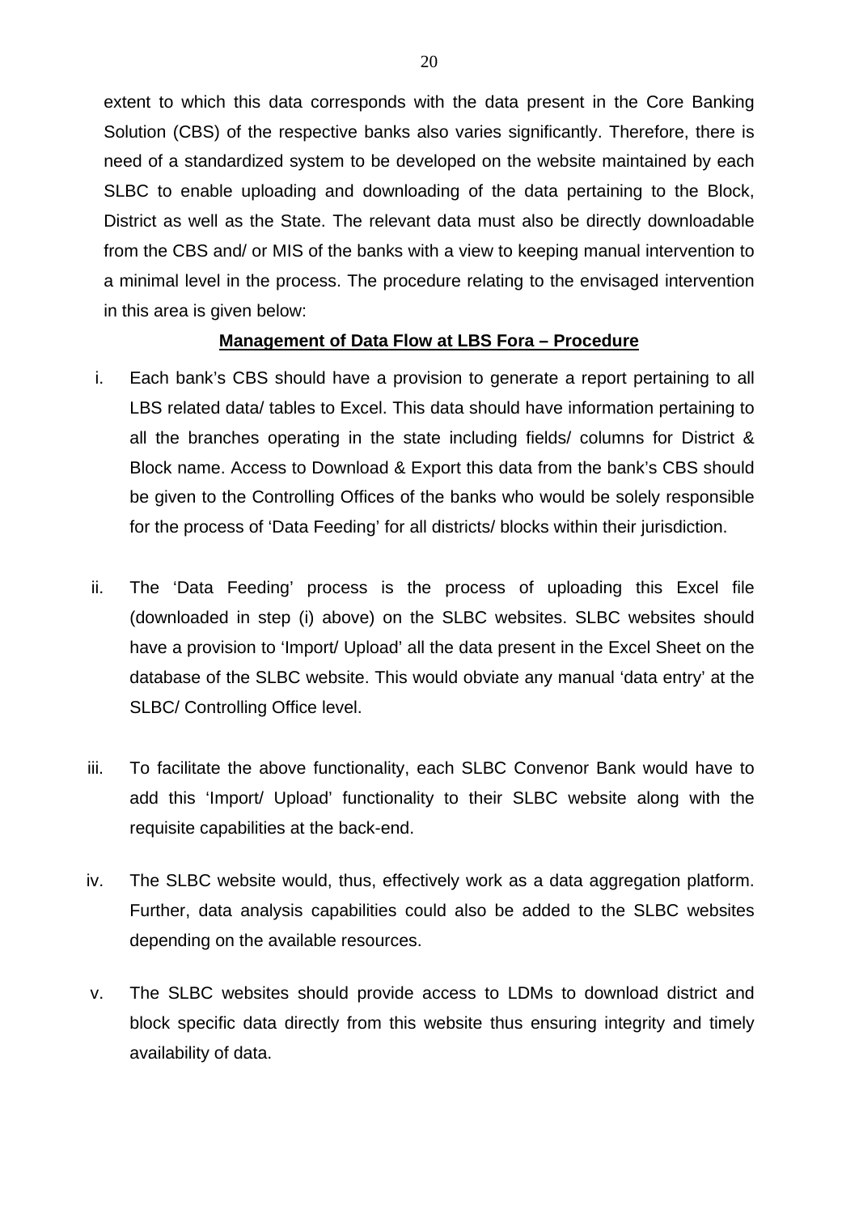extent to which this data corresponds with the data present in the Core Banking Solution (CBS) of the respective banks also varies significantly. Therefore, there is need of a standardized system to be developed on the website maintained by each SLBC to enable uploading and downloading of the data pertaining to the Block, District as well as the State. The relevant data must also be directly downloadable from the CBS and/ or MIS of the banks with a view to keeping manual intervention to a minimal level in the process. The procedure relating to the envisaged intervention in this area is given below:

**<u>Management of Data Flow at LBS Fora – Procedure</u>**

i. Each bank's CBS should have a provision to generate a report pertaining to all LBS related data/ tables to Excel. This data should have information pertaining to all the branches operating in the state including fields/ columns for District & Block name. Access to Download & Export this data from the bank's CBS should be given to the Controlling Offices of the banks who would be solely responsible for the process of 'Data Feeding' for all districts/ blocks within their jurisdiction.

ii. The 'Data Feeding' process is the process of uploading this Excel file (downloaded in step (i) above) on the SLBC websites. SLBC websites should have a provision to 'Import/ Upload' all the data present in the Excel Sheet on the database of the SLBC website. This would obviate any manual 'data entry' at the SLBC/ Controlling Office level.

iii. To facilitate the above functionality, each SLBC Convenor Bank would have to add this 'Import/ Upload' functionality to their SLBC website along with the requisite capabilities at the back-end.

iv. The SLBC website would, thus, effectively work as a data aggregation platform. Further, data analysis capabilities could also be added to the SLBC websites depending on the available resources.

v. The SLBC websites should provide access to LDMs to download district and block specific data directly from this website thus ensuring integrity and timely availability of data.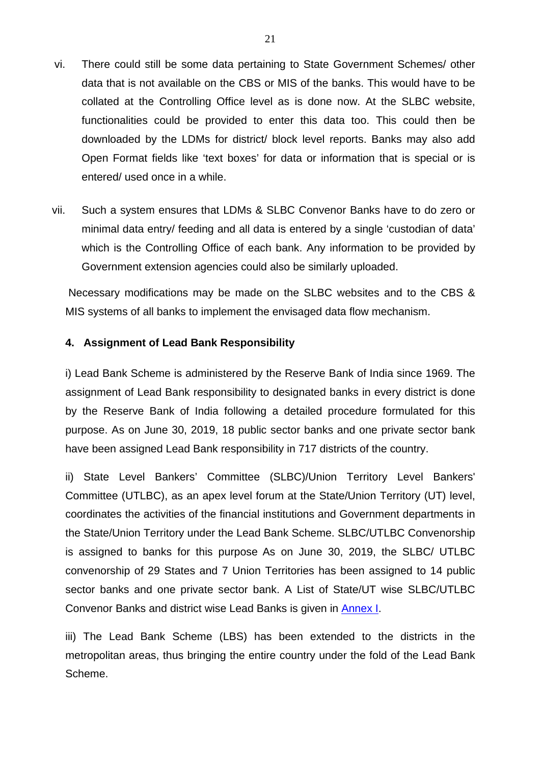vi. There could still be some data pertaining to State Government Schemes/ other data that is not available on the CBS or MIS of the banks. This would have to be collated at the Controlling Office level as is done now. At the SLBC website, functionalities could be provided to enter this data too. This could then be downloaded by the LDMs for district/ block level reports. Banks may also add Open Format fields like 'text boxes' for data or information that is special or is entered/ used once in a while.

vii. Such a system ensures that LDMs & SLBC Convenor Banks have to do zero or minimal data entry/ feeding and all data is entered by a single 'custodian of data' which is the Controlling Office of each bank. Any information to be provided by Government extension agencies could also be similarly uploaded.

Necessary modifications may be made on the SLBC websites and to the CBS & MIS systems of all banks to implement the envisaged data flow mechanism.

**4. Assignment of Lead Bank Responsibility**

i) Lead Bank Scheme is administered by the Reserve Bank of India since 1969. The assignment of Lead Bank responsibility to designated banks in every district is done by the Reserve Bank of India following a detailed procedure formulated for this purpose. As on June 30, 2019, 18 public sector banks and one private sector bank have been assigned Lead Bank responsibility in 717 districts of the country.

ii) State Level Bankers' Committee (SLBC)/Union Territory Level Bankers' Committee (UTLBC), as an apex level forum at the State/Union Territory (UT) level, coordinates the activities of the financial institutions and Government departments in the State/Union Territory under the Lead Bank Scheme. SLBC/UTLBC Convenorship is assigned to banks for this purpose As on June 30, 2019, the SLBC/ UTLBC convenorship of 29 States and 7 Union Territories has been assigned to 14 public sector banks and one private sector bank. A List of State/UT wise SLBC/UTLBC Convenor Banks and district wise Lead Banks is given in Annex I.

iii) The Lead Bank Scheme (LBS) has been extended to the districts in the metropolitan areas, thus bringing the entire country under the fold of the Lead Bank Scheme.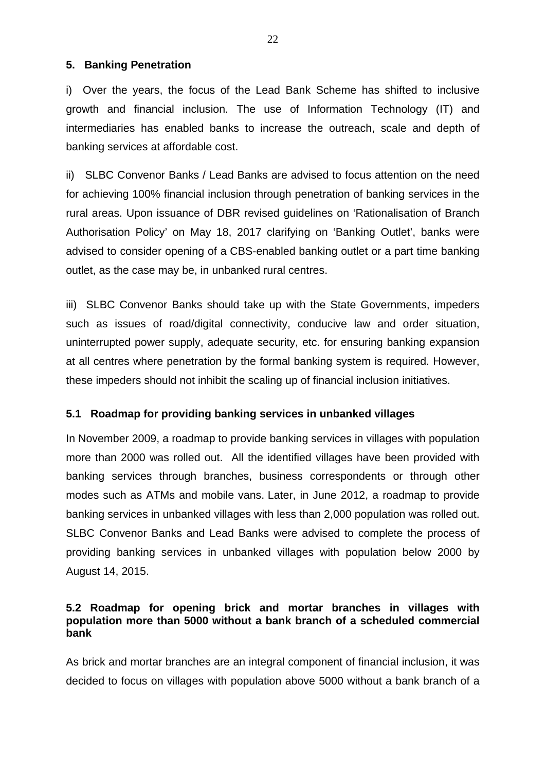## 5. Banking Penetration

i) Over the years, the focus of the Lead Bank Scheme has shifted to inclusive growth and financial inclusion. The use of Information Technology (IT) and intermediaries has enabled banks to increase the outreach, scale and depth of banking services at affordable cost.

ii) SLBC Convenor Banks / Lead Banks are advised to focus attention on the need for achieving 100% financial inclusion through penetration of banking services in the rural areas. Upon issuance of DBR revised guidelines on 'Rationalisation of Branch Authorisation Policy' on May 18, 2017 clarifying on 'Banking Outlet', banks were advised to consider opening of a CBS-enabled banking outlet or a part time banking outlet, as the case may be, in unbanked rural centres.

iii) SLBC Convenor Banks should take up with the State Governments, impeders such as issues of road/digital connectivity, conducive law and order situation, uninterrupted power supply, adequate security, etc. for ensuring banking expansion at all centres where penetration by the formal banking system is required. However, these impeders should not inhibit the scaling up of financial inclusion initiatives.

### 5.1 Roadmap for providing banking services in unbanked villages

In November 2009, a roadmap to provide banking services in villages with population more than 2000 was rolled out. All the identified villages have been provided with banking services through branches, business correspondents or through other modes such as ATMs and mobile vans. Later, in June 2012, a roadmap to provide banking services in unbanked villages with less than 2,000 population was rolled out. SLBC Convenor Banks and Lead Banks were advised to complete the process of providing banking services in unbanked villages with population below 2000 by August 14, 2015.

### 5.2 Roadmap for opening brick and mortar branches in villages with population more than 5000 without a bank branch of a scheduled commercial bank

As brick and mortar branches are an integral component of financial inclusion, it was decided to focus on villages with population above 5000 without a bank branch of a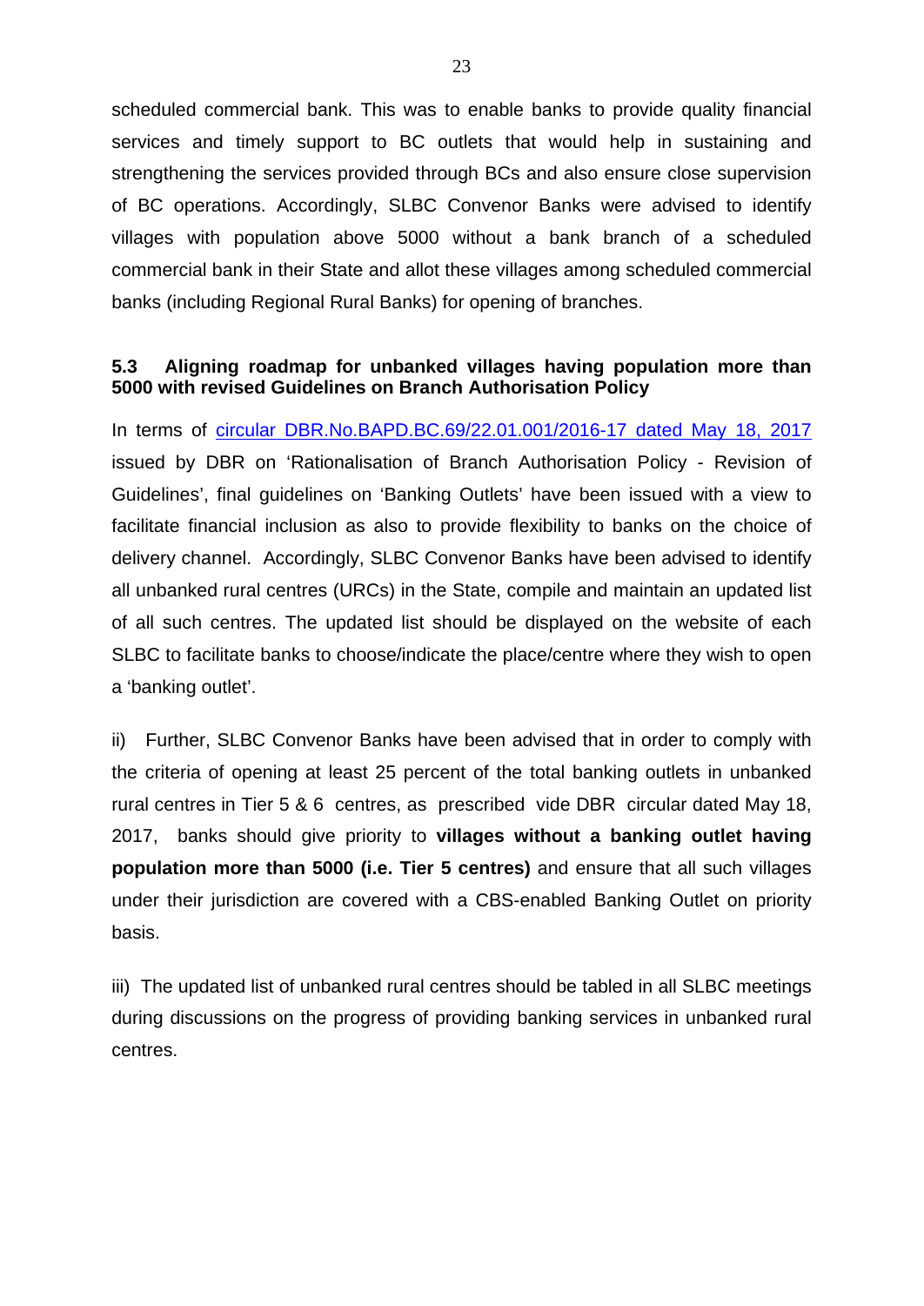scheduled commercial bank. This was to enable banks to provide quality financial services and timely support to BC outlets that would help in sustaining and strengthening the services provided through BCs and also ensure close supervision of BC operations. Accordingly, SLBC Convenor Banks were advised to identify villages with population above 5000 without a bank branch of a scheduled commercial bank in their State and allot these villages among scheduled commercial banks (including Regional Rural Banks) for opening of branches.

### 5.3 Aligning roadmap for unbanked villages having population more than 5000 with revised Guidelines on Branch Authorisation Policy

In terms of circular DBR.No.BAPD.BC.69/22.01.001/2016-17 dated May 18, 2017 issued by DBR on 'Rationalisation of Branch Authorisation Policy - Revision of Guidelines', final guidelines on 'Banking Outlets' have been issued with a view to facilitate financial inclusion as also to provide flexibility to banks on the choice of delivery channel. Accordingly, SLBC Convenor Banks have been advised to identify all unbanked rural centres (URCs) in the State, compile and maintain an updated list of all such centres. The updated list should be displayed on the website of each SLBC to facilitate banks to choose/indicate the place/centre where they wish to open a 'banking outlet'.

ii) Further, SLBC Convenor Banks have been advised that in order to comply with the criteria of opening at least 25 percent of the total banking outlets in unbanked rural centres in Tier 5 & 6 centres, as prescribed vide DBR circular dated May 18, 2017, banks should give priority to **villages without a banking outlet having population more than 5000 (i.e. Tier 5 centres)** and ensure that all such villages under their jurisdiction are covered with a CBS-enabled Banking Outlet on priority basis.

iii) The updated list of unbanked rural centres should be tabled in all SLBC meetings during discussions on the progress of providing banking services in unbanked rural centres.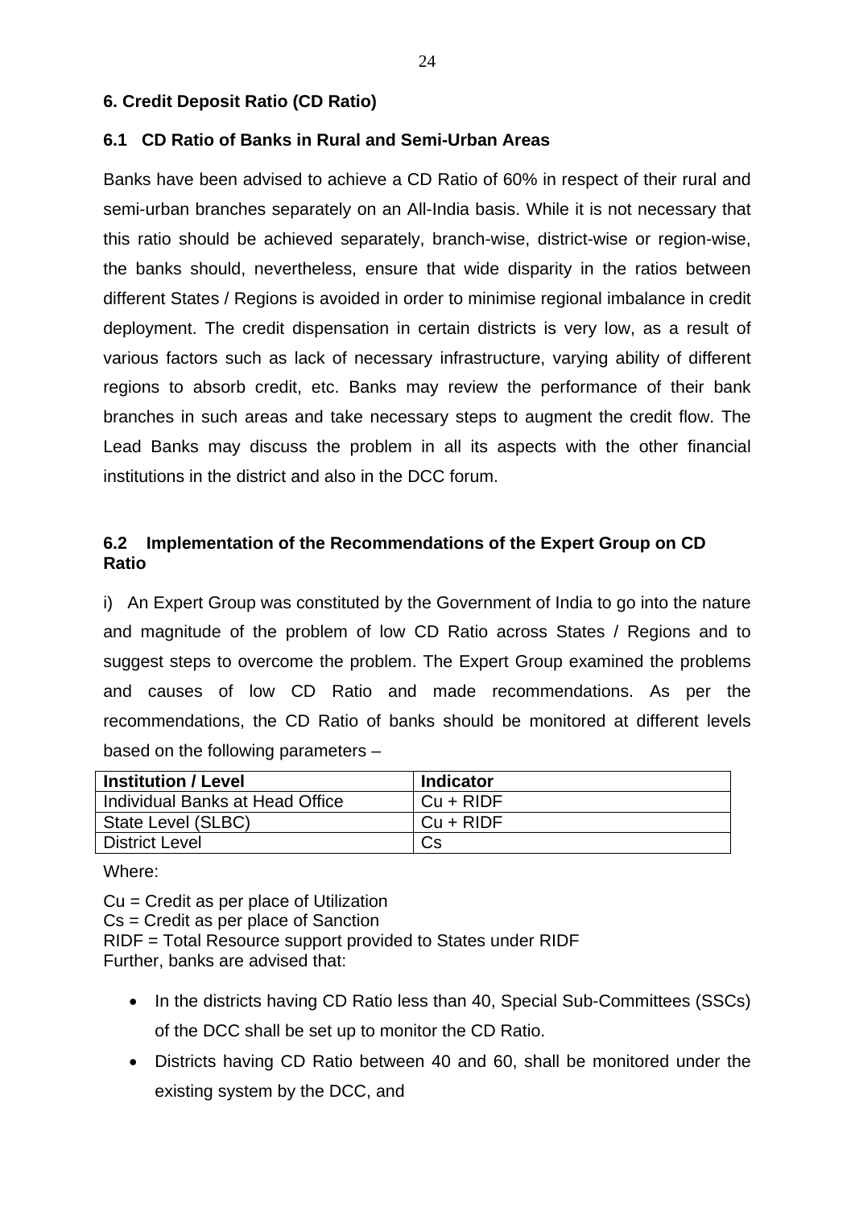## 6. Credit Deposit Ratio (CD Ratio)

### 6.1 CD Ratio of Banks in Rural and Semi-Urban Areas

Banks have been advised to achieve a CD Ratio of 60% in respect of their rural and semi-urban branches separately on an All-India basis. While it is not necessary that this ratio should be achieved separately, branch-wise, district-wise or region-wise, the banks should, nevertheless, ensure that wide disparity in the ratios between different States / Regions is avoided in order to minimise regional imbalance in credit deployment. The credit dispensation in certain districts is very low, as a result of various factors such as lack of necessary infrastructure, varying ability of different regions to absorb credit, etc. Banks may review the performance of their bank branches in such areas and take necessary steps to augment the credit flow. The Lead Banks may discuss the problem in all its aspects with the other financial institutions in the district and also in the DCC forum.

### 6.2 Implementation of the Recommendations of the Expert Group on CD Ratio

i) An Expert Group was constituted by the Government of India to go into the nature and magnitude of the problem of low CD Ratio across States / Regions and to suggest steps to overcome the problem. The Expert Group examined the problems and causes of low CD Ratio and made recommendations. As per the recommendations, the CD Ratio of banks should be monitored at different levels based on the following parameters –

| Institution / Level | Indicator |
|---|---|
| Individual Banks at Head Office | Cu + RIDF |
| State Level (SLBC) | Cu + RIDF |
| District Level | Cs |

Where:

Cu = Credit as per place of Utilization
Cs = Credit as per place of Sanction
RIDF = Total Resource support provided to States under RIDF
Further, banks are advised that:

- In the districts having CD Ratio less than 40, Special Sub-Committees (SSCs) of the DCC shall be set up to monitor the CD Ratio.
- Districts having CD Ratio between 40 and 60, shall be monitored under the existing system by the DCC, and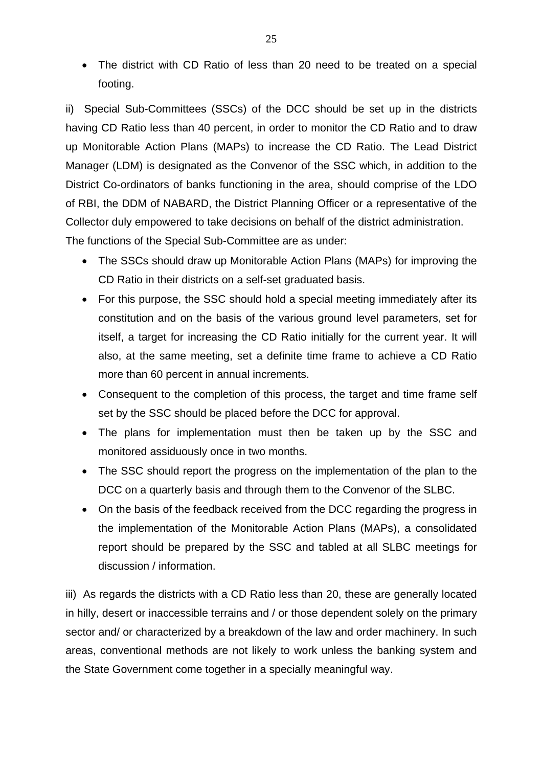- The district with CD Ratio of less than 20 need to be treated on a special footing.

ii) Special Sub-Committees (SSCs) of the DCC should be set up in the districts having CD Ratio less than 40 percent, in order to monitor the CD Ratio and to draw up Monitorable Action Plans (MAPs) to increase the CD Ratio. The Lead District Manager (LDM) is designated as the Convenor of the SSC which, in addition to the District Co-ordinators of banks functioning in the area, should comprise of the LDO of RBI, the DDM of NABARD, the District Planning Officer or a representative of the Collector duly empowered to take decisions on behalf of the district administration. The functions of the Special Sub-Committee are as under:

- The SSCs should draw up Monitorable Action Plans (MAPs) for improving the CD Ratio in their districts on a self-set graduated basis.
- For this purpose, the SSC should hold a special meeting immediately after its constitution and on the basis of the various ground level parameters, set for itself, a target for increasing the CD Ratio initially for the current year. It will also, at the same meeting, set a definite time frame to achieve a CD Ratio more than 60 percent in annual increments.
- Consequent to the completion of this process, the target and time frame self set by the SSC should be placed before the DCC for approval.
- The plans for implementation must then be taken up by the SSC and monitored assiduously once in two months.
- The SSC should report the progress on the implementation of the plan to the DCC on a quarterly basis and through them to the Convenor of the SLBC.
- On the basis of the feedback received from the DCC regarding the progress in the implementation of the Monitorable Action Plans (MAPs), a consolidated report should be prepared by the SSC and tabled at all SLBC meetings for discussion / information.

iii) As regards the districts with a CD Ratio less than 20, these are generally located in hilly, desert or inaccessible terrains and / or those dependent solely on the primary sector and/ or characterized by a breakdown of the law and order machinery. In such areas, conventional methods are not likely to work unless the banking system and the State Government come together in a specially meaningful way.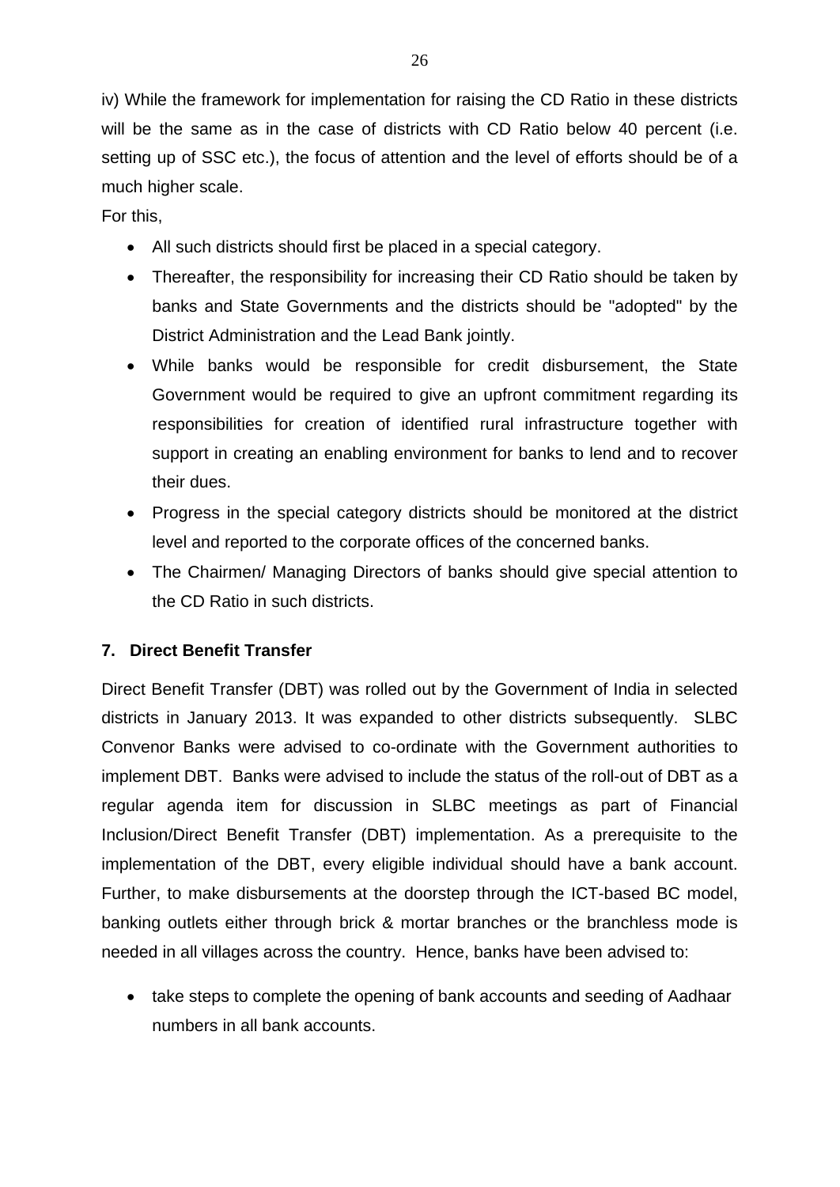iv) While the framework for implementation for raising the CD Ratio in these districts will be the same as in the case of districts with CD Ratio below 40 percent (i.e. setting up of SSC etc.), the focus of attention and the level of efforts should be of a much higher scale.

For this,

- All such districts should first be placed in a special category.
- Thereafter, the responsibility for increasing their CD Ratio should be taken by banks and State Governments and the districts should be "adopted" by the District Administration and the Lead Bank jointly.
- While banks would be responsible for credit disbursement, the State Government would be required to give an upfront commitment regarding its responsibilities for creation of identified rural infrastructure together with support in creating an enabling environment for banks to lend and to recover their dues.
- Progress in the special category districts should be monitored at the district level and reported to the corporate offices of the concerned banks.
- The Chairmen/ Managing Directors of banks should give special attention to the CD Ratio in such districts.

## 7. Direct Benefit Transfer

Direct Benefit Transfer (DBT) was rolled out by the Government of India in selected districts in January 2013. It was expanded to other districts subsequently. SLBC Convenor Banks were advised to co-ordinate with the Government authorities to implement DBT. Banks were advised to include the status of the roll-out of DBT as a regular agenda item for discussion in SLBC meetings as part of Financial Inclusion/Direct Benefit Transfer (DBT) implementation. As a prerequisite to the implementation of the DBT, every eligible individual should have a bank account. Further, to make disbursements at the doorstep through the ICT-based BC model, banking outlets either through brick & mortar branches or the branchless mode is needed in all villages across the country. Hence, banks have been advised to:

- take steps to complete the opening of bank accounts and seeding of Aadhaar numbers in all bank accounts.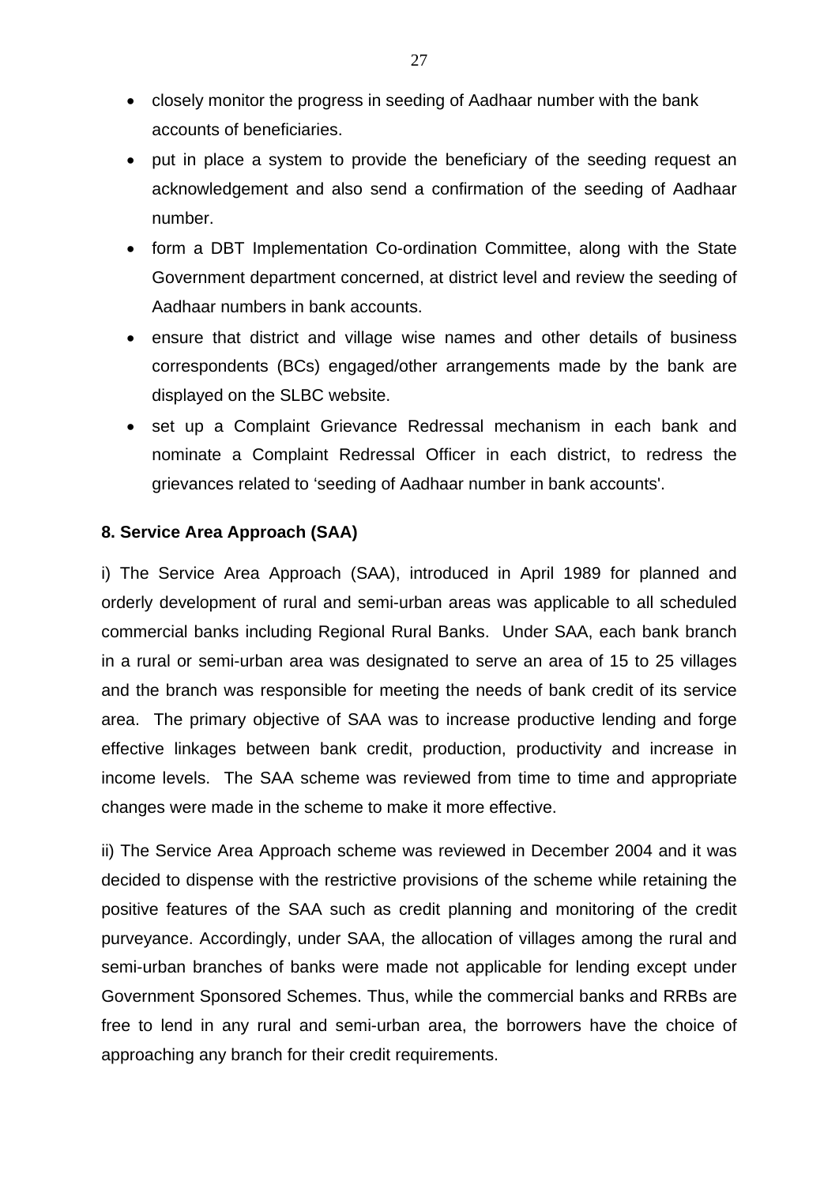- closely monitor the progress in seeding of Aadhaar number with the bank accounts of beneficiaries.
- put in place a system to provide the beneficiary of the seeding request an acknowledgement and also send a confirmation of the seeding of Aadhaar number.
- form a DBT Implementation Co-ordination Committee, along with the State Government department concerned, at district level and review the seeding of Aadhaar numbers in bank accounts.
- ensure that district and village wise names and other details of business correspondents (BCs) engaged/other arrangements made by the bank are displayed on the SLBC website.
- set up a Complaint Grievance Redressal mechanism in each bank and nominate a Complaint Redressal Officer in each district, to redress the grievances related to 'seeding of Aadhaar number in bank accounts'.

**8. Service Area Approach (SAA)**

i) The Service Area Approach (SAA), introduced in April 1989 for planned and orderly development of rural and semi-urban areas was applicable to all scheduled commercial banks including Regional Rural Banks. Under SAA, each bank branch in a rural or semi-urban area was designated to serve an area of 15 to 25 villages and the branch was responsible for meeting the needs of bank credit of its service area. The primary objective of SAA was to increase productive lending and forge effective linkages between bank credit, production, productivity and increase in income levels. The SAA scheme was reviewed from time to time and appropriate changes were made in the scheme to make it more effective.

ii) The Service Area Approach scheme was reviewed in December 2004 and it was decided to dispense with the restrictive provisions of the scheme while retaining the positive features of the SAA such as credit planning and monitoring of the credit purveyance. Accordingly, under SAA, the allocation of villages among the rural and semi-urban branches of banks were made not applicable for lending except under Government Sponsored Schemes. Thus, while the commercial banks and RRBs are free to lend in any rural and semi-urban area, the borrowers have the choice of approaching any branch for their credit requirements.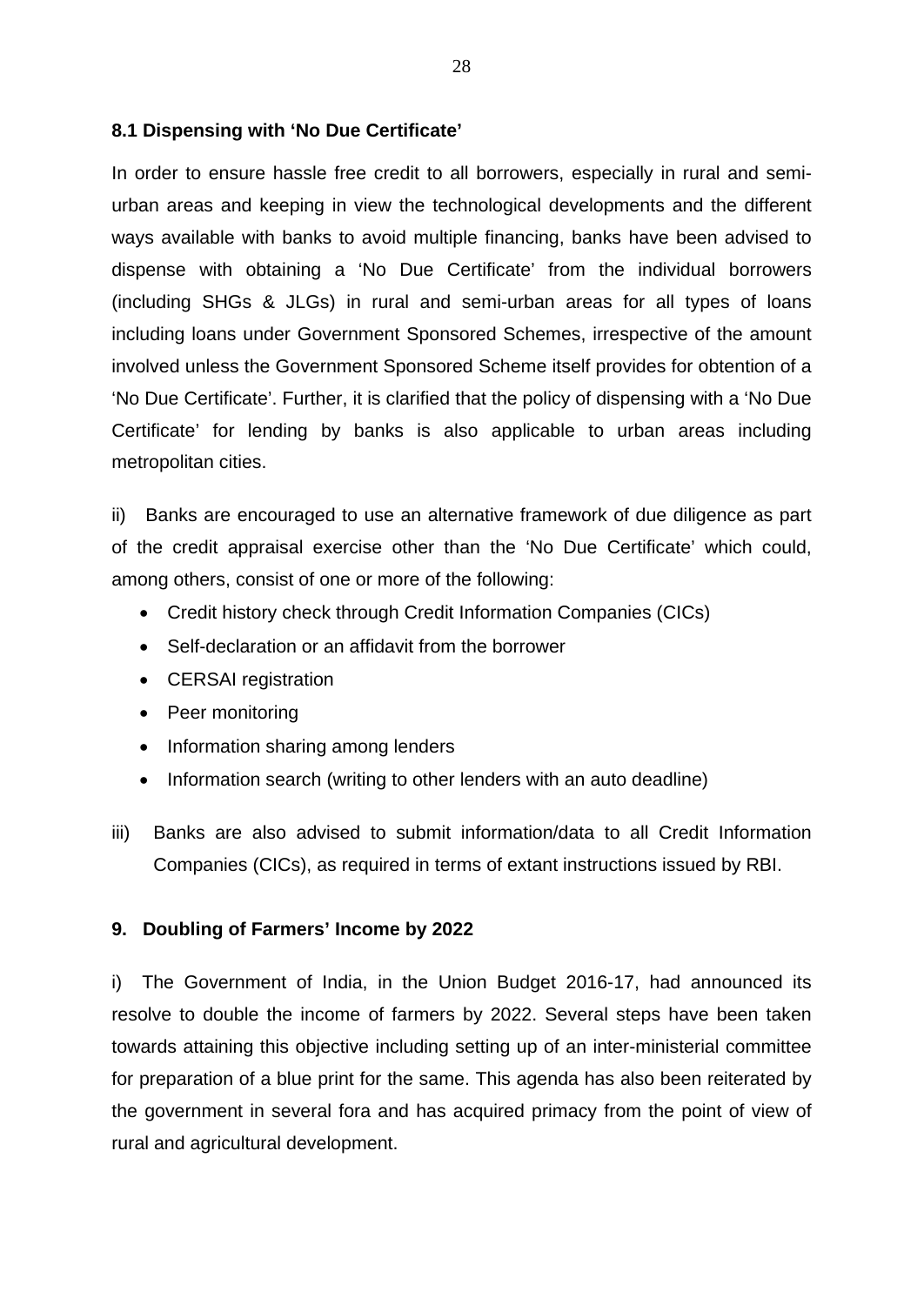### 8.1 Dispensing with ‘No Due Certificate’

In order to ensure hassle free credit to all borrowers, especially in rural and semi-urban areas and keeping in view the technological developments and the different ways available with banks to avoid multiple financing, banks have been advised to dispense with obtaining a ‘No Due Certificate’ from the individual borrowers (including SHGs & JLGs) in rural and semi-urban areas for all types of loans including loans under Government Sponsored Schemes, irrespective of the amount involved unless the Government Sponsored Scheme itself provides for obtention of a ‘No Due Certificate’. Further, it is clarified that the policy of dispensing with a ‘No Due Certificate’ for lending by banks is also applicable to urban areas including metropolitan cities.

ii) Banks are encouraged to use an alternative framework of due diligence as part of the credit appraisal exercise other than the ‘No Due Certificate’ which could, among others, consist of one or more of the following:

- Credit history check through Credit Information Companies (CICs)
- Self-declaration or an affidavit from the borrower
- CERSAI registration
- Peer monitoring
- Information sharing among lenders
- Information search (writing to other lenders with an auto deadline)

iii) Banks are also advised to submit information/data to all Credit Information Companies (CICs), as required in terms of extant instructions issued by RBI.

## 9. Doubling of Farmers’ Income by 2022

i) The Government of India, in the Union Budget 2016-17, had announced its resolve to double the income of farmers by 2022. Several steps have been taken towards attaining this objective including setting up of an inter-ministerial committee for preparation of a blue print for the same. This agenda has also been reiterated by the government in several fora and has acquired primacy from the point of view of rural and agricultural development.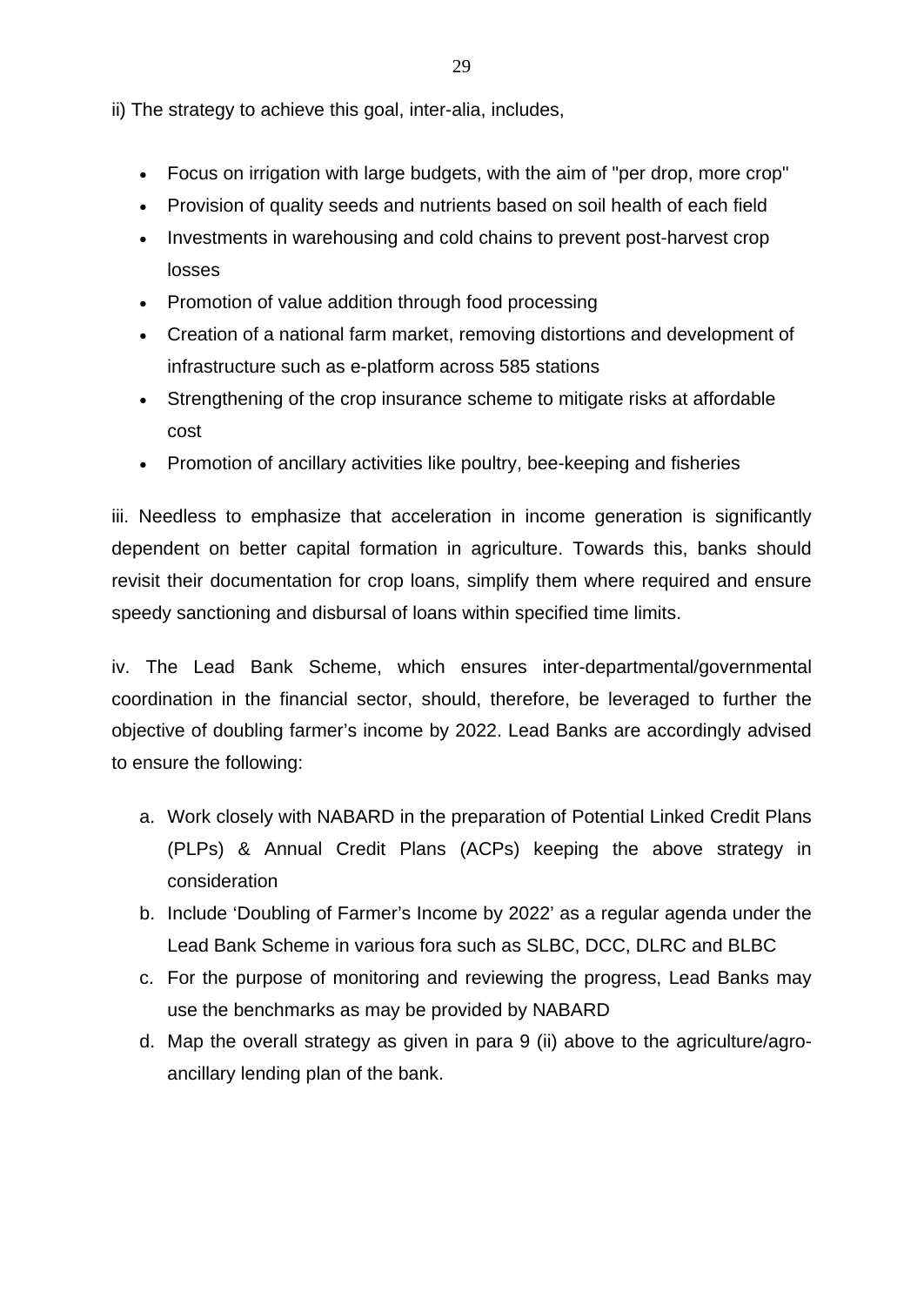ii) The strategy to achieve this goal, inter-alia, includes,

- Focus on irrigation with large budgets, with the aim of "per drop, more crop"
- Provision of quality seeds and nutrients based on soil health of each field
- Investments in warehousing and cold chains to prevent post-harvest crop losses
- Promotion of value addition through food processing
- Creation of a national farm market, removing distortions and development of infrastructure such as e-platform across 585 stations
- Strengthening of the crop insurance scheme to mitigate risks at affordable cost
- Promotion of ancillary activities like poultry, bee-keeping and fisheries

iii. Needless to emphasize that acceleration in income generation is significantly dependent on better capital formation in agriculture. Towards this, banks should revisit their documentation for crop loans, simplify them where required and ensure speedy sanctioning and disbursal of loans within specified time limits.

iv. The Lead Bank Scheme, which ensures inter-departmental/governmental coordination in the financial sector, should, therefore, be leveraged to further the objective of doubling farmer's income by 2022. Lead Banks are accordingly advised to ensure the following:

a. Work closely with NABARD in the preparation of Potential Linked Credit Plans (PLPs) & Annual Credit Plans (ACPs) keeping the above strategy in consideration
b. Include 'Doubling of Farmer's Income by 2022' as a regular agenda under the Lead Bank Scheme in various fora such as SLBC, DCC, DLRC and BLBC
c. For the purpose of monitoring and reviewing the progress, Lead Banks may use the benchmarks as may be provided by NABARD
d. Map the overall strategy as given in para 9 (ii) above to the agriculture/agro-ancillary lending plan of the bank.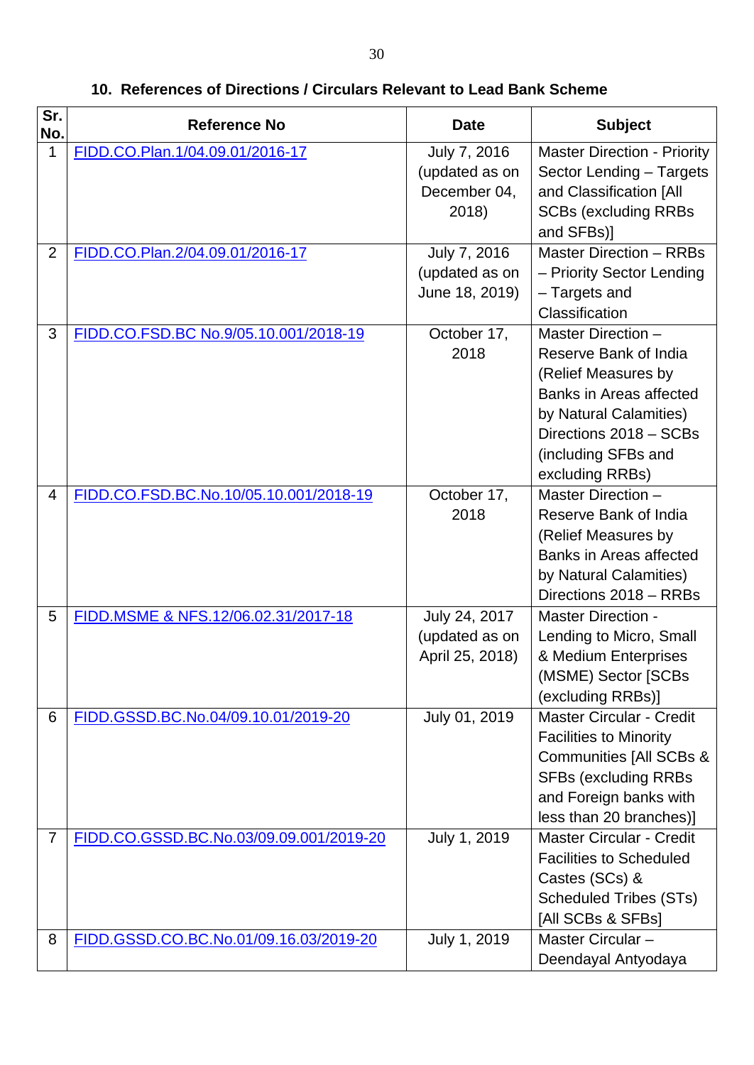## 10. References of Directions / Circulars Relevant to Lead Bank Scheme

| Sr. No. | Reference No | Date | Subject |
|---|---|---|---|
| 1 | FIDD.CO.Plan.1/04.09.01/2016-17 | July 7, 2016 (updated as on December 04, 2018) | Master Direction - Priority Sector Lending – Targets and Classification [All SCBs (excluding RRBs and SFBs)] |
| 2 | FIDD.CO.Plan.2/04.09.01/2016-17 | July 7, 2016 (updated as on June 18, 2019) | Master Direction – RRBs – Priority Sector Lending – Targets and Classification |
| 3 | FIDD.CO.FSD.BC No.9/05.10.001/2018-19 | October 17, 2018 | Master Direction – Reserve Bank of India (Relief Measures by Banks in Areas affected by Natural Calamities) Directions 2018 – SCBs (including SFBs and excluding RRBs) |
| 4 | FIDD.CO.FSD.BC.No.10/05.10.001/2018-19 | October 17, 2018 | Master Direction – Reserve Bank of India (Relief Measures by Banks in Areas affected by Natural Calamities) Directions 2018 – RRBs |
| 5 | FIDD.MSME & NFS.12/06.02.31/2017-18 | July 24, 2017 (updated as on April 25, 2018) | Master Direction - Lending to Micro, Small & Medium Enterprises (MSME) Sector [SCBs (excluding RRBs)] |
| 6 | FIDD.GSSD.BC.No.04/09.10.01/2019-20 | July 01, 2019 | Master Circular - Credit Facilities to Minority Communities [All SCBs & SFBs (excluding RRBs and Foreign banks with less than 20 branches)] |
| 7 | FIDD.CO.GSSD.BC.No.03/09.09.001/2019-20 | July 1, 2019 | Master Circular - Credit Facilities to Scheduled Castes (SCs) & Scheduled Tribes (STs) [All SCBs & SFBs] |
| 8 | FIDD.GSSD.CO.BC.No.01/09.16.03/2019-20 | July 1, 2019 | Master Circular – Deendayal Antyodaya |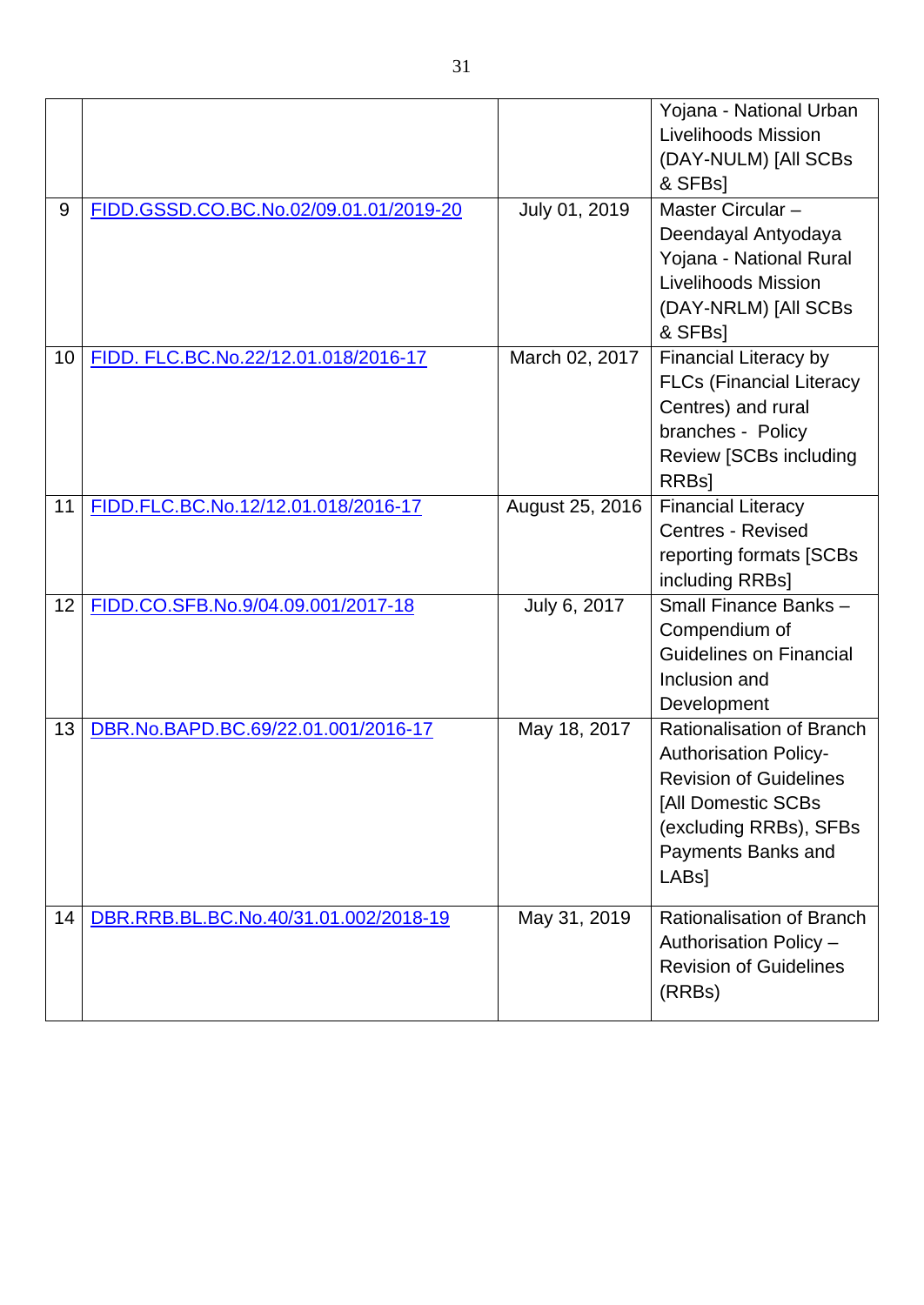| | | | |
|---|---|---|---|
| | | | Yojana - National Urban Livelihoods Mission (DAY-NULM) [All SCBs & SFBs] |
| 9 | FIDD.GSSD.CO.BC.No.02/09.01.01/2019-20 | July 01, 2019 | Master Circular – Deendayal Antyodaya Yojana - National Rural Livelihoods Mission (DAY-NRLM) [All SCBs & SFBs] |
| 10 | FIDD. FLC.BC.No.22/12.01.018/2016-17 | March 02, 2017 | Financial Literacy by FLCs (Financial Literacy Centres) and rural branches - Policy Review [SCBs including RRBs] |
| 11 | FIDD.FLC.BC.No.12/12.01.018/2016-17 | August 25, 2016 | Financial Literacy Centres - Revised reporting formats [SCBs including RRBs] |
| 12 | FIDD.CO.SFB.No.9/04.09.001/2017-18 | July 6, 2017 | Small Finance Banks – Compendium of Guidelines on Financial Inclusion and Development |
| 13 | DBR.No.BAPD.BC.69/22.01.001/2016-17 | May 18, 2017 | Rationalisation of Branch Authorisation Policy- Revision of Guidelines [All Domestic SCBs (excluding RRBs), SFBs Payments Banks and LABs] |
| 14 | DBR.RRB.BL.BC.No.40/31.01.002/2018-19 | May 31, 2019 | Rationalisation of Branch Authorisation Policy – Revision of Guidelines (RRBs) |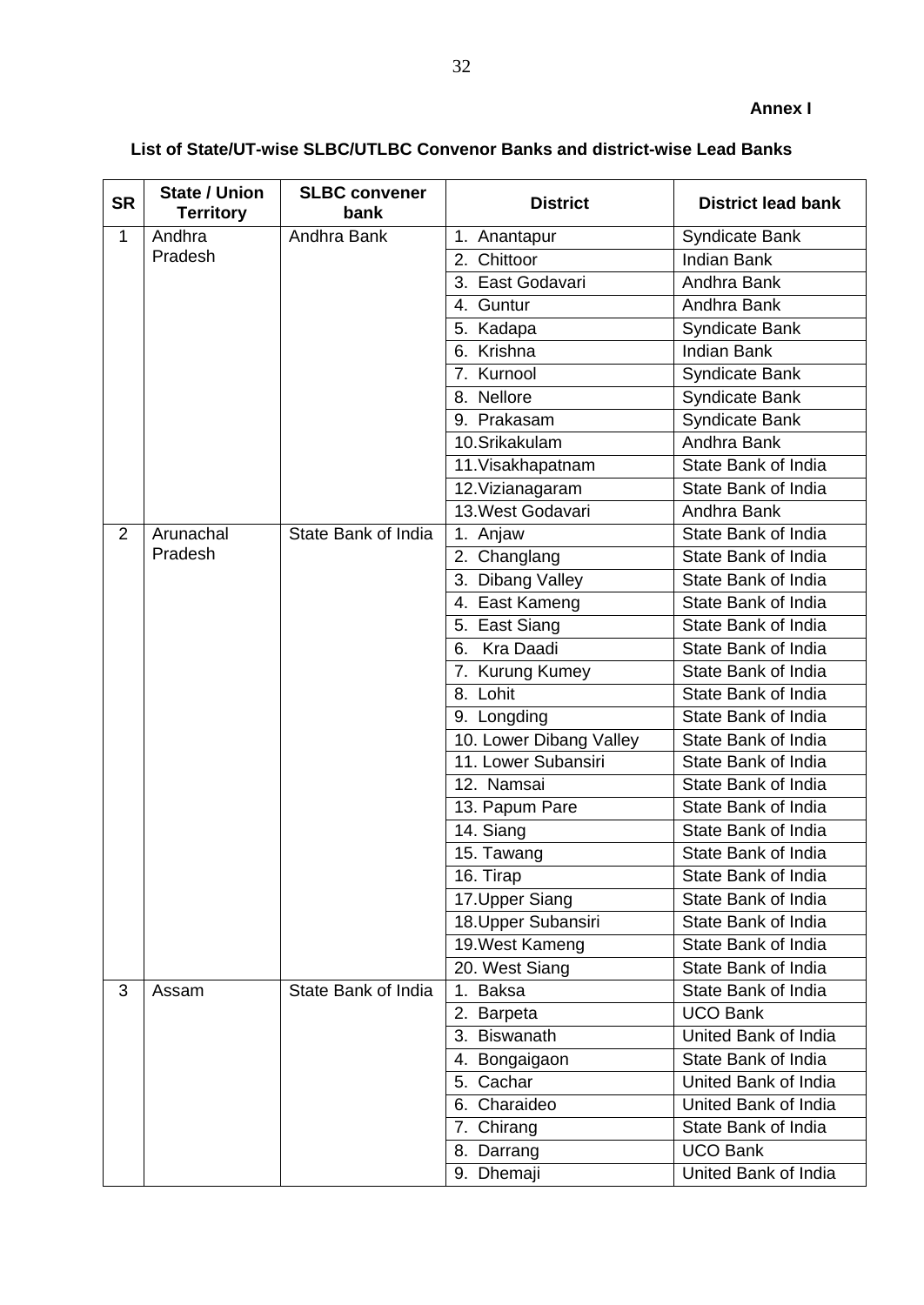**Annex I**

**List of State/UT-wise SLBC/UTLBC Convenor Banks and district-wise Lead Banks**

| SR | State / Union Territory | SLBC convener bank | District | District lead bank |
|---|---|---|---|---|
| 1 | Andhra Pradesh | Andhra Bank | 1. Anantapur | Syndicate Bank |
| | | | 2. Chittoor | Indian Bank |
| | | | 3. East Godavari | Andhra Bank |
| | | | 4. Guntur | Andhra Bank |
| | | | 5. Kadapa | Syndicate Bank |
| | | | 6. Krishna | Indian Bank |
| | | | 7. Kurnool | Syndicate Bank |
| | | | 8. Nellore | Syndicate Bank |
| | | | 9. Prakasam | Syndicate Bank |
| | | | 10.Srikakulam | Andhra Bank |
| | | | 11.Visakhapatnam | State Bank of India |
| | | | 12.Vizianagaram | State Bank of India |
| | | | 13.West Godavari | Andhra Bank |
| 2 | Arunachal Pradesh | State Bank of India | 1. Anjaw | State Bank of India |
| | | | 2. Changlang | State Bank of India |
| | | | 3. Dibang Valley | State Bank of India |
| | | | 4. East Kameng | State Bank of India |
| | | | 5. East Siang | State Bank of India |
| | | | 6. Kra Daadi | State Bank of India |
| | | | 7. Kurung Kumey | State Bank of India |
| | | | 8. Lohit | State Bank of India |
| | | | 9. Longding | State Bank of India |
| | | | 10. Lower Dibang Valley | State Bank of India |
| | | | 11. Lower Subansiri | State Bank of India |
| | | | 12. Namsai | State Bank of India |
| | | | 13. Papum Pare | State Bank of India |
| | | | 14. Siang | State Bank of India |
| | | | 15. Tawang | State Bank of India |
| | | | 16. Tirap | State Bank of India |
| | | | 17.Upper Siang | State Bank of India |
| | | | 18.Upper Subansiri | State Bank of India |
| | | | 19.West Kameng | State Bank of India |
| | | | 20. West Siang | State Bank of India |
| 3 | Assam | State Bank of India | 1. Baksa | State Bank of India |
| | | | 2. Barpeta | UCO Bank |
| | | | 3. Biswanath | United Bank of India |
| | | | 4. Bongaigaon | State Bank of India |
| | | | 5. Cachar | United Bank of India |
| | | | 6. Charaideo | United Bank of India |
| | | | 7. Chirang | State Bank of India |
| | | | 8. Darrang | UCO Bank |
| | | | 9. Dhemaji | United Bank of India |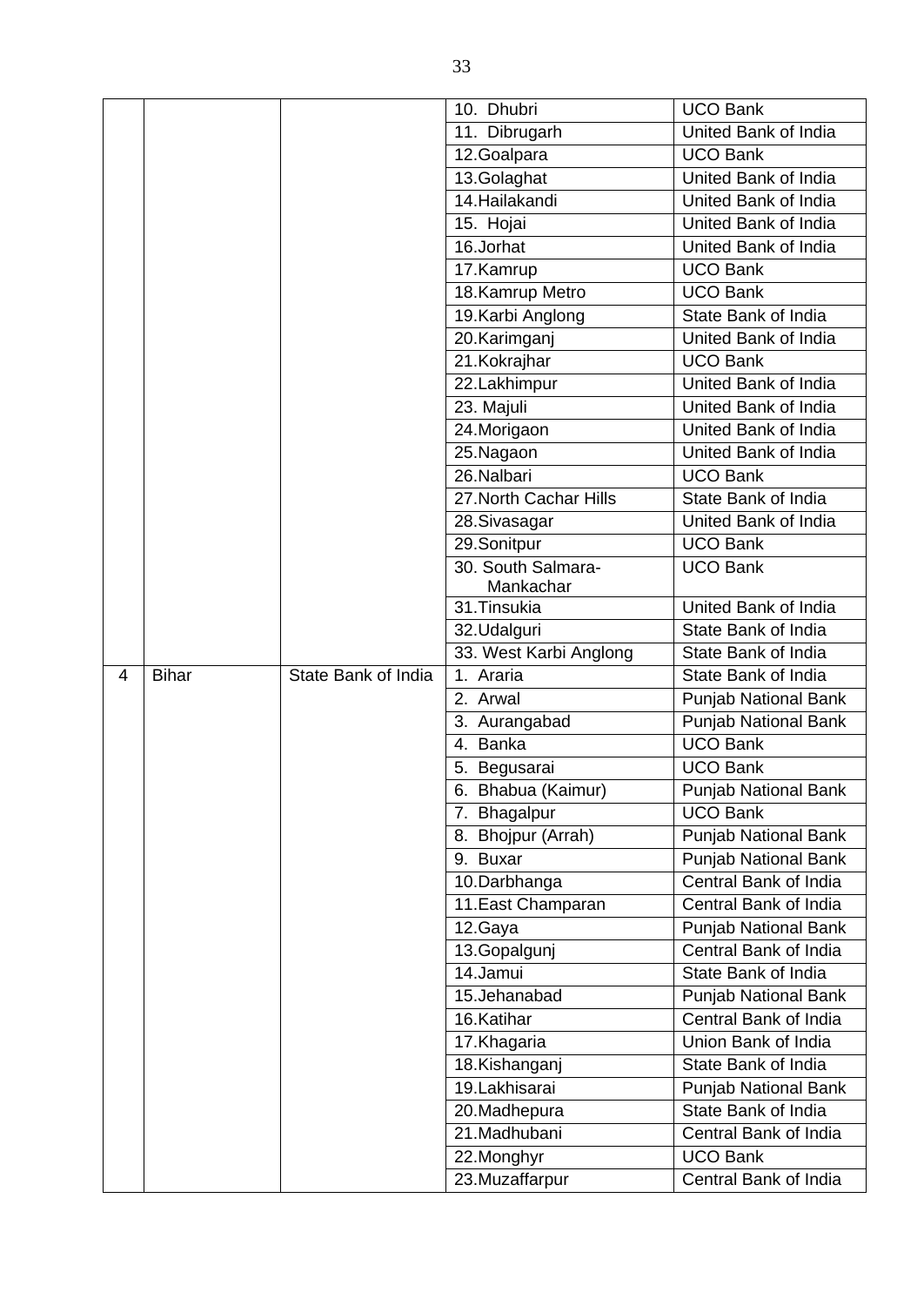| | | | | |
|---|---|---|---|---|
| | | | 10. Dhubri | UCO Bank |
| | | | 11. Dibrugarh | United Bank of India |
| | | | 12.Goalpara | UCO Bank |
| | | | 13.Golaghat | United Bank of India |
| | | | 14.Hailakandi | United Bank of India |
| | | | 15. Hojai | United Bank of India |
| | | | 16.Jorhat | United Bank of India |
| | | | 17.Kamrup | UCO Bank |
| | | | 18.Kamrup Metro | UCO Bank |
| | | | 19.Karbi Anglong | State Bank of India |
| | | | 20.Karimganj | United Bank of India |
| | | | 21.Kokrajhar | UCO Bank |
| | | | 22.Lakhimpur | United Bank of India |
| | | | 23. Majuli | United Bank of India |
| | | | 24.Morigaon | United Bank of India |
| | | | 25.Nagaon | United Bank of India |
| | | | 26.Nalbari | UCO Bank |
| | | | 27.North Cachar Hills | State Bank of India |
| | | | 28.Sivasagar | United Bank of India |
| | | | 29.Sonitpur | UCO Bank |
| | | | 30. South Salmara-Mankachar | UCO Bank |
| | | | 31.Tinsukia | United Bank of India |
| | | | 32.Udalguri | State Bank of India |
| | | | 33. West Karbi Anglong | State Bank of India |
| 4 | Bihar | State Bank of India | 1. Araria | State Bank of India |
| | | | 2. Arwal | Punjab National Bank |
| | | | 3. Aurangabad | Punjab National Bank |
| | | | 4. Banka | UCO Bank |
| | | | 5. Begusarai | UCO Bank |
| | | | 6. Bhabua (Kaimur) | Punjab National Bank |
| | | | 7. Bhagalpur | UCO Bank |
| | | | 8. Bhojpur (Arrah) | Punjab National Bank |
| | | | 9. Buxar | Punjab National Bank |
| | | | 10.Darbhanga | Central Bank of India |
| | | | 11.East Champaran | Central Bank of India |
| | | | 12.Gaya | Punjab National Bank |
| | | | 13.Gopalgunj | Central Bank of India |
| | | | 14.Jamui | State Bank of India |
| | | | 15.Jehanabad | Punjab National Bank |
| | | | 16.Katihar | Central Bank of India |
| | | | 17.Khagaria | Union Bank of India |
| | | | 18.Kishanganj | State Bank of India |
| | | | 19.Lakhisarai | Punjab National Bank |
| | | | 20.Madhepura | State Bank of India |
| | | | 21.Madhubani | Central Bank of India |
| | | | 22.Monghyr | UCO Bank |
| | | | 23.Muzaffarpur | Central Bank of India |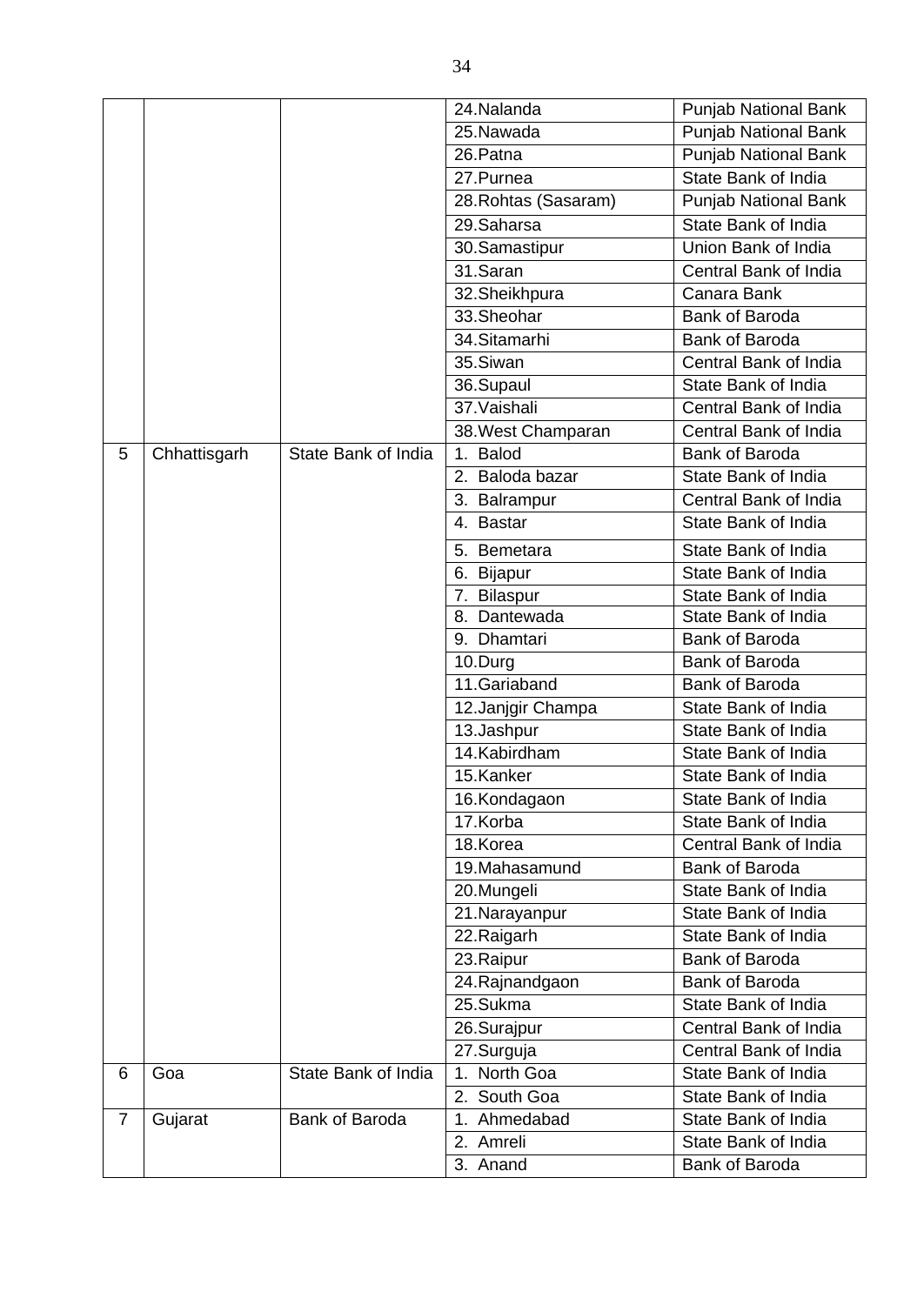| | | | 24.Nalanda | Punjab National Bank |
|---|---|---|---|---|
| | | | 25.Nawada | Punjab National Bank |
| | | | 26.Patna | Punjab National Bank |
| | | | 27.Purnea | State Bank of India |
| | | | 28.Rohtas (Sasaram) | Punjab National Bank |
| | | | 29.Saharsa | State Bank of India |
| | | | 30.Samastipur | Union Bank of India |
| | | | 31.Saran | Central Bank of India |
| | | | 32.Sheikhpura | Canara Bank |
| | | | 33.Sheohar | Bank of Baroda |
| | | | 34.Sitamarhi | Bank of Baroda |
| | | | 35.Siwan | Central Bank of India |
| | | | 36.Supaul | State Bank of India |
| | | | 37.Vaishali | Central Bank of India |
| | | | 38.West Champaran | Central Bank of India |
| 5 | Chhattisgarh | State Bank of India | 1. Balod | Bank of Baroda |
| | | | 2. Baloda bazar | State Bank of India |
| | | | 3. Balrampur | Central Bank of India |
| | | | 4. Bastar | State Bank of India |
| | | | 5. Bemetara | State Bank of India |
| | | | 6. Bijapur | State Bank of India |
| | | | 7. Bilaspur | State Bank of India |
| | | | 8. Dantewada | State Bank of India |
| | | | 9. Dhamtari | Bank of Baroda |
| | | | 10.Durg | Bank of Baroda |
| | | | 11.Gariaband | Bank of Baroda |
| | | | 12.Janjgir Champa | State Bank of India |
| | | | 13.Jashpur | State Bank of India |
| | | | 14.Kabirdham | State Bank of India |
| | | | 15.Kanker | State Bank of India |
| | | | 16.Kondagaon | State Bank of India |
| | | | 17.Korba | State Bank of India |
| | | | 18.Korea | Central Bank of India |
| | | | 19.Mahasamund | Bank of Baroda |
| | | | 20.Mungeli | State Bank of India |
| | | | 21.Narayanpur | State Bank of India |
| | | | 22.Raigarh | State Bank of India |
| | | | 23.Raipur | Bank of Baroda |
| | | | 24.Rajnandgaon | Bank of Baroda |
| | | | 25.Sukma | State Bank of India |
| | | | 26.Surajpur | Central Bank of India |
| | | | 27.Surguja | Central Bank of India |
| 6 | Goa | State Bank of India | 1. North Goa | State Bank of India |
| | | | 2. South Goa | State Bank of India |
| 7 | Gujarat | Bank of Baroda | 1. Ahmedabad | State Bank of India |
| | | | 2. Amreli | State Bank of India |
| | | | 3. Anand | Bank of Baroda |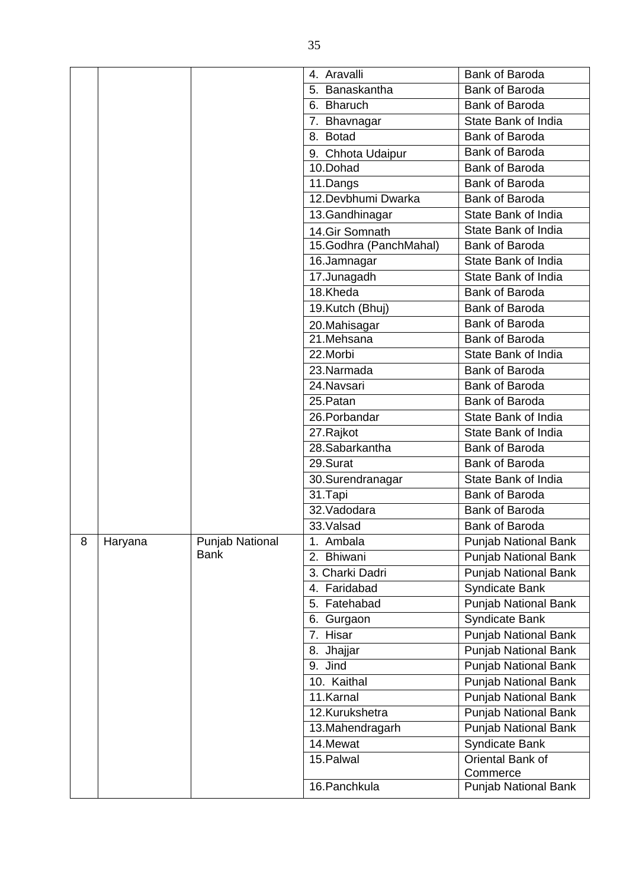| | | | 4. Aravalli | Bank of Baroda |
|---|---|---|---|---|
| | | | 5. Banaskantha | Bank of Baroda |
| | | | 6. Bharuch | Bank of Baroda |
| | | | 7. Bhavnagar | State Bank of India |
| | | | 8. Botad | Bank of Baroda |
| | | | 9. Chhota Udaipur | Bank of Baroda |
| | | | 10.Dohad | Bank of Baroda |
| | | | 11.Dangs | Bank of Baroda |
| | | | 12.Devbhumi Dwarka | Bank of Baroda |
| | | | 13.Gandhinagar | State Bank of India |
| | | | 14.Gir Somnath | State Bank of India |
| | | | 15.Godhra (PanchMahal) | Bank of Baroda |
| | | | 16.Jamnagar | State Bank of India |
| | | | 17.Junagadh | State Bank of India |
| | | | 18.Kheda | Bank of Baroda |
| | | | 19.Kutch (Bhuj) | Bank of Baroda |
| | | | 20.Mahisagar | Bank of Baroda |
| | | | 21.Mehsana | Bank of Baroda |
| | | | 22.Morbi | State Bank of India |
| | | | 23.Narmada | Bank of Baroda |
| | | | 24.Navsari | Bank of Baroda |
| | | | 25.Patan | Bank of Baroda |
| | | | 26.Porbandar | State Bank of India |
| | | | 27.Rajkot | State Bank of India |
| | | | 28.Sabarkantha | Bank of Baroda |
| | | | 29.Surat | Bank of Baroda |
| | | | 30.Surendranagar | State Bank of India |
| | | | 31.Tapi | Bank of Baroda |
| | | | 32.Vadodara | Bank of Baroda |
| | | | 33.Valsad | Bank of Baroda |
| 8 | Haryana | Punjab National Bank | 1. Ambala | Punjab National Bank |
| | | | 2. Bhiwani | Punjab National Bank |
| | | | 3. Charki Dadri | Punjab National Bank |
| | | | 4. Faridabad | Syndicate Bank |
| | | | 5. Fatehabad | Punjab National Bank |
| | | | 6. Gurgaon | Syndicate Bank |
| | | | 7. Hisar | Punjab National Bank |
| | | | 8. Jhajjar | Punjab National Bank |
| | | | 9. Jind | Punjab National Bank |
| | | | 10. Kaithal | Punjab National Bank |
| | | | 11.Karnal | Punjab National Bank |
| | | | 12.Kurukshetra | Punjab National Bank |
| | | | 13.Mahendragarh | Punjab National Bank |
| | | | 14.Mewat | Syndicate Bank |
| | | | 15.Palwal | Oriental Bank of Commerce |
| | | | 16.Panchkula | Punjab National Bank |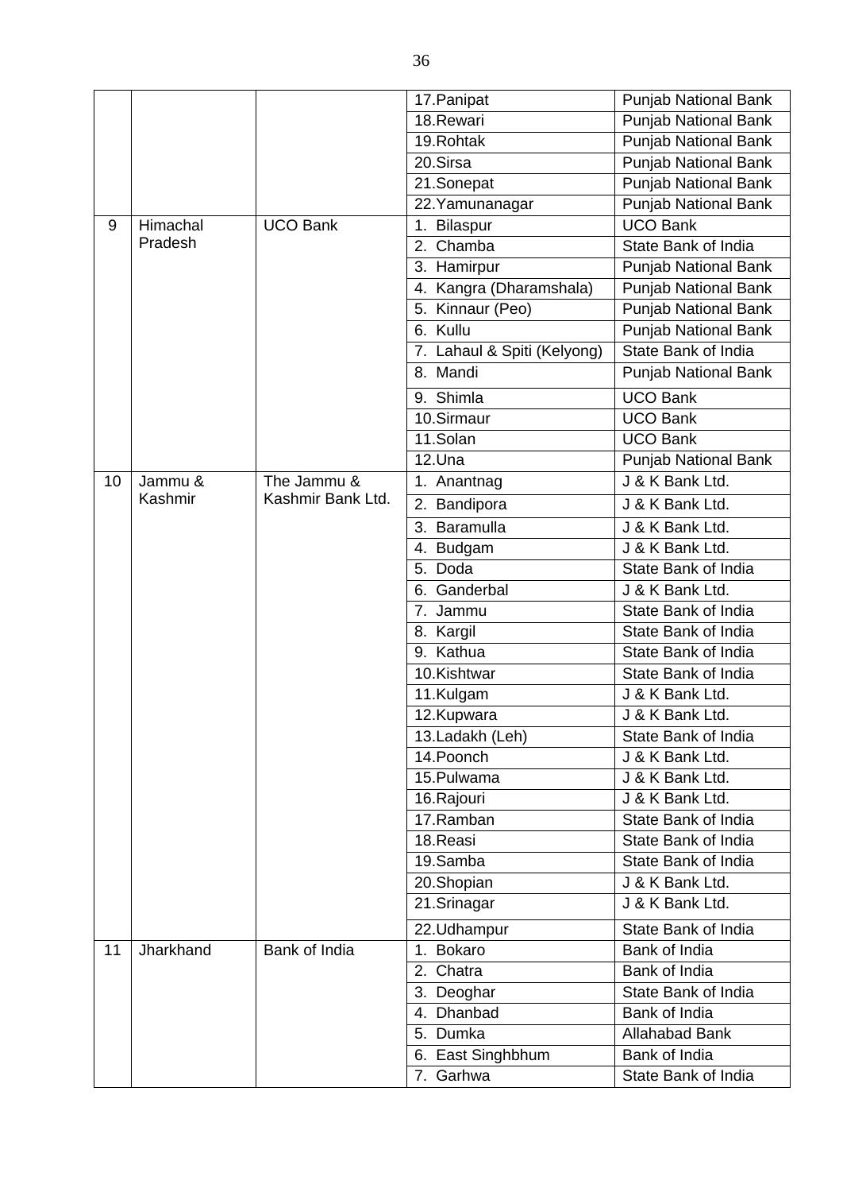| | | | 17.Panipat | Punjab National Bank |
|---|---|---|---|---|
| | | | 18.Rewari | Punjab National Bank |
| | | | 19.Rohtak | Punjab National Bank |
| | | | 20.Sirsa | Punjab National Bank |
| | | | 21.Sonepat | Punjab National Bank |
| | | | 22.Yamunanagar | Punjab National Bank |
| 9 | Himachal Pradesh | UCO Bank | 1. Bilaspur | UCO Bank |
| | | | 2. Chamba | State Bank of India |
| | | | 3. Hamirpur | Punjab National Bank |
| | | | 4. Kangra (Dharamshala) | Punjab National Bank |
| | | | 5. Kinnaur (Peo) | Punjab National Bank |
| | | | 6. Kullu | Punjab National Bank |
| | | | 7. Lahaul & Spiti (Kelyong) | State Bank of India |
| | | | 8. Mandi | Punjab National Bank |
| | | | 9. Shimla | UCO Bank |
| | | | 10.Sirmaur | UCO Bank |
| | | | 11.Solan | UCO Bank |
| | | | 12.Una | Punjab National Bank |
| 10 | Jammu & Kashmir | The Jammu & Kashmir Bank Ltd. | 1. Anantnag | J & K Bank Ltd. |
| | | | 2. Bandipora | J & K Bank Ltd. |
| | | | 3. Baramulla | J & K Bank Ltd. |
| | | | 4. Budgam | J & K Bank Ltd. |
| | | | 5. Doda | State Bank of India |
| | | | 6. Ganderbal | J & K Bank Ltd. |
| | | | 7. Jammu | State Bank of India |
| | | | 8. Kargil | State Bank of India |
| | | | 9. Kathua | State Bank of India |
| | | | 10.Kishtwar | State Bank of India |
| | | | 11.Kulgam | J & K Bank Ltd. |
| | | | 12.Kupwara | J & K Bank Ltd. |
| | | | 13.Ladakh (Leh) | State Bank of India |
| | | | 14.Poonch | J & K Bank Ltd. |
| | | | 15.Pulwama | J & K Bank Ltd. |
| | | | 16.Rajouri | J & K Bank Ltd. |
| | | | 17.Ramban | State Bank of India |
| | | | 18.Reasi | State Bank of India |
| | | | 19.Samba | State Bank of India |
| | | | 20.Shopian | J & K Bank Ltd. |
| | | | 21.Srinagar | J & K Bank Ltd. |
| | | | 22.Udhampur | State Bank of India |
| 11 | Jharkhand | Bank of India | 1. Bokaro | Bank of India |
| | | | 2. Chatra | Bank of India |
| | | | 3. Deoghar | State Bank of India |
| | | | 4. Dhanbad | Bank of India |
| | | | 5. Dumka | Allahabad Bank |
| | | | 6. East Singhbhum | Bank of India |
| | | | 7. Garhwa | State Bank of India |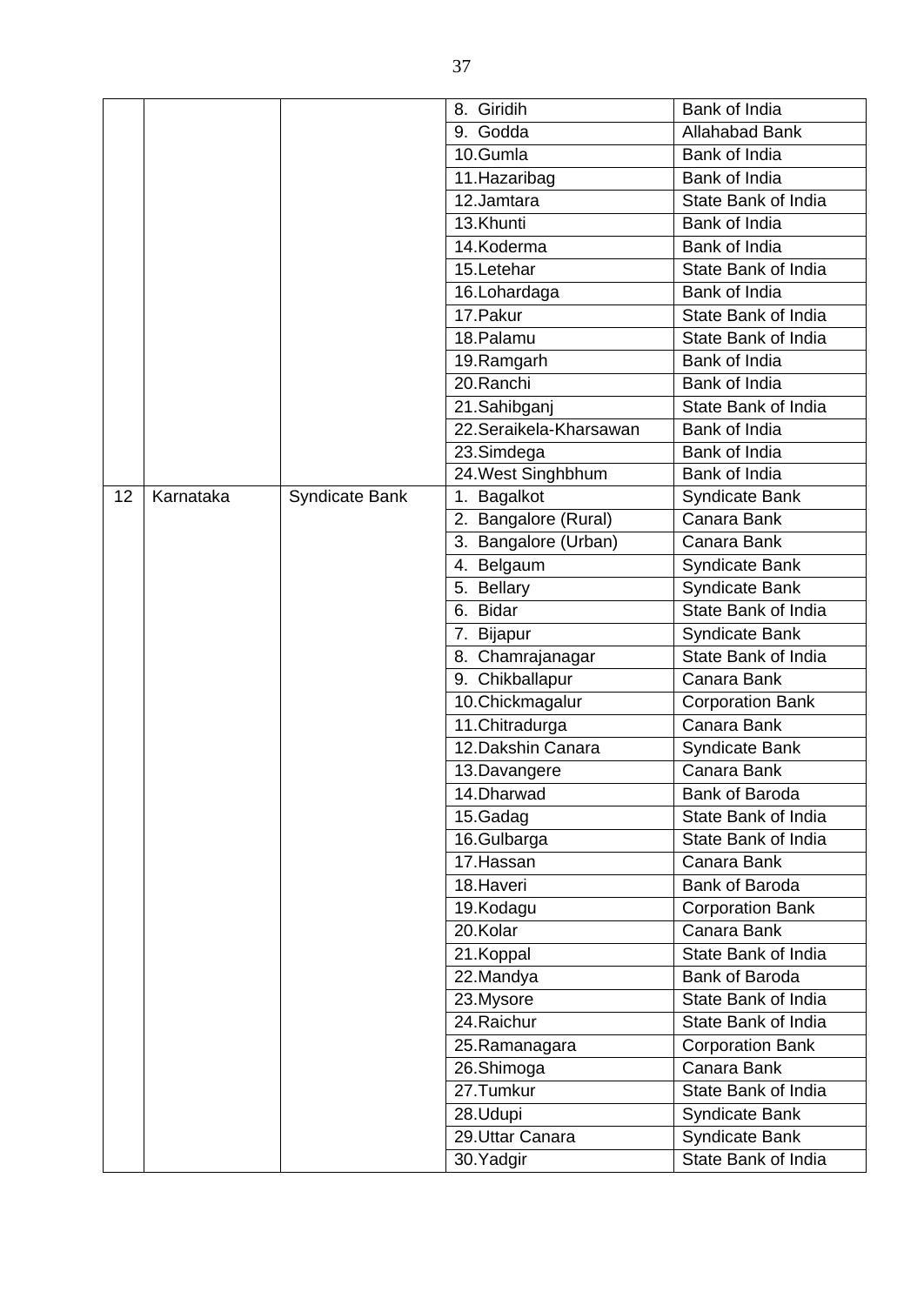| | | | | |
|---|---|---|---|---|
| | | | 8. Giridih | Bank of India |
| | | | 9. Godda | Allahabad Bank |
| | | | 10.Gumla | Bank of India |
| | | | 11.Hazaribag | Bank of India |
| | | | 12.Jamtara | State Bank of India |
| | | | 13.Khunti | Bank of India |
| | | | 14.Koderma | Bank of India |
| | | | 15.Letehar | State Bank of India |
| | | | 16.Lohardaga | Bank of India |
| | | | 17.Pakur | State Bank of India |
| | | | 18.Palamu | State Bank of India |
| | | | 19.Ramgarh | Bank of India |
| | | | 20.Ranchi | Bank of India |
| | | | 21.Sahibganj | State Bank of India |
| | | | 22.Seraikela-Kharsawan | Bank of India |
| | | | 23.Simdega | Bank of India |
| | | | 24.West Singhbhum | Bank of India |
| 12 | Karnataka | Syndicate Bank | 1. Bagalkot | Syndicate Bank |
| | | | 2. Bangalore (Rural) | Canara Bank |
| | | | 3. Bangalore (Urban) | Canara Bank |
| | | | 4. Belgaum | Syndicate Bank |
| | | | 5. Bellary | Syndicate Bank |
| | | | 6. Bidar | State Bank of India |
| | | | 7. Bijapur | Syndicate Bank |
| | | | 8. Chamrajanagar | State Bank of India |
| | | | 9. Chikballapur | Canara Bank |
| | | | 10.Chickmagalur | Corporation Bank |
| | | | 11.Chitradurga | Canara Bank |
| | | | 12.Dakshin Canara | Syndicate Bank |
| | | | 13.Davangere | Canara Bank |
| | | | 14.Dharwad | Bank of Baroda |
| | | | 15.Gadag | State Bank of India |
| | | | 16.Gulbarga | State Bank of India |
| | | | 17.Hassan | Canara Bank |
| | | | 18.Haveri | Bank of Baroda |
| | | | 19.Kodagu | Corporation Bank |
| | | | 20.Kolar | Canara Bank |
| | | | 21.Koppal | State Bank of India |
| | | | 22.Mandya | Bank of Baroda |
| | | | 23.Mysore | State Bank of India |
| | | | 24.Raichur | State Bank of India |
| | | | 25.Ramanagara | Corporation Bank |
| | | | 26.Shimoga | Canara Bank |
| | | | 27.Tumkur | State Bank of India |
| | | | 28.Udupi | Syndicate Bank |
| | | | 29.Uttar Canara | Syndicate Bank |
| | | | 30.Yadgir | State Bank of India |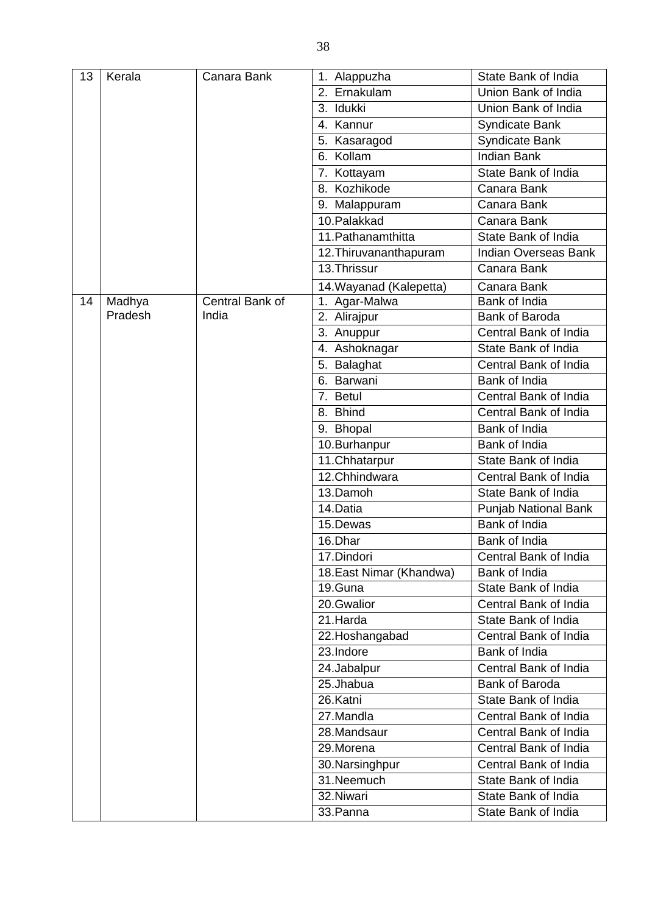| 13 | Kerala | Canara Bank | 1. Alappuzha | State Bank of India |
|---|---|---|---|---|
| | | | 2. Ernakulam | Union Bank of India |
| | | | 3. Idukki | Union Bank of India |
| | | | 4. Kannur | Syndicate Bank |
| | | | 5. Kasaragod | Syndicate Bank |
| | | | 6. Kollam | Indian Bank |
| | | | 7. Kottayam | State Bank of India |
| | | | 8. Kozhikode | Canara Bank |
| | | | 9. Malappuram | Canara Bank |
| | | | 10.Palakkad | Canara Bank |
| | | | 11.Pathanamthitta | State Bank of India |
| | | | 12.Thiruvananthapuram | Indian Overseas Bank |
| | | | 13.Thrissur | Canara Bank |
| | | | 14.Wayanad (Kalepetta) | Canara Bank |
| 14 | Madhya Pradesh | Central Bank of India | 1. Agar-Malwa | Bank of India |
| | | | 2. Alirajpur | Bank of Baroda |
| | | | 3. Anuppur | Central Bank of India |
| | | | 4. Ashoknagar | State Bank of India |
| | | | 5. Balaghat | Central Bank of India |
| | | | 6. Barwani | Bank of India |
| | | | 7. Betul | Central Bank of India |
| | | | 8. Bhind | Central Bank of India |
| | | | 9. Bhopal | Bank of India |
| | | | 10.Burhanpur | Bank of India |
| | | | 11.Chhatarpur | State Bank of India |
| | | | 12.Chhindwara | Central Bank of India |
| | | | 13.Damoh | State Bank of India |
| | | | 14.Datia | Punjab National Bank |
| | | | 15.Dewas | Bank of India |
| | | | 16.Dhar | Bank of India |
| | | | 17.Dindori | Central Bank of India |
| | | | 18.East Nimar (Khandwa) | Bank of India |
| | | | 19.Guna | State Bank of India |
| | | | 20.Gwalior | Central Bank of India |
| | | | 21.Harda | State Bank of India |
| | | | 22.Hoshangabad | Central Bank of India |
| | | | 23.Indore | Bank of India |
| | | | 24.Jabalpur | Central Bank of India |
| | | | 25.Jhabua | Bank of Baroda |
| | | | 26.Katni | State Bank of India |
| | | | 27.Mandla | Central Bank of India |
| | | | 28.Mandsaur | Central Bank of India |
| | | | 29.Morena | Central Bank of India |
| | | | 30.Narsinghpur | Central Bank of India |
| | | | 31.Neemuch | State Bank of India |
| | | | 32.Niwari | State Bank of India |
| | | | 33.Panna | State Bank of India |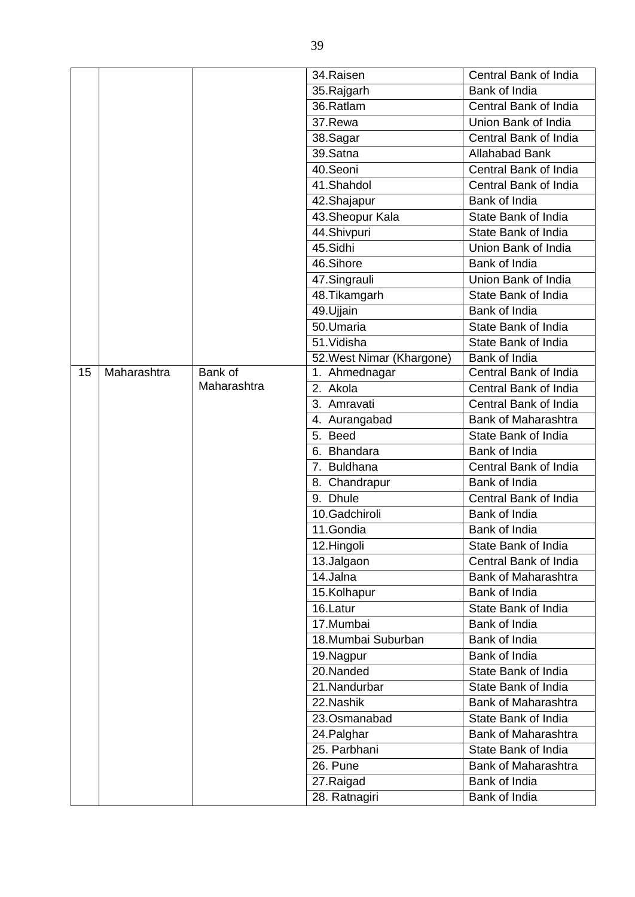|  |  |  |  |  |
|---|---|---|---|---|
|  |  |  | 34.Raisen | Central Bank of India |
|  |  |  | 35.Rajgarh | Bank of India |
|  |  |  | 36.Ratlam | Central Bank of India |
|  |  |  | 37.Rewa | Union Bank of India |
|  |  |  | 38.Sagar | Central Bank of India |
|  |  |  | 39.Satna | Allahabad Bank |
|  |  |  | 40.Seoni | Central Bank of India |
|  |  |  | 41.Shahdol | Central Bank of India |
|  |  |  | 42.Shajapur | Bank of India |
|  |  |  | 43.Sheopur Kala | State Bank of India |
|  |  |  | 44.Shivpuri | State Bank of India |
|  |  |  | 45.Sidhi | Union Bank of India |
|  |  |  | 46.Sihore | Bank of India |
|  |  |  | 47.Singrauli | Union Bank of India |
|  |  |  | 48.Tikamgarh | State Bank of India |
|  |  |  | 49.Ujjain | Bank of India |
|  |  |  | 50.Umaria | State Bank of India |
|  |  |  | 51.Vidisha | State Bank of India |
|  |  |  | 52.West Nimar (Khargone) | Bank of India |
| 15 | Maharashtra | Bank of Maharashtra | 1. Ahmednagar | Central Bank of India |
|  |  |  | 2. Akola | Central Bank of India |
|  |  |  | 3. Amravati | Central Bank of India |
|  |  |  | 4. Aurangabad | Bank of Maharashtra |
|  |  |  | 5. Beed | State Bank of India |
|  |  |  | 6. Bhandara | Bank of India |
|  |  |  | 7. Buldhana | Central Bank of India |
|  |  |  | 8. Chandrapur | Bank of India |
|  |  |  | 9. Dhule | Central Bank of India |
|  |  |  | 10.Gadchiroli | Bank of India |
|  |  |  | 11.Gondia | Bank of India |
|  |  |  | 12.Hingoli | State Bank of India |
|  |  |  | 13.Jalgaon | Central Bank of India |
|  |  |  | 14.Jalna | Bank of Maharashtra |
|  |  |  | 15.Kolhapur | Bank of India |
|  |  |  | 16.Latur | State Bank of India |
|  |  |  | 17.Mumbai | Bank of India |
|  |  |  | 18.Mumbai Suburban | Bank of India |
|  |  |  | 19.Nagpur | Bank of India |
|  |  |  | 20.Nanded | State Bank of India |
|  |  |  | 21.Nandurbar | State Bank of India |
|  |  |  | 22.Nashik | Bank of Maharashtra |
|  |  |  | 23.Osmanabad | State Bank of India |
|  |  |  | 24.Palghar | Bank of Maharashtra |
|  |  |  | 25. Parbhani | State Bank of India |
|  |  |  | 26. Pune | Bank of Maharashtra |
|  |  |  | 27.Raigad | Bank of India |
|  |  |  | 28. Ratnagiri | Bank of India |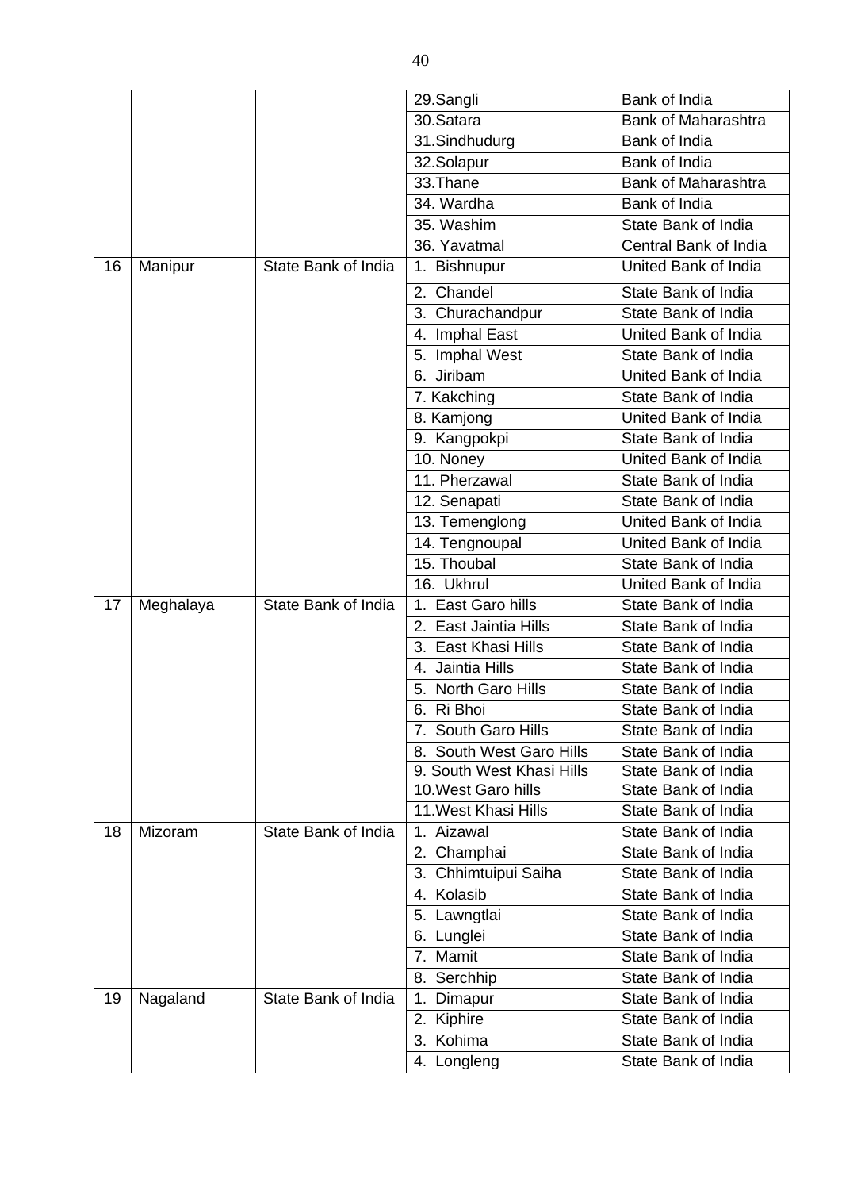| | | | 29.Sangli | Bank of India |
|---|---|---|---|---|
| | | | 30.Satara | Bank of Maharashtra |
| | | | 31.Sindhudurg | Bank of India |
| | | | 32.Solapur | Bank of India |
| | | | 33.Thane | Bank of Maharashtra |
| | | | 34. Wardha | Bank of India |
| | | | 35. Washim | State Bank of India |
| | | | 36. Yavatmal | Central Bank of India |
| 16 | Manipur | State Bank of India | 1. Bishnupur | United Bank of India |
| | | | 2. Chandel | State Bank of India |
| | | | 3. Churachandpur | State Bank of India |
| | | | 4. Imphal East | United Bank of India |
| | | | 5. Imphal West | State Bank of India |
| | | | 6. Jiribam | United Bank of India |
| | | | 7. Kakching | State Bank of India |
| | | | 8. Kamjong | United Bank of India |
| | | | 9. Kangpokpi | State Bank of India |
| | | | 10. Noney | United Bank of India |
| | | | 11. Pherzawal | State Bank of India |
| | | | 12. Senapati | State Bank of India |
| | | | 13. Temenglong | United Bank of India |
| | | | 14. Tengnoupal | United Bank of India |
| | | | 15. Thoubal | State Bank of India |
| | | | 16. Ukhrul | United Bank of India |
| 17 | Meghalaya | State Bank of India | 1. East Garo hills | State Bank of India |
| | | | 2. East Jaintia Hills | State Bank of India |
| | | | 3. East Khasi Hills | State Bank of India |
| | | | 4. Jaintia Hills | State Bank of India |
| | | | 5. North Garo Hills | State Bank of India |
| | | | 6. Ri Bhoi | State Bank of India |
| | | | 7. South Garo Hills | State Bank of India |
| | | | 8. South West Garo Hills | State Bank of India |
| | | | 9. South West Khasi Hills | State Bank of India |
| | | | 10.West Garo hills | State Bank of India |
| | | | 11.West Khasi Hills | State Bank of India |
| 18 | Mizoram | State Bank of India | 1. Aizawal | State Bank of India |
| | | | 2. Champhai | State Bank of India |
| | | | 3. Chhimtuipui Saiha | State Bank of India |
| | | | 4. Kolasib | State Bank of India |
| | | | 5. Lawngtlai | State Bank of India |
| | | | 6. Lunglei | State Bank of India |
| | | | 7. Mamit | State Bank of India |
| | | | 8. Serchhip | State Bank of India |
| 19 | Nagaland | State Bank of India | 1. Dimapur | State Bank of India |
| | | | 2. Kiphire | State Bank of India |
| | | | 3. Kohima | State Bank of India |
| | | | 4. Longleng | State Bank of India |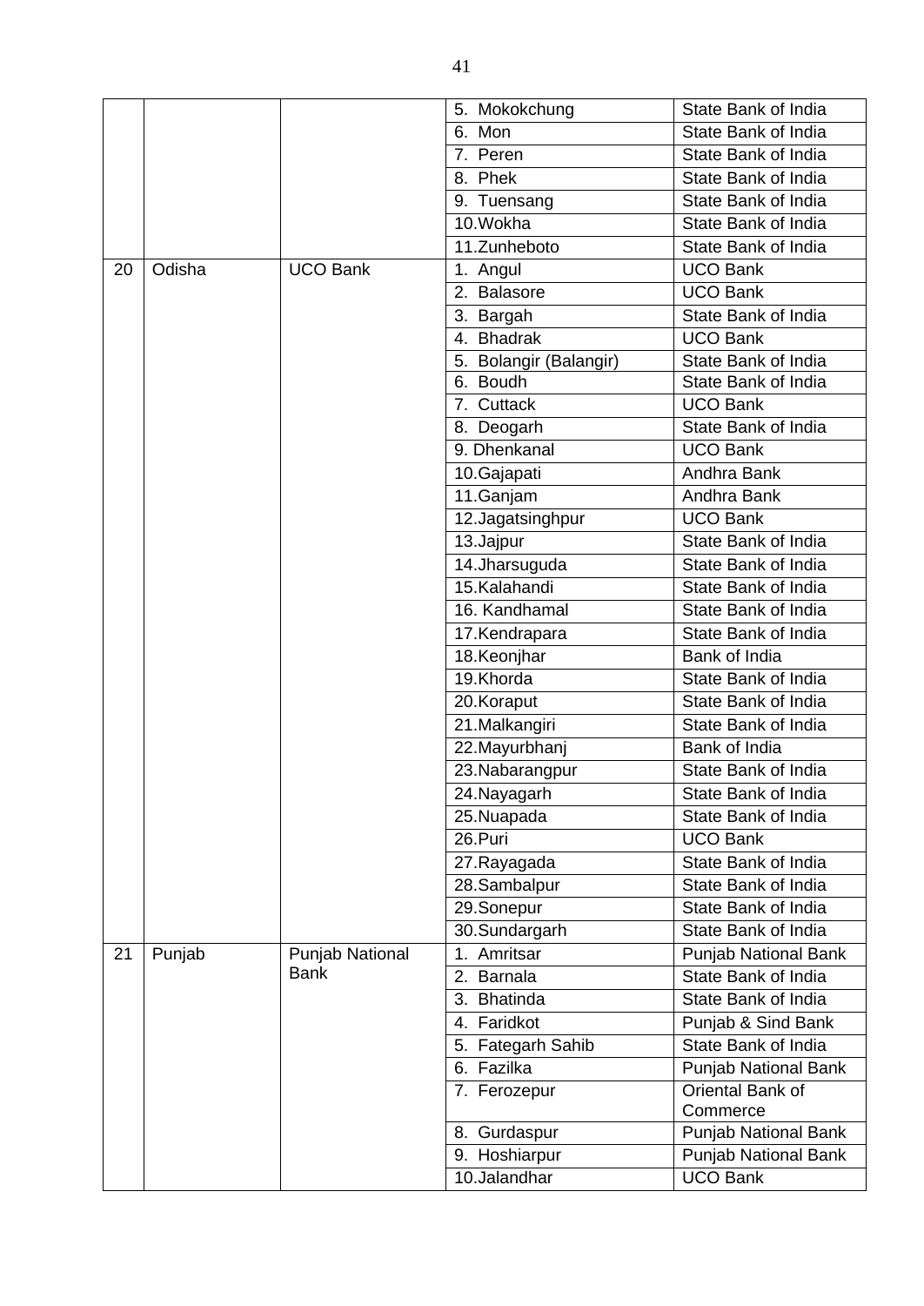| | | | 5. Mokokchung | State Bank of India |
|---|---|---|---|---|
| | | | 6. Mon | State Bank of India |
| | | | 7. Peren | State Bank of India |
| | | | 8. Phek | State Bank of India |
| | | | 9. Tuensang | State Bank of India |
| | | | 10.Wokha | State Bank of India |
| | | | 11.Zunheboto | State Bank of India |
| 20 | Odisha | UCO Bank | 1. Angul | UCO Bank |
| | | | 2. Balasore | UCO Bank |
| | | | 3. Bargah | State Bank of India |
| | | | 4. Bhadrak | UCO Bank |
| | | | 5. Bolangir (Balangir) | State Bank of India |
| | | | 6. Boudh | State Bank of India |
| | | | 7. Cuttack | UCO Bank |
| | | | 8. Deogarh | State Bank of India |
| | | | 9. Dhenkanal | UCO Bank |
| | | | 10.Gajapati | Andhra Bank |
| | | | 11.Ganjam | Andhra Bank |
| | | | 12.Jagatsinghpur | UCO Bank |
| | | | 13.Jajpur | State Bank of India |
| | | | 14.Jharsuguda | State Bank of India |
| | | | 15.Kalahandi | State Bank of India |
| | | | 16. Kandhamal | State Bank of India |
| | | | 17.Kendrapara | State Bank of India |
| | | | 18.Keonjhar | Bank of India |
| | | | 19.Khorda | State Bank of India |
| | | | 20.Koraput | State Bank of India |
| | | | 21.Malkangiri | State Bank of India |
| | | | 22.Mayurbhanj | Bank of India |
| | | | 23.Nabarangpur | State Bank of India |
| | | | 24.Nayagarh | State Bank of India |
| | | | 25.Nuapada | State Bank of India |
| | | | 26.Puri | UCO Bank |
| | | | 27.Rayagada | State Bank of India |
| | | | 28.Sambalpur | State Bank of India |
| | | | 29.Sonepur | State Bank of India |
| | | | 30.Sundargarh | State Bank of India |
| 21 | Punjab | Punjab National Bank | 1. Amritsar | Punjab National Bank |
| | | | 2. Barnala | State Bank of India |
| | | | 3. Bhatinda | State Bank of India |
| | | | 4. Faridkot | Punjab & Sind Bank |
| | | | 5. Fategarh Sahib | State Bank of India |
| | | | 6. Fazilka | Punjab National Bank |
| | | | 7. Ferozepur | Oriental Bank of Commerce |
| | | | 8. Gurdaspur | Punjab National Bank |
| | | | 9. Hoshiarpur | Punjab National Bank |
| | | | 10.Jalandhar | UCO Bank |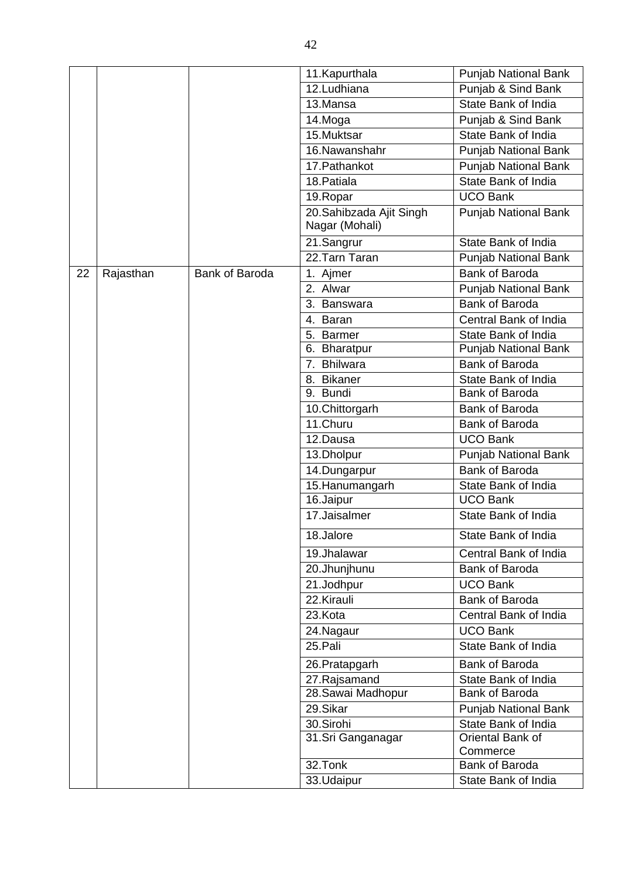| | | | | |
|---|---|---|---|---|
| | | | 11.Kapurthala | Punjab National Bank |
| | | | 12.Ludhiana | Punjab & Sind Bank |
| | | | 13.Mansa | State Bank of India |
| | | | 14.Moga | Punjab & Sind Bank |
| | | | 15.Muktsar | State Bank of India |
| | | | 16.Nawanshahr | Punjab National Bank |
| | | | 17.Pathankot | Punjab National Bank |
| | | | 18.Patiala | State Bank of India |
| | | | 19.Ropar | UCO Bank |
| | | | 20.Sahibzada Ajit Singh Nagar (Mohali) | Punjab National Bank |
| | | | 21.Sangrur | State Bank of India |
| | | | 22.Tarn Taran | Punjab National Bank |
| 22 | Rajasthan | Bank of Baroda | 1. Ajmer | Bank of Baroda |
| | | | 2. Alwar | Punjab National Bank |
| | | | 3. Banswara | Bank of Baroda |
| | | | 4. Baran | Central Bank of India |
| | | | 5. Barmer | State Bank of India |
| | | | 6. Bharatpur | Punjab National Bank |
| | | | 7. Bhilwara | Bank of Baroda |
| | | | 8. Bikaner | State Bank of India |
| | | | 9. Bundi | Bank of Baroda |
| | | | 10.Chittorgarh | Bank of Baroda |
| | | | 11.Churu | Bank of Baroda |
| | | | 12.Dausa | UCO Bank |
| | | | 13.Dholpur | Punjab National Bank |
| | | | 14.Dungarpur | Bank of Baroda |
| | | | 15.Hanumangarh | State Bank of India |
| | | | 16.Jaipur | UCO Bank |
| | | | 17.Jaisalmer | State Bank of India |
| | | | 18.Jalore | State Bank of India |
| | | | 19.Jhalawar | Central Bank of India |
| | | | 20.Jhunjhunu | Bank of Baroda |
| | | | 21.Jodhpur | UCO Bank |
| | | | 22.Kirauli | Bank of Baroda |
| | | | 23.Kota | Central Bank of India |
| | | | 24.Nagaur | UCO Bank |
| | | | 25.Pali | State Bank of India |
| | | | 26.Pratapgarh | Bank of Baroda |
| | | | 27.Rajsamand | State Bank of India |
| | | | 28.Sawai Madhopur | Bank of Baroda |
| | | | 29.Sikar | Punjab National Bank |
| | | | 30.Sirohi | State Bank of India |
| | | | 31.Sri Ganganagar | Oriental Bank of Commerce |
| | | | 32.Tonk | Bank of Baroda |
| | | | 33.Udaipur | State Bank of India |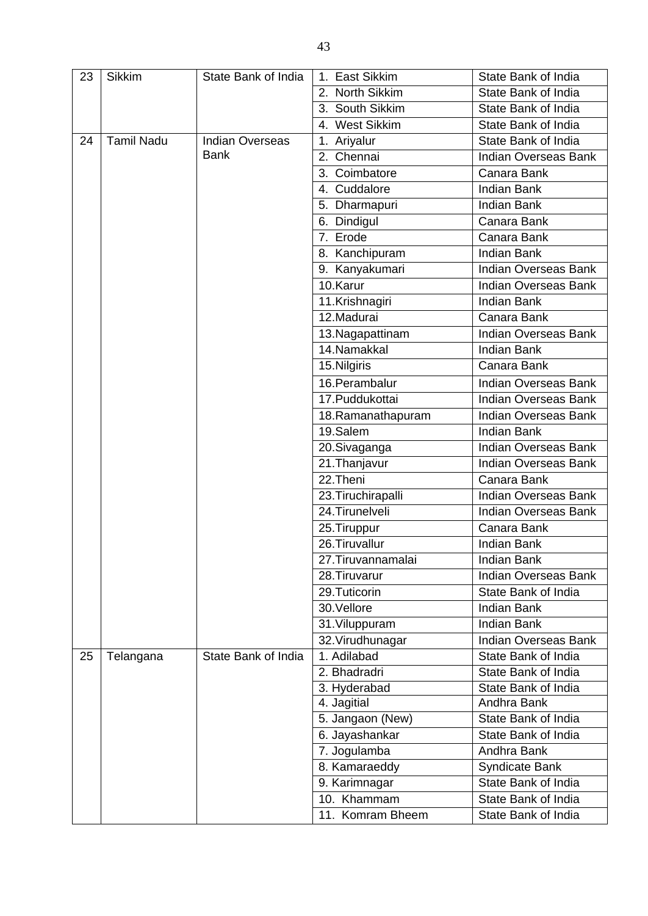| 23 | Sikkim | State Bank of India | 1. East Sikkim | State Bank of India |
|---|---|---|---|---|
| | | | 2. North Sikkim | State Bank of India |
| | | | 3. South Sikkim | State Bank of India |
| | | | 4. West Sikkim | State Bank of India |
| 24 | Tamil Nadu | Indian Overseas Bank | 1. Ariyalur | State Bank of India |
| | | | 2. Chennai | Indian Overseas Bank |
| | | | 3. Coimbatore | Canara Bank |
| | | | 4. Cuddalore | Indian Bank |
| | | | 5. Dharmapuri | Indian Bank |
| | | | 6. Dindigul | Canara Bank |
| | | | 7. Erode | Canara Bank |
| | | | 8. Kanchipuram | Indian Bank |
| | | | 9. Kanyakumari | Indian Overseas Bank |
| | | | 10.Karur | Indian Overseas Bank |
| | | | 11.Krishnagiri | Indian Bank |
| | | | 12.Madurai | Canara Bank |
| | | | 13.Nagapattinam | Indian Overseas Bank |
| | | | 14.Namakkal | Indian Bank |
| | | | 15.Nilgiris | Canara Bank |
| | | | 16.Perambalur | Indian Overseas Bank |
| | | | 17.Puddukottai | Indian Overseas Bank |
| | | | 18.Ramanathapuram | Indian Overseas Bank |
| | | | 19.Salem | Indian Bank |
| | | | 20.Sivaganga | Indian Overseas Bank |
| | | | 21.Thanjavur | Indian Overseas Bank |
| | | | 22.Theni | Canara Bank |
| | | | 23.Tiruchirapalli | Indian Overseas Bank |
| | | | 24.Tirunelveli | Indian Overseas Bank |
| | | | 25.Tiruppur | Canara Bank |
| | | | 26.Tiruvallur | Indian Bank |
| | | | 27.Tiruvannamalai | Indian Bank |
| | | | 28.Tiruvarur | Indian Overseas Bank |
| | | | 29.Tuticorin | State Bank of India |
| | | | 30.Vellore | Indian Bank |
| | | | 31.Viluppuram | Indian Bank |
| | | | 32.Virudhunagar | Indian Overseas Bank |
| 25 | Telangana | State Bank of India | 1. Adilabad | State Bank of India |
| | | | 2. Bhadradri | State Bank of India |
| | | | 3. Hyderabad | State Bank of India |
| | | | 4. Jagitial | Andhra Bank |
| | | | 5. Jangaon (New) | State Bank of India |
| | | | 6. Jayashankar | State Bank of India |
| | | | 7. Jogulamba | Andhra Bank |
| | | | 8. Kamaraeddy | Syndicate Bank |
| | | | 9. Karimnagar | State Bank of India |
| | | | 10. Khammam | State Bank of India |
| | | | 11. Komram Bheem | State Bank of India |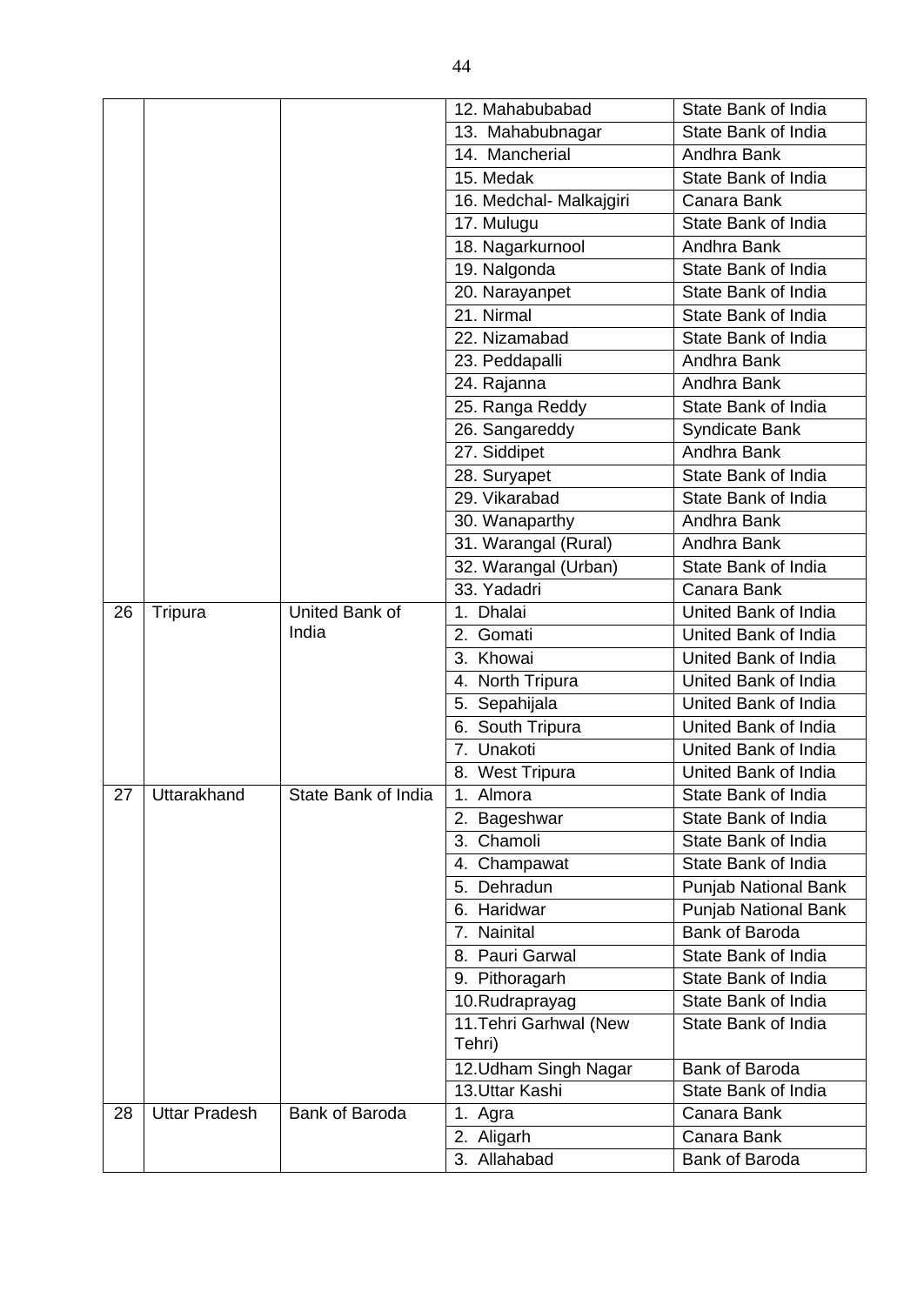| | | | 12. Mahabubabad | State Bank of India |
|---|---|---|---|---|
| | | | 13. Mahabubnagar | State Bank of India |
| | | | 14. Mancherial | Andhra Bank |
| | | | 15. Medak | State Bank of India |
| | | | 16. Medchal- Malkajgiri | Canara Bank |
| | | | 17. Mulugu | State Bank of India |
| | | | 18. Nagarkurnool | Andhra Bank |
| | | | 19. Nalgonda | State Bank of India |
| | | | 20. Narayanpet | State Bank of India |
| | | | 21. Nirmal | State Bank of India |
| | | | 22. Nizamabad | State Bank of India |
| | | | 23. Peddapalli | Andhra Bank |
| | | | 24. Rajanna | Andhra Bank |
| | | | 25. Ranga Reddy | State Bank of India |
| | | | 26. Sangareddy | Syndicate Bank |
| | | | 27. Siddipet | Andhra Bank |
| | | | 28. Suryapet | State Bank of India |
| | | | 29. Vikarabad | State Bank of India |
| | | | 30. Wanaparthy | Andhra Bank |
| | | | 31. Warangal (Rural) | Andhra Bank |
| | | | 32. Warangal (Urban) | State Bank of India |
| | | | 33. Yadadri | Canara Bank |
| 26 | Tripura | United Bank of India | 1. Dhalai | United Bank of India |
| | | | 2. Gomati | United Bank of India |
| | | | 3. Khowai | United Bank of India |
| | | | 4. North Tripura | United Bank of India |
| | | | 5. Sepahijala | United Bank of India |
| | | | 6. South Tripura | United Bank of India |
| | | | 7. Unakoti | United Bank of India |
| | | | 8. West Tripura | United Bank of India |
| 27 | Uttarakhand | State Bank of India | 1. Almora | State Bank of India |
| | | | 2. Bageshwar | State Bank of India |
| | | | 3. Chamoli | State Bank of India |
| | | | 4. Champawat | State Bank of India |
| | | | 5. Dehradun | Punjab National Bank |
| | | | 6. Haridwar | Punjab National Bank |
| | | | 7. Nainital | Bank of Baroda |
| | | | 8. Pauri Garwal | State Bank of India |
| | | | 9. Pithoragarh | State Bank of India |
| | | | 10.Rudraprayag | State Bank of India |
| | | | 11.Tehri Garhwal (New Tehri) | State Bank of India |
| | | | 12.Udham Singh Nagar | Bank of Baroda |
| | | | 13.Uttar Kashi | State Bank of India |
| 28 | Uttar Pradesh | Bank of Baroda | 1. Agra | Canara Bank |
| | | | 2. Aligarh | Canara Bank |
| | | | 3. Allahabad | Bank of Baroda |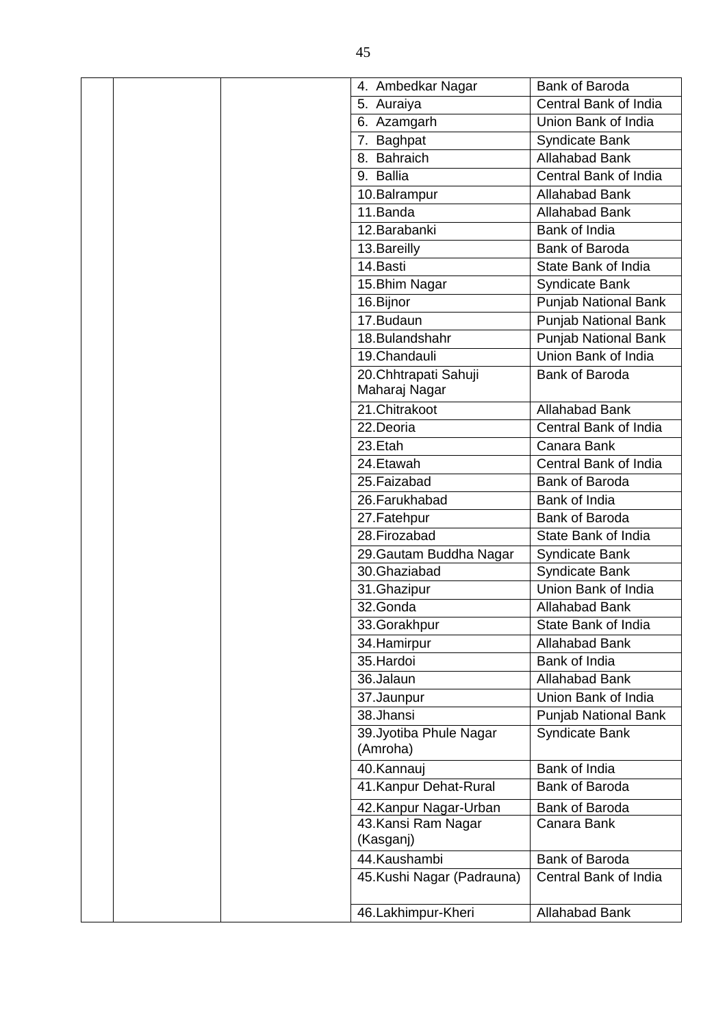| | | | | |
|---|---|---|---|---|
| | | | 4. Ambedkar Nagar | Bank of Baroda |
| | | | 5. Auraiya | Central Bank of India |
| | | | 6. Azamgarh | Union Bank of India |
| | | | 7. Baghpat | Syndicate Bank |
| | | | 8. Bahraich | Allahabad Bank |
| | | | 9. Ballia | Central Bank of India |
| | | | 10.Balrampur | Allahabad Bank |
| | | | 11.Banda | Allahabad Bank |
| | | | 12.Barabanki | Bank of India |
| | | | 13.Bareilly | Bank of Baroda |
| | | | 14.Basti | State Bank of India |
| | | | 15.Bhim Nagar | Syndicate Bank |
| | | | 16.Bijnor | Punjab National Bank |
| | | | 17.Budaun | Punjab National Bank |
| | | | 18.Bulandshahr | Punjab National Bank |
| | | | 19.Chandauli | Union Bank of India |
| | | | 20.Chhtrapati Sahuji Maharaj Nagar | Bank of Baroda |
| | | | 21.Chitrakoot | Allahabad Bank |
| | | | 22.Deoria | Central Bank of India |
| | | | 23.Etah | Canara Bank |
| | | | 24.Etawah | Central Bank of India |
| | | | 25.Faizabad | Bank of Baroda |
| | | | 26.Farukhabad | Bank of India |
| | | | 27.Fatehpur | Bank of Baroda |
| | | | 28.Firozabad | State Bank of India |
| | | | 29.Gautam Buddha Nagar | Syndicate Bank |
| | | | 30.Ghaziabad | Syndicate Bank |
| | | | 31.Ghazipur | Union Bank of India |
| | | | 32.Gonda | Allahabad Bank |
| | | | 33.Gorakhpur | State Bank of India |
| | | | 34.Hamirpur | Allahabad Bank |
| | | | 35.Hardoi | Bank of India |
| | | | 36.Jalaun | Allahabad Bank |
| | | | 37.Jaunpur | Union Bank of India |
| | | | 38.Jhansi | Punjab National Bank |
| | | | 39.Jyotiba Phule Nagar (Amroha) | Syndicate Bank |
| | | | 40.Kannauj | Bank of India |
| | | | 41.Kanpur Dehat-Rural | Bank of Baroda |
| | | | 42.Kanpur Nagar-Urban | Bank of Baroda |
| | | | 43.Kansi Ram Nagar (Kasganj) | Canara Bank |
| | | | 44.Kaushambi | Bank of Baroda |
| | | | 45.Kushi Nagar (Padrauna) | Central Bank of India |
| | | | 46.Lakhimpur-Kheri | Allahabad Bank |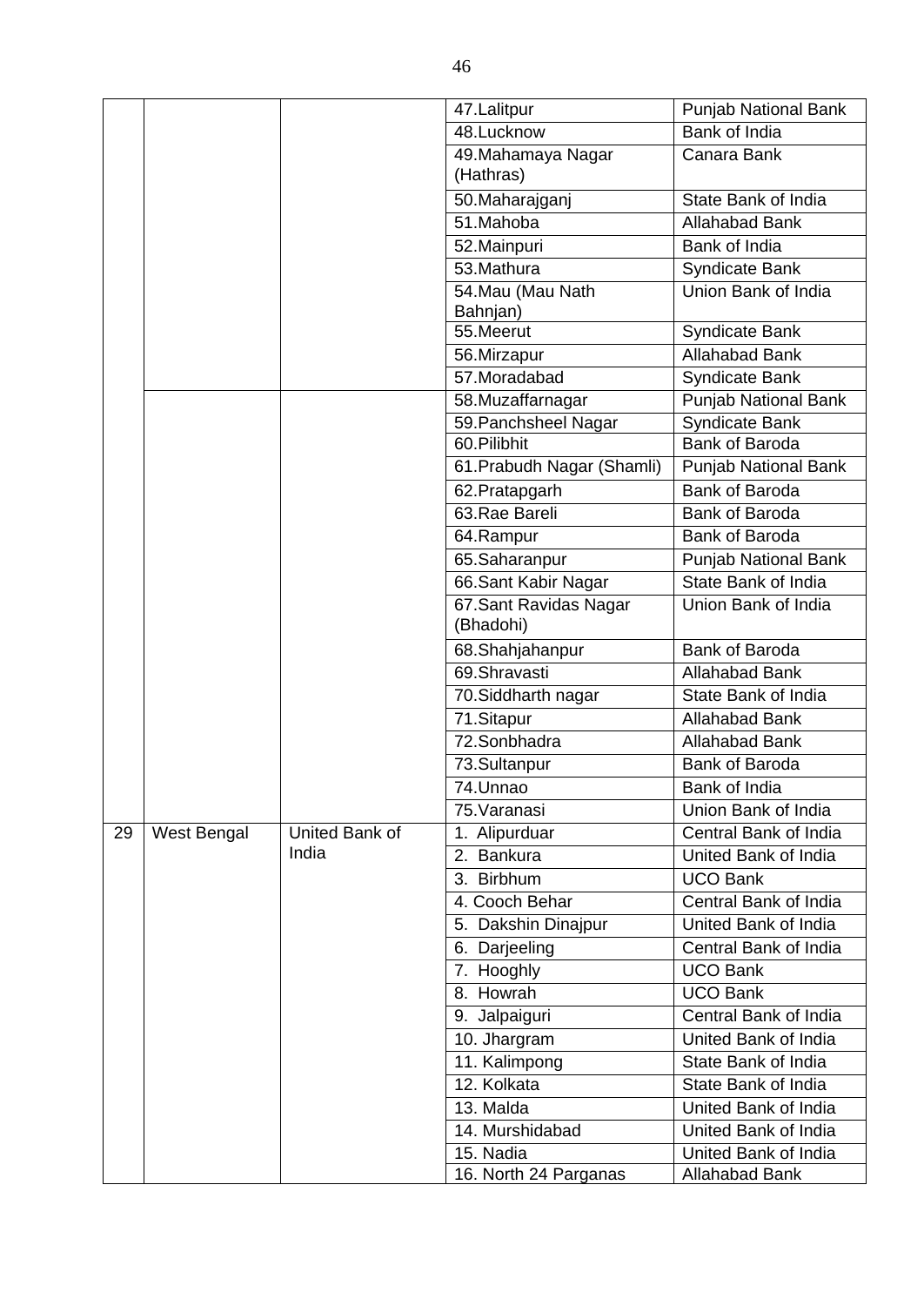| | | | | |
|---|---|---|---|---|
| | | | 47.Lalitpur | Punjab National Bank |
| | | | 48.Lucknow | Bank of India |
| | | | 49.Mahamaya Nagar (Hathras) | Canara Bank |
| | | | 50.Maharajganj | State Bank of India |
| | | | 51.Mahoba | Allahabad Bank |
| | | | 52.Mainpuri | Bank of India |
| | | | 53.Mathura | Syndicate Bank |
| | | | 54.Mau (Mau Nath Bahnjan) | Union Bank of India |
| | | | 55.Meerut | Syndicate Bank |
| | | | 56.Mirzapur | Allahabad Bank |
| | | | 57.Moradabad | Syndicate Bank |
| | | | 58.Muzaffarnagar | Punjab National Bank |
| | | | 59.Panchsheel Nagar | Syndicate Bank |
| | | | 60.Pilibhit | Bank of Baroda |
| | | | 61.Prabudh Nagar (Shamli) | Punjab National Bank |
| | | | 62.Pratapgarh | Bank of Baroda |
| | | | 63.Rae Bareli | Bank of Baroda |
| | | | 64.Rampur | Bank of Baroda |
| | | | 65.Saharanpur | Punjab National Bank |
| | | | 66.Sant Kabir Nagar | State Bank of India |
| | | | 67.Sant Ravidas Nagar (Bhadohi) | Union Bank of India |
| | | | 68.Shahjahanpur | Bank of Baroda |
| | | | 69.Shravasti | Allahabad Bank |
| | | | 70.Siddharth nagar | State Bank of India |
| | | | 71.Sitapur | Allahabad Bank |
| | | | 72.Sonbhadra | Allahabad Bank |
| | | | 73.Sultanpur | Bank of Baroda |
| | | | 74.Unnao | Bank of India |
| | | | 75.Varanasi | Union Bank of India |
| 29 | West Bengal | United Bank of India | 1. Alipurduar | Central Bank of India |
| | | | 2. Bankura | United Bank of India |
| | | | 3. Birbhum | UCO Bank |
| | | | 4. Cooch Behar | Central Bank of India |
| | | | 5. Dakshin Dinajpur | United Bank of India |
| | | | 6. Darjeeling | Central Bank of India |
| | | | 7. Hooghly | UCO Bank |
| | | | 8. Howrah | UCO Bank |
| | | | 9. Jalpaiguri | Central Bank of India |
| | | | 10. Jhargram | United Bank of India |
| | | | 11. Kalimpong | State Bank of India |
| | | | 12. Kolkata | State Bank of India |
| | | | 13. Malda | United Bank of India |
| | | | 14. Murshidabad | United Bank of India |
| | | | 15. Nadia | United Bank of India |
| | | | 16. North 24 Parganas | Allahabad Bank |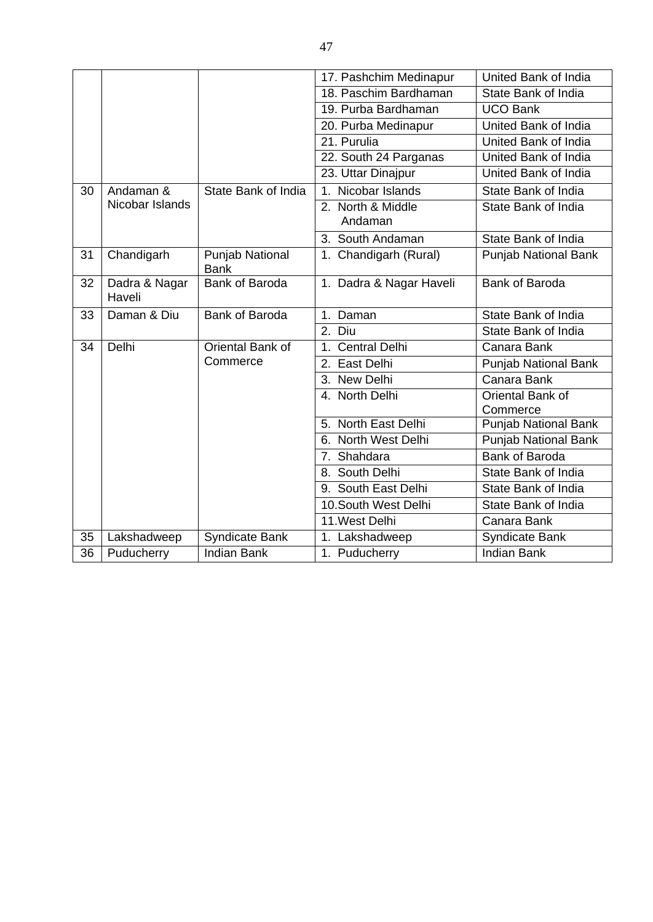| | | | 17. Pashchim Medinapur | United Bank of India |
|---|---|---|---|---|
| | | | 18. Paschim Bardhaman | State Bank of India |
| | | | 19. Purba Bardhaman | UCO Bank |
| | | | 20. Purba Medinapur | United Bank of India |
| | | | 21. Purulia | United Bank of India |
| | | | 22. South 24 Parganas | United Bank of India |
| | | | 23. Uttar Dinajpur | United Bank of India |
| 30 | Andaman & Nicobar Islands | State Bank of India | 1. Nicobar Islands | State Bank of India |
| | | | 2. North & Middle Andaman | State Bank of India |
| | | | 3. South Andaman | State Bank of India |
| 31 | Chandigarh | Punjab National Bank | 1. Chandigarh (Rural) | Punjab National Bank |
| 32 | Dadra & Nagar Haveli | Bank of Baroda | 1. Dadra & Nagar Haveli | Bank of Baroda |
| 33 | Daman & Diu | Bank of Baroda | 1. Daman | State Bank of India |
| | | | 2. Diu | State Bank of India |
| 34 | Delhi | Oriental Bank of Commerce | 1. Central Delhi | Canara Bank |
| | | | 2. East Delhi | Punjab National Bank |
| | | | 3. New Delhi | Canara Bank |
| | | | 4. North Delhi | Oriental Bank of Commerce |
| | | | 5. North East Delhi | Punjab National Bank |
| | | | 6. North West Delhi | Punjab National Bank |
| | | | 7. Shahdara | Bank of Baroda |
| | | | 8. South Delhi | State Bank of India |
| | | | 9. South East Delhi | State Bank of India |
| | | | 10. South West Delhi | State Bank of India |
| | | | 11. West Delhi | Canara Bank |
| 35 | Lakshadweep | Syndicate Bank | 1. Lakshadweep | Syndicate Bank |
| 36 | Puducherry | Indian Bank | 1. Puducherry | Indian Bank |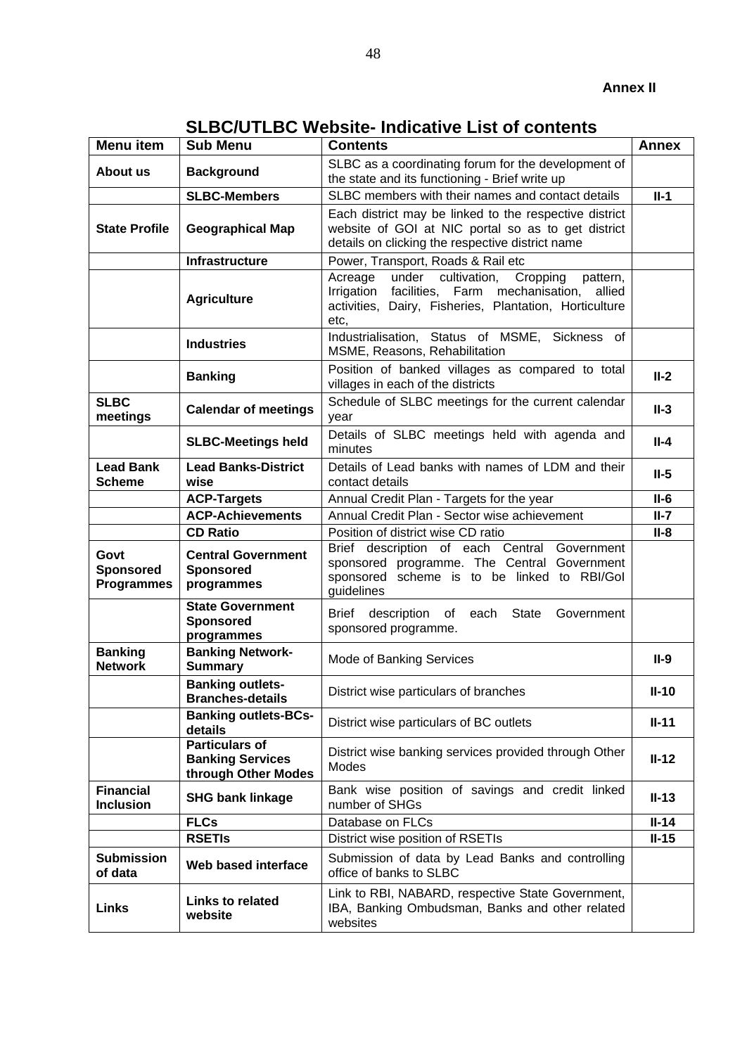**Annex II**

## SLBC/UTLBC Website- Indicative List of contents

| Menu item | Sub Menu | Contents | Annex |
|---|---|---|---|
| **About us** | **Background** | SLBC as a coordinating forum for the development of the state and its functioning - Brief write up | |
| | **SLBC-Members** | SLBC members with their names and contact details | **II-1** |
| **State Profile** | **Geographical Map** | Each district may be linked to the respective district website of GOI at NIC portal so as to get district details on clicking the respective district name | |
| | **Infrastructure** | Power, Transport, Roads & Rail etc | |
| | **Agriculture** | Acreage under cultivation, Cropping pattern, Irrigation facilities, Farm mechanisation, allied activities, Dairy, Fisheries, Plantation, Horticulture etc, | |
| | **Industries** | Industrialisation, Status of MSME, Sickness of MSME, Reasons, Rehabilitation | |
| | **Banking** | Position of banked villages as compared to total villages in each of the districts | **II-2** |
| **SLBC meetings** | **Calendar of meetings** | Schedule of SLBC meetings for the current calendar year | **II-3** |
| | **SLBC-Meetings held** | Details of SLBC meetings held with agenda and minutes | **II-4** |
| **Lead Bank Scheme** | **Lead Banks-District wise** | Details of Lead banks with names of LDM and their contact details | **II-5** |
| | **ACP-Targets** | Annual Credit Plan - Targets for the year | **II-6** |
| | **ACP-Achievements** | Annual Credit Plan - Sector wise achievement | **II-7** |
| | **CD Ratio** | Position of district wise CD ratio | **II-8** |
| **Govt Sponsored Programmes** | **Central Government Sponsored programmes** | Brief description of each Central Government sponsored programme. The Central Government sponsored scheme is to be linked to RBI/GoI guidelines | |
| | **State Government Sponsored programmes** | Brief description of each State Government sponsored programme. | |
| **Banking Network** | **Banking Network-Summary** | Mode of Banking Services | **II-9** |
| | **Banking outlets-Branches-details** | District wise particulars of branches | **II-10** |
| | **Banking outlets-BCs-details** | District wise particulars of BC outlets | **II-11** |
| | **Particulars of Banking Services through Other Modes** | District wise banking services provided through Other Modes | **II-12** |
| **Financial Inclusion** | **SHG bank linkage** | Bank wise position of savings and credit linked number of SHGs | **II-13** |
| | **FLCs** | Database on FLCs | **II-14** |
| | **RSETIs** | District wise position of RSETIs | **II-15** |
| **Submission of data** | **Web based interface** | Submission of data by Lead Banks and controlling office of banks to SLBC | |
| **Links** | **Links to related website** | Link to RBI, NABARD, respective State Government, IBA, Banking Ombudsman, Banks and other related websites | |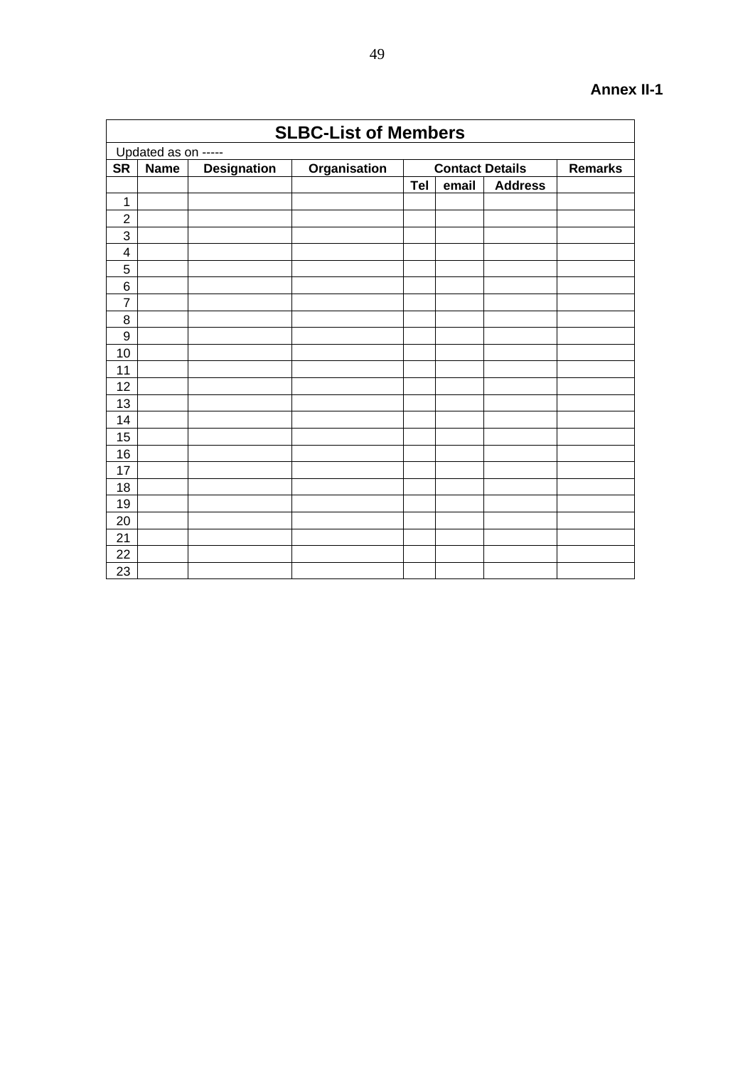**Annex II-1**

## SLBC-List of Members

Updated as on -----

| SR | Name | Designation | Organisation | Contact Details | | | Remarks |
|---|---|---|---|---|---|---|---|
| | | | | Tel | email | Address | |
| 1 | | | | | | | |
| 2 | | | | | | | |
| 3 | | | | | | | |
| 4 | | | | | | | |
| 5 | | | | | | | |
| 6 | | | | | | | |
| 7 | | | | | | | |
| 8 | | | | | | | |
| 9 | | | | | | | |
| 10 | | | | | | | |
| 11 | | | | | | | |
| 12 | | | | | | | |
| 13 | | | | | | | |
| 14 | | | | | | | |
| 15 | | | | | | | |
| 16 | | | | | | | |
| 17 | | | | | | | |
| 18 | | | | | | | |
| 19 | | | | | | | |
| 20 | | | | | | | |
| 21 | | | | | | | |
| 22 | | | | | | | |
| 23 | | | | | | | |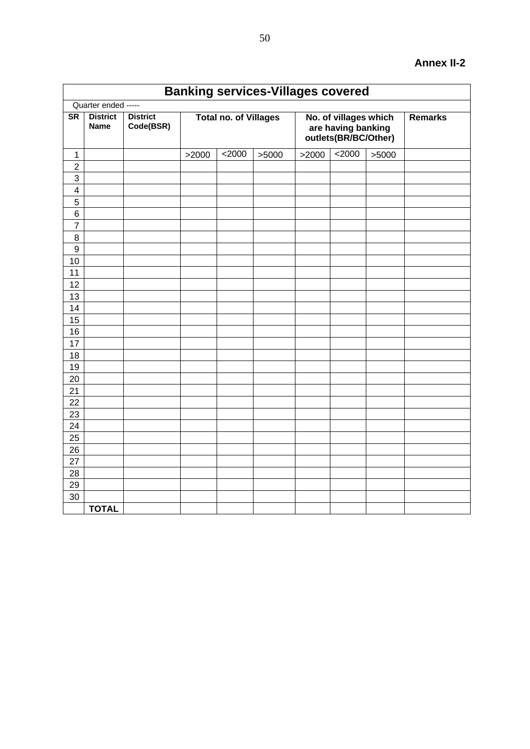**Annex II-2**

| Banking services-Villages covered | | | | | | | | | |
|---|---|---|---|---|---|---|---|---|---|
| Quarter ended ----- | | | | | | | | | |
| **SR** | **District Name** | **District Code(BSR)** | **Total no. of Villages** | | | **No. of villages which are having banking outlets(BR/BC/Other)** | | | **Remarks** |
| 1 | | | >2000 | <2000 | >5000 | >2000 | <2000 | >5000 | |
| 2 | | | | | | | | | |
| 3 | | | | | | | | | |
| 4 | | | | | | | | | |
| 5 | | | | | | | | | |
| 6 | | | | | | | | | |
| 7 | | | | | | | | | |
| 8 | | | | | | | | | |
| 9 | | | | | | | | | |
| 10 | | | | | | | | | |
| 11 | | | | | | | | | |
| 12 | | | | | | | | | |
| 13 | | | | | | | | | |
| 14 | | | | | | | | | |
| 15 | | | | | | | | | |
| 16 | | | | | | | | | |
| 17 | | | | | | | | | |
| 18 | | | | | | | | | |
| 19 | | | | | | | | | |
| 20 | | | | | | | | | |
| 21 | | | | | | | | | |
| 22 | | | | | | | | | |
| 23 | | | | | | | | | |
| 24 | | | | | | | | | |
| 25 | | | | | | | | | |
| 26 | | | | | | | | | |
| 27 | | | | | | | | | |
| 28 | | | | | | | | | |
| 29 | | | | | | | | | |
| 30 | | | | | | | | | |
| | **TOTAL** | | | | | | | | |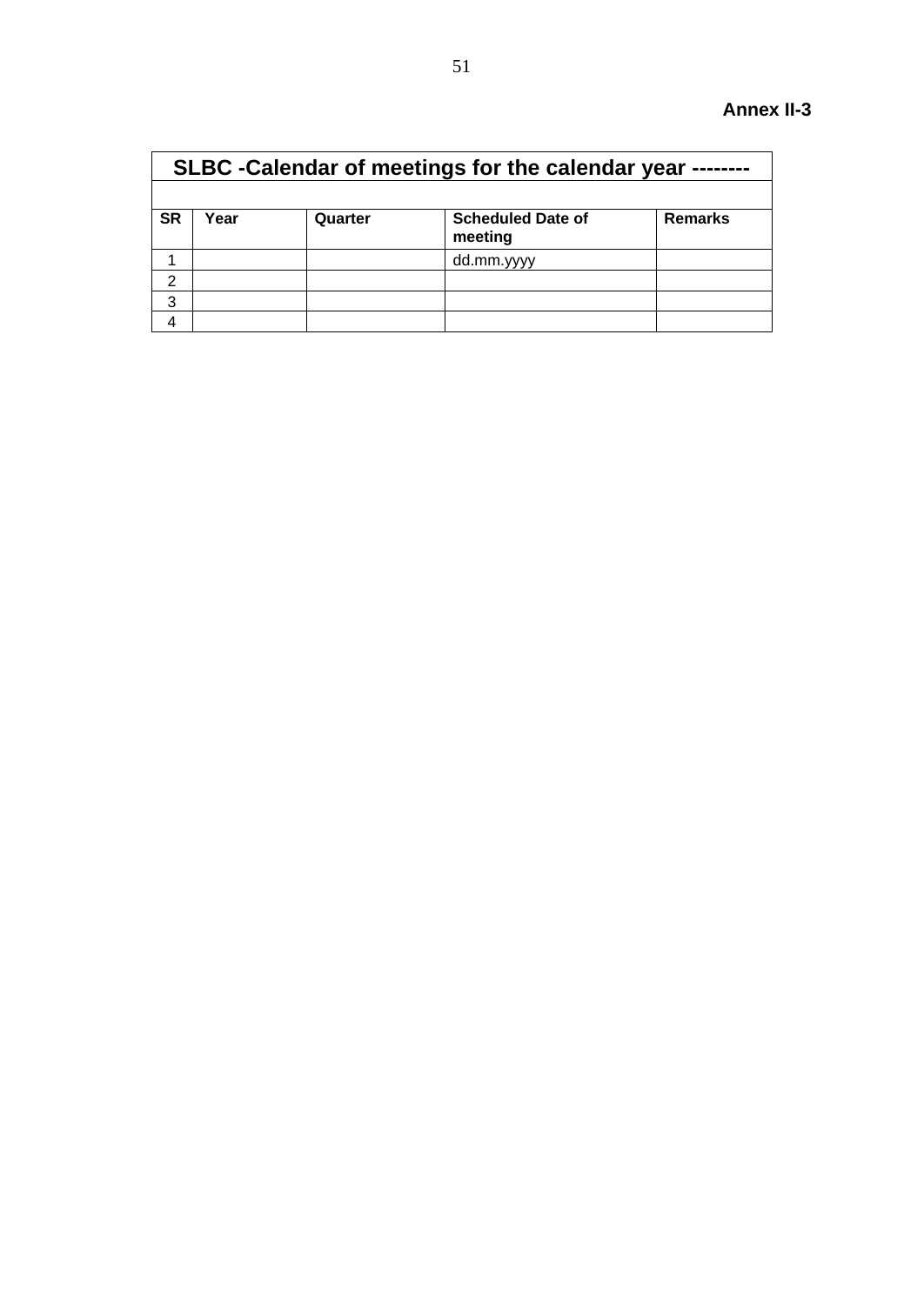**Annex II-3**

| SLBC -Calendar of meetings for the calendar year -------- | | | | |
|---|---|---|---|---|
| | | | | |
| **SR** | **Year** | **Quarter** | **Scheduled Date of meeting** | **Remarks** |
| 1 | | | dd.mm.yyyy | |
| 2 | | | | |
| 3 | | | | |
| 4 | | | | |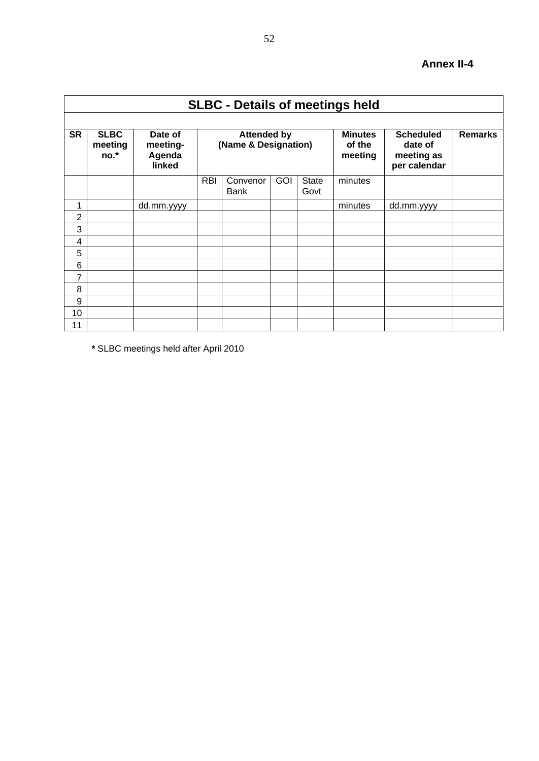**Annex II-4**

| SLBC - Details of meetings held | | | | | | | | | |
|---|---|---|---|---|---|---|---|---|---|
| **SR** | **SLBC meeting no.*** | **Date of meeting-Agenda linked** | **Attended by (Name & Designation)** | | | | **Minutes of the meeting** | **Scheduled date of meeting as per calendar** | **Remarks** |
| | | | RBI | Convenor Bank | GOI | State Govt | minutes | | |
| 1 | | dd.mm.yyyy | | | | | minutes | dd.mm.yyyy | |
| 2 | | | | | | | | | |
| 3 | | | | | | | | | |
| 4 | | | | | | | | | |
| 5 | | | | | | | | | |
| 6 | | | | | | | | | |
| 7 | | | | | | | | | |
| 8 | | | | | | | | | |
| 9 | | | | | | | | | |
| 10 | | | | | | | | | |
| 11 | | | | | | | | | |

**\*** SLBC meetings held after April 2010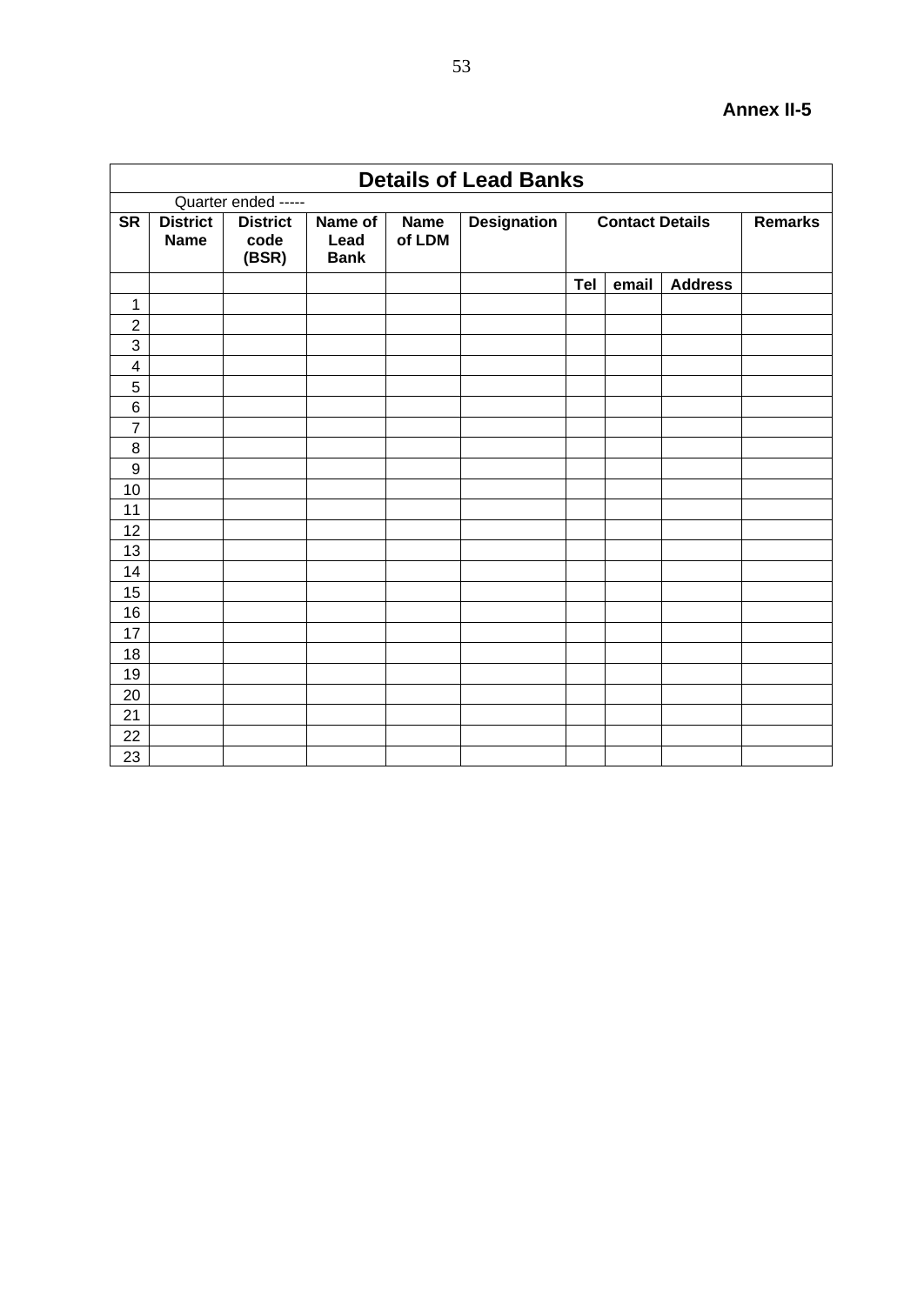**Annex II-5**

## Details of Lead Banks

Quarter ended -----

| SR | District Name | District code (BSR) | Name of Lead Bank | Name of LDM | Designation | Contact Details | | | Remarks |
|---|---|---|---|---|---|---|---|---|---|
| | | | | | | Tel | email | Address | |
| 1 | | | | | | | | | |
| 2 | | | | | | | | | |
| 3 | | | | | | | | | |
| 4 | | | | | | | | | |
| 5 | | | | | | | | | |
| 6 | | | | | | | | | |
| 7 | | | | | | | | | |
| 8 | | | | | | | | | |
| 9 | | | | | | | | | |
| 10 | | | | | | | | | |
| 11 | | | | | | | | | |
| 12 | | | | | | | | | |
| 13 | | | | | | | | | |
| 14 | | | | | | | | | |
| 15 | | | | | | | | | |
| 16 | | | | | | | | | |
| 17 | | | | | | | | | |
| 18 | | | | | | | | | |
| 19 | | | | | | | | | |
| 20 | | | | | | | | | |
| 21 | | | | | | | | | |
| 22 | | | | | | | | | |
| 23 | | | | | | | | | |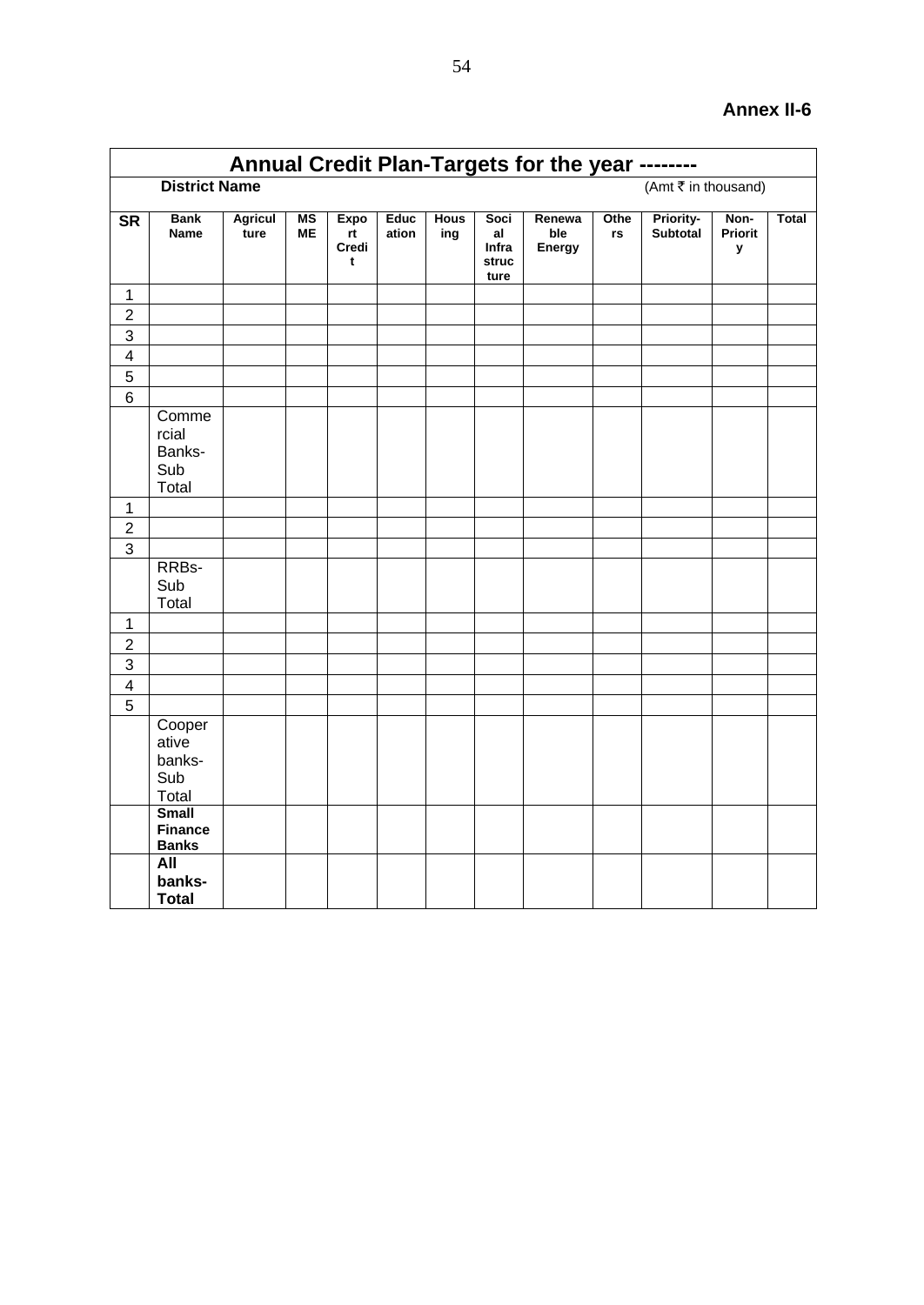**Annex II-6**

## Annual Credit Plan-Targets for the year --------

**District Name** (Amt ₹ in thousand)

| SR | Bank Name | Agriculture | MSME | Export Credit | Education | Housing | Social Infrastructure | Renewable Energy | Others | Priority-Subtotal | Non-Priority | Total |
|---|---|---|---|---|---|---|---|---|---|---|---|---|
| 1 | | | | | | | | | | | | |
| 2 | | | | | | | | | | | | |
| 3 | | | | | | | | | | | | |
| 4 | | | | | | | | | | | | |
| 5 | | | | | | | | | | | | |
| 6 | | | | | | | | | | | | |
| | Commercial Banks-Sub Total | | | | | | | | | | | |
| 1 | | | | | | | | | | | | |
| 2 | | | | | | | | | | | | |
| 3 | | | | | | | | | | | | |
| | RRBs-Sub Total | | | | | | | | | | | |
| 1 | | | | | | | | | | | | |
| 2 | | | | | | | | | | | | |
| 3 | | | | | | | | | | | | |
| 4 | | | | | | | | | | | | |
| 5 | | | | | | | | | | | | |
| | Cooperative banks-Sub Total | | | | | | | | | | | |
| | **Small Finance Banks** | | | | | | | | | | | |
| | **All banks-Total** | | | | | | | | | | | |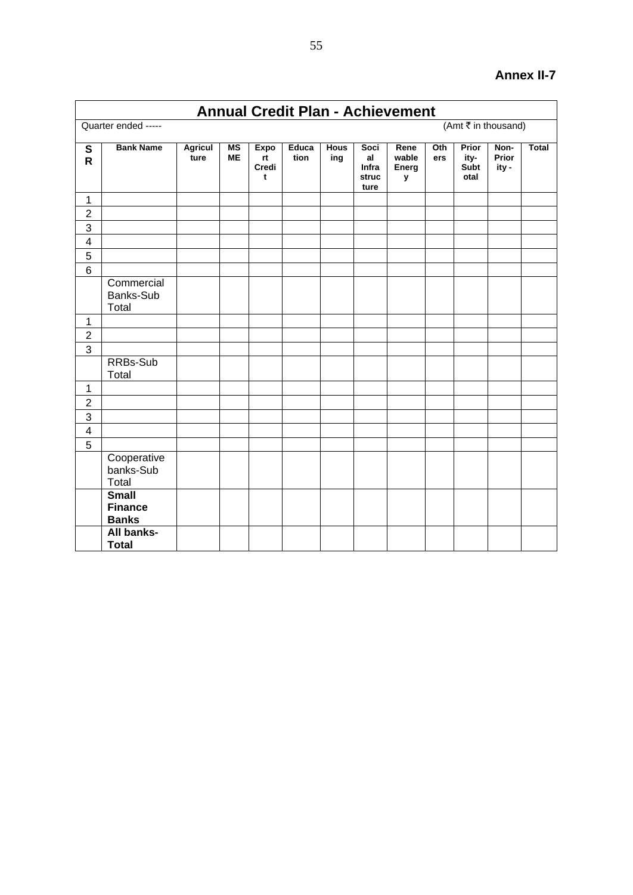**Annex II-7**

## Annual Credit Plan - Achievement

Quarter ended -----

(Amt ₹ in thousand)

| SR | Bank Name | Agriculture | MSME | Export Credit | Education | Housing | Social Infrastructure | Renewable Energy | Others | Priority-Subtotal | Non-Priority - | Total |
|---|---|---|---|---|---|---|---|---|---|---|---|---|
| 1 | | | | | | | | | | | | |
| 2 | | | | | | | | | | | | |
| 3 | | | | | | | | | | | | |
| 4 | | | | | | | | | | | | |
| 5 | | | | | | | | | | | | |
| 6 | | | | | | | | | | | | |
| | Commercial Banks-Sub Total | | | | | | | | | | | |
| 1 | | | | | | | | | | | | |
| 2 | | | | | | | | | | | | |
| 3 | | | | | | | | | | | | |
| | RRBs-Sub Total | | | | | | | | | | | |
| 1 | | | | | | | | | | | | |
| 2 | | | | | | | | | | | | |
| 3 | | | | | | | | | | | | |
| 4 | | | | | | | | | | | | |
| 5 | | | | | | | | | | | | |
| | Cooperative banks-Sub Total | | | | | | | | | | | |
| | **Small Finance Banks** | | | | | | | | | | | |
| | **All banks-Total** | | | | | | | | | | | |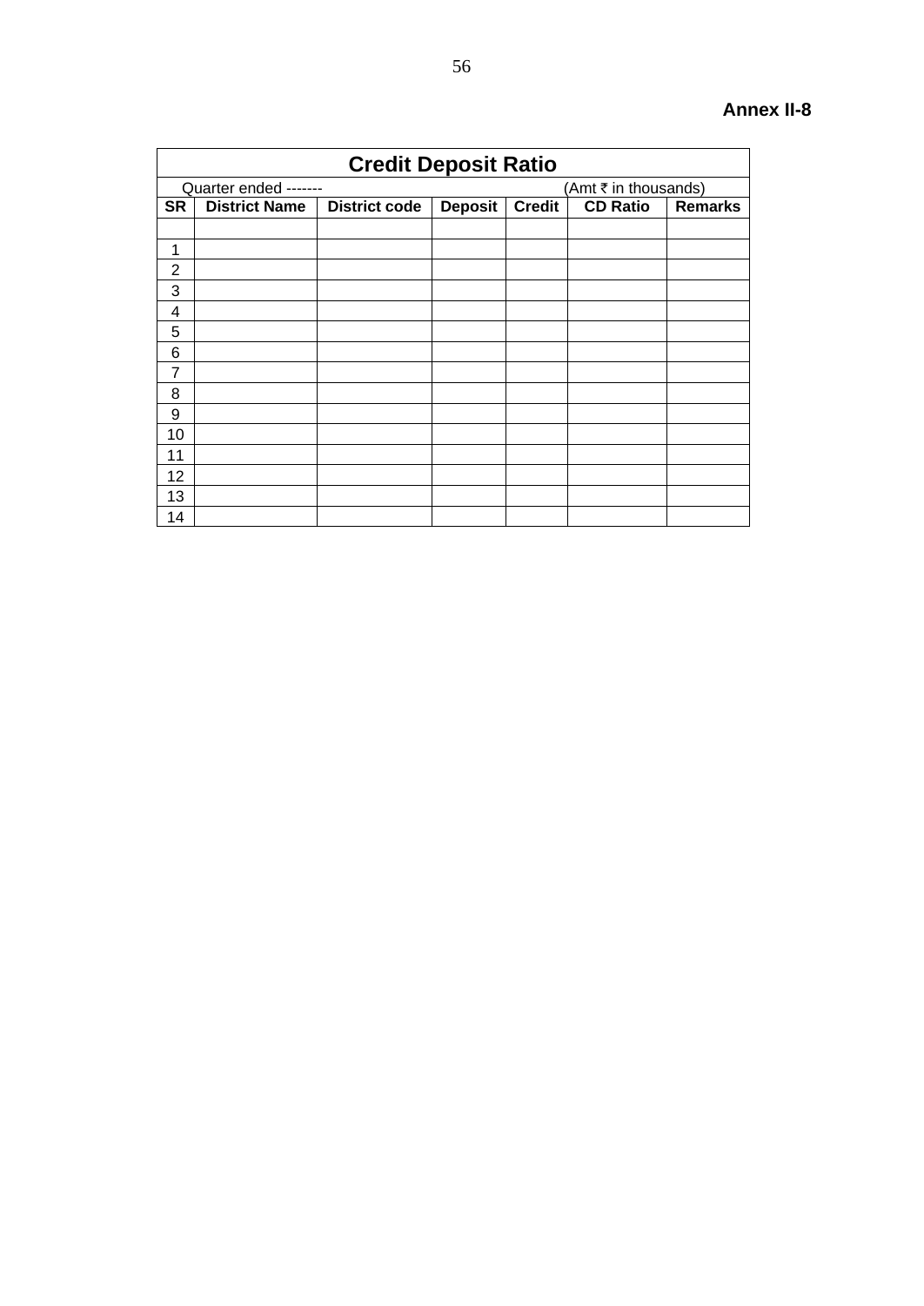**Annex II-8**

## Credit Deposit Ratio

Quarter ended -------                                                        (Amt ₹ in thousands)

| SR | District Name | District code | Deposit | Credit | CD Ratio | Remarks |
|---|---|---|---|---|---|---|
| | | | | | | |
| 1 | | | | | | |
| 2 | | | | | | |
| 3 | | | | | | |
| 4 | | | | | | |
| 5 | | | | | | |
| 6 | | | | | | |
| 7 | | | | | | |
| 8 | | | | | | |
| 9 | | | | | | |
| 10 | | | | | | |
| 11 | | | | | | |
| 12 | | | | | | |
| 13 | | | | | | |
| 14 | | | | | | |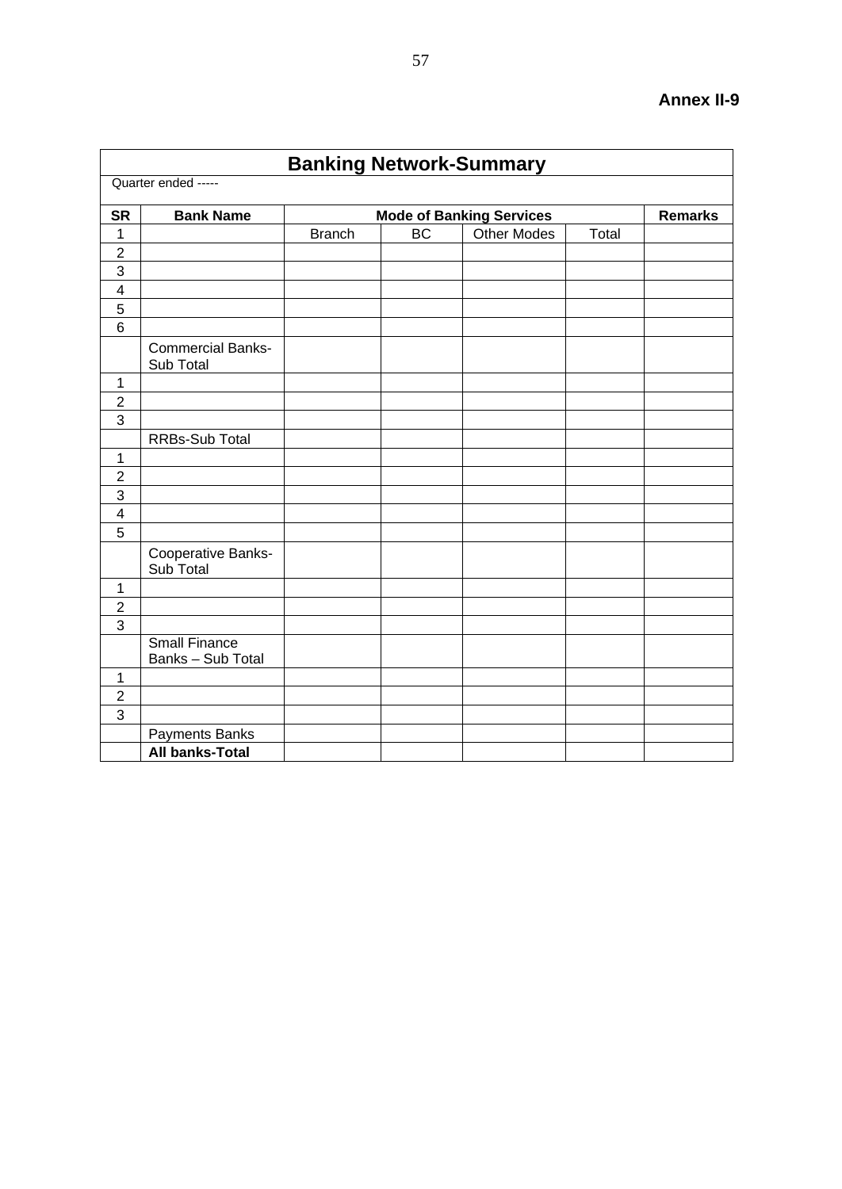**Annex II-9**

| Banking Network-Summary | | | | | | |
|---|---|---|---|---|---|---|
| Quarter ended ----- | | | | | | |
| **SR** | **Bank Name** | **Mode of Banking Services** | | | | **Remarks** |
| 1 | | Branch | BC | Other Modes | Total | |
| 2 | | | | | | |
| 3 | | | | | | |
| 4 | | | | | | |
| 5 | | | | | | |
| 6 | | | | | | |
| | Commercial Banks-Sub Total | | | | | |
| 1 | | | | | | |
| 2 | | | | | | |
| 3 | | | | | | |
| | RRBs-Sub Total | | | | | |
| 1 | | | | | | |
| 2 | | | | | | |
| 3 | | | | | | |
| 4 | | | | | | |
| 5 | | | | | | |
| | Cooperative Banks-Sub Total | | | | | |
| 1 | | | | | | |
| 2 | | | | | | |
| 3 | | | | | | |
| | Small Finance Banks – Sub Total | | | | | |
| 1 | | | | | | |
| 2 | | | | | | |
| 3 | | | | | | |
| | Payments Banks | | | | | |
| | **All banks-Total** | | | | | |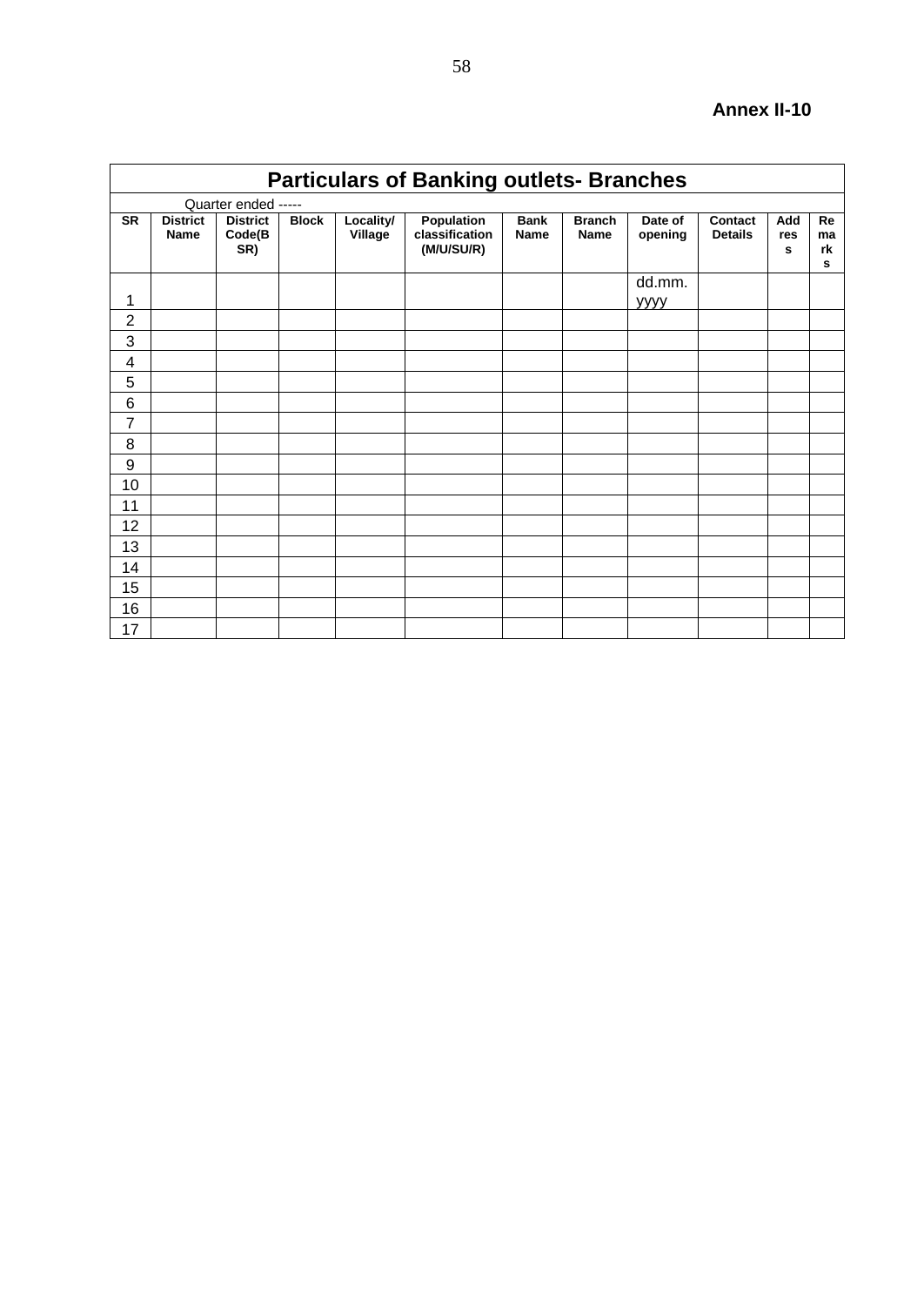**Annex II-10**

| Particulars of Banking outlets- Branches | | | | | | | | | | | |
|---|---|---|---|---|---|---|---|---|---|---|---|
| Quarter ended ----- | | | | | | | | | | | |
| **SR** | **District Name** | **District Code(BSR)** | **Block** | **Locality/ Village** | **Population classification (M/U/SU/R)** | **Bank Name** | **Branch Name** | **Date of opening** | **Contact Details** | **Address** | **Remarks** |
| 1 | | | | | | | | dd.mm.yyyy | | | |
| 2 | | | | | | | | | | | |
| 3 | | | | | | | | | | | |
| 4 | | | | | | | | | | | |
| 5 | | | | | | | | | | | |
| 6 | | | | | | | | | | | |
| 7 | | | | | | | | | | | |
| 8 | | | | | | | | | | | |
| 9 | | | | | | | | | | | |
| 10 | | | | | | | | | | | |
| 11 | | | | | | | | | | | |
| 12 | | | | | | | | | | | |
| 13 | | | | | | | | | | | |
| 14 | | | | | | | | | | | |
| 15 | | | | | | | | | | | |
| 16 | | | | | | | | | | | |
| 17 | | | | | | | | | | | |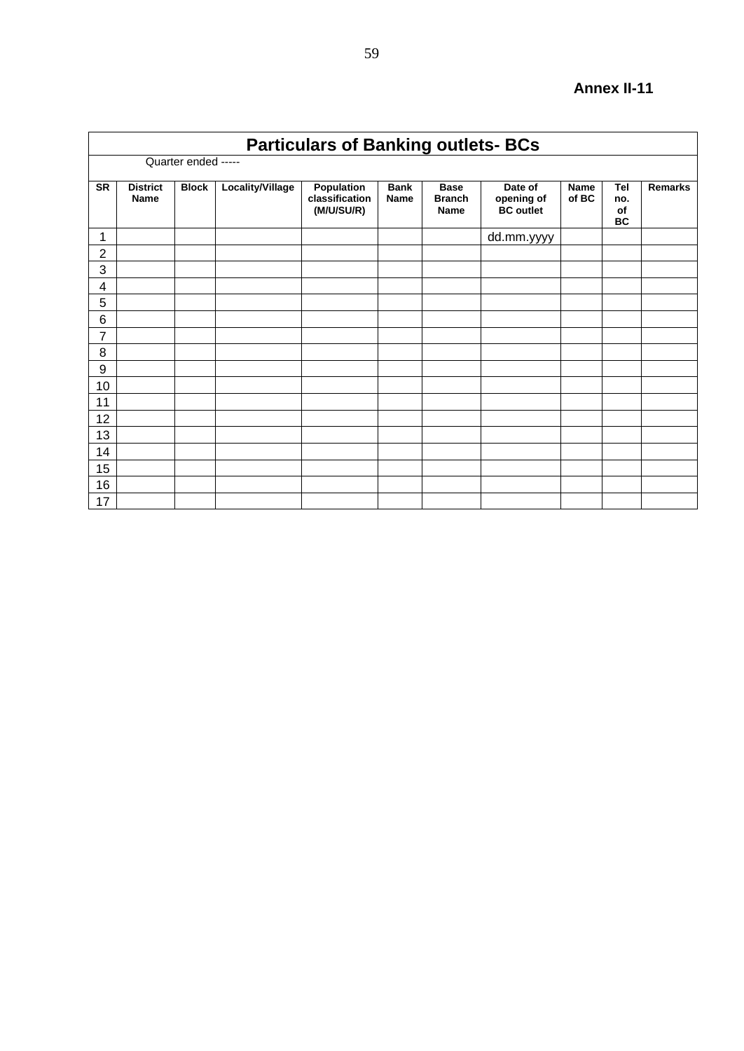**Annex II-11**

## Particulars of Banking outlets- BCs

Quarter ended -----

| SR | District Name | Block | Locality/Village | Population classification (M/U/SU/R) | Bank Name | Base Branch Name | Date of opening of BC outlet | Name of BC | Tel no. of BC | Remarks |
|---|---|---|---|---|---|---|---|---|---|---|
| 1 | | | | | | | dd.mm.yyyy | | | |
| 2 | | | | | | | | | | |
| 3 | | | | | | | | | | |
| 4 | | | | | | | | | | |
| 5 | | | | | | | | | | |
| 6 | | | | | | | | | | |
| 7 | | | | | | | | | | |
| 8 | | | | | | | | | | |
| 9 | | | | | | | | | | |
| 10 | | | | | | | | | | |
| 11 | | | | | | | | | | |
| 12 | | | | | | | | | | |
| 13 | | | | | | | | | | |
| 14 | | | | | | | | | | |
| 15 | | | | | | | | | | |
| 16 | | | | | | | | | | |
| 17 | | | | | | | | | | |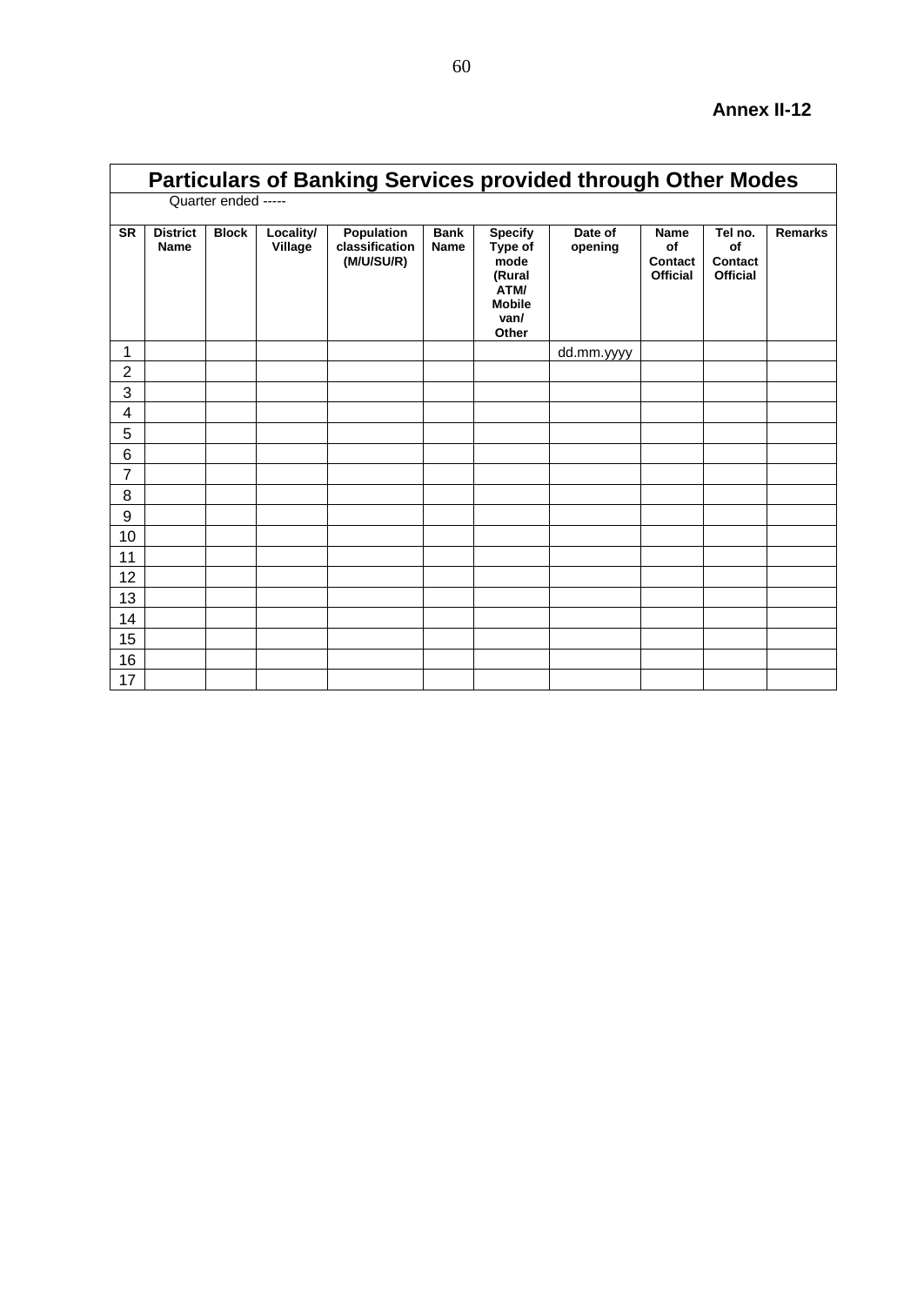**Annex II-12**

## Particulars of Banking Services provided through Other Modes

Quarter ended -----

| SR | District Name | Block | Locality/ Village | Population classification (M/U/SU/R) | Bank Name | Specify Type of mode (Rural ATM/ Mobile van/ Other | Date of opening | Name of Contact Official | Tel no. of Contact Official | Remarks |
|---|---|---|---|---|---|---|---|---|---|---|
| 1 | | | | | | | dd.mm.yyyy | | | |
| 2 | | | | | | | | | | |
| 3 | | | | | | | | | | |
| 4 | | | | | | | | | | |
| 5 | | | | | | | | | | |
| 6 | | | | | | | | | | |
| 7 | | | | | | | | | | |
| 8 | | | | | | | | | | |
| 9 | | | | | | | | | | |
| 10 | | | | | | | | | | |
| 11 | | | | | | | | | | |
| 12 | | | | | | | | | | |
| 13 | | | | | | | | | | |
| 14 | | | | | | | | | | |
| 15 | | | | | | | | | | |
| 16 | | | | | | | | | | |
| 17 | | | | | | | | | | |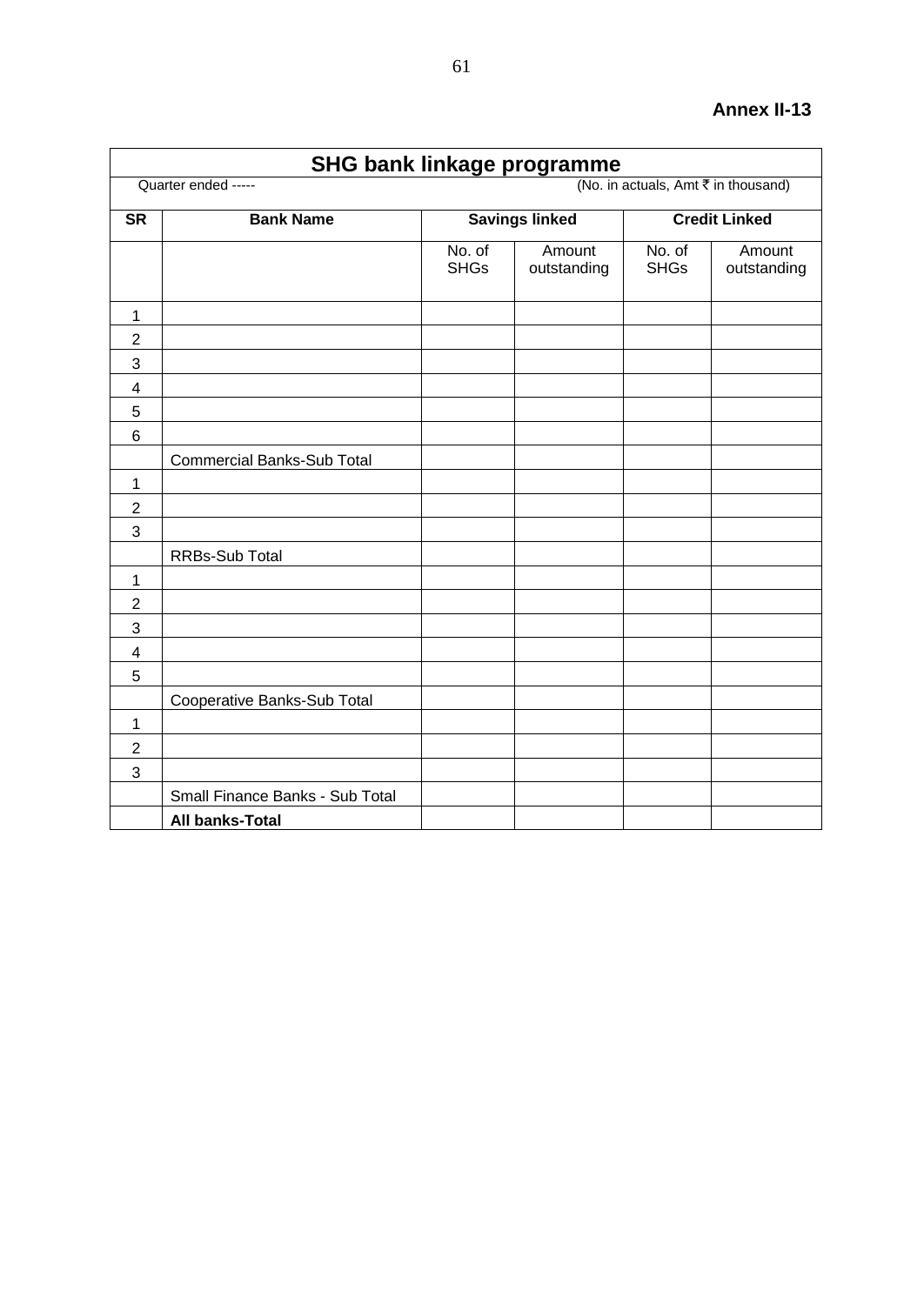**Annex II-13**

## SHG bank linkage programme

Quarter ended -----

(No. in actuals, Amt ₹ in thousand)

| SR | Bank Name | Savings linked | | Credit Linked | |
|---|---|---|---|---|---|
| | | No. of SHGs | Amount outstanding | No. of SHGs | Amount outstanding |
| 1 | | | | | |
| 2 | | | | | |
| 3 | | | | | |
| 4 | | | | | |
| 5 | | | | | |
| 6 | | | | | |
| | Commercial Banks-Sub Total | | | | |
| 1 | | | | | |
| 2 | | | | | |
| 3 | | | | | |
| | RRBs-Sub Total | | | | |
| 1 | | | | | |
| 2 | | | | | |
| 3 | | | | | |
| 4 | | | | | |
| 5 | | | | | |
| | Cooperative Banks-Sub Total | | | | |
| 1 | | | | | |
| 2 | | | | | |
| 3 | | | | | |
| | Small Finance Banks - Sub Total | | | | |
| | **All banks-Total** | | | | |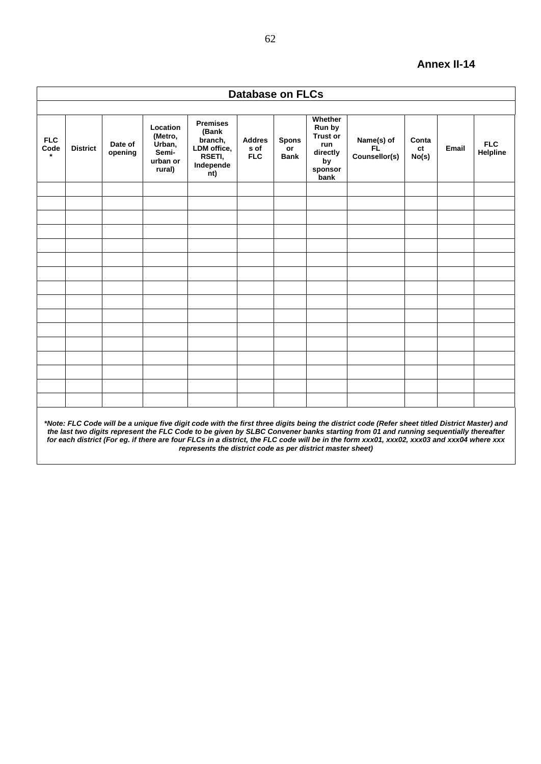**Annex II-14**

| Database on FLCs | | | | | | | | | | | |
|---|---|---|---|---|---|---|---|---|---|---|---|
| FLC Code * | District | Date of opening | Location (Metro, Urban, Semi-urban or rural) | Premises (Bank branch, LDM office, RSETI, Independent) | Address of FLC | Sponsor Bank | Whether Run by Trust or run directly by sponsor bank | Name(s) of FL Counsellor(s) | Contact No(s) | Email | FLC Helpline |
| | | | | | | | | | | | |
| | | | | | | | | | | | |
| | | | | | | | | | | | |
| | | | | | | | | | | | |
| | | | | | | | | | | | |
| | | | | | | | | | | | |
| | | | | | | | | | | | |
| | | | | | | | | | | | |
| | | | | | | | | | | | |
| | | | | | | | | | | | |
| | | | | | | | | | | | |
| | | | | | | | | | | | |
| | | | | | | | | | | | |
| | | | | | | | | | | | |
| | | | | | | | | | | | |
| | | | | | | | | | | | |

***Note: FLC Code will be a unique five digit code with the first three digits being the district code (Refer sheet titled District Master) and the last two digits represent the FLC Code to be given by SLBC Convener banks starting from 01 and running sequentially thereafter for each district (For eg. if there are four FLCs in a district, the FLC code will be in the form xxx01, xxx02, xxx03 and xxx04 where xxx represents the district code as per district master sheet)***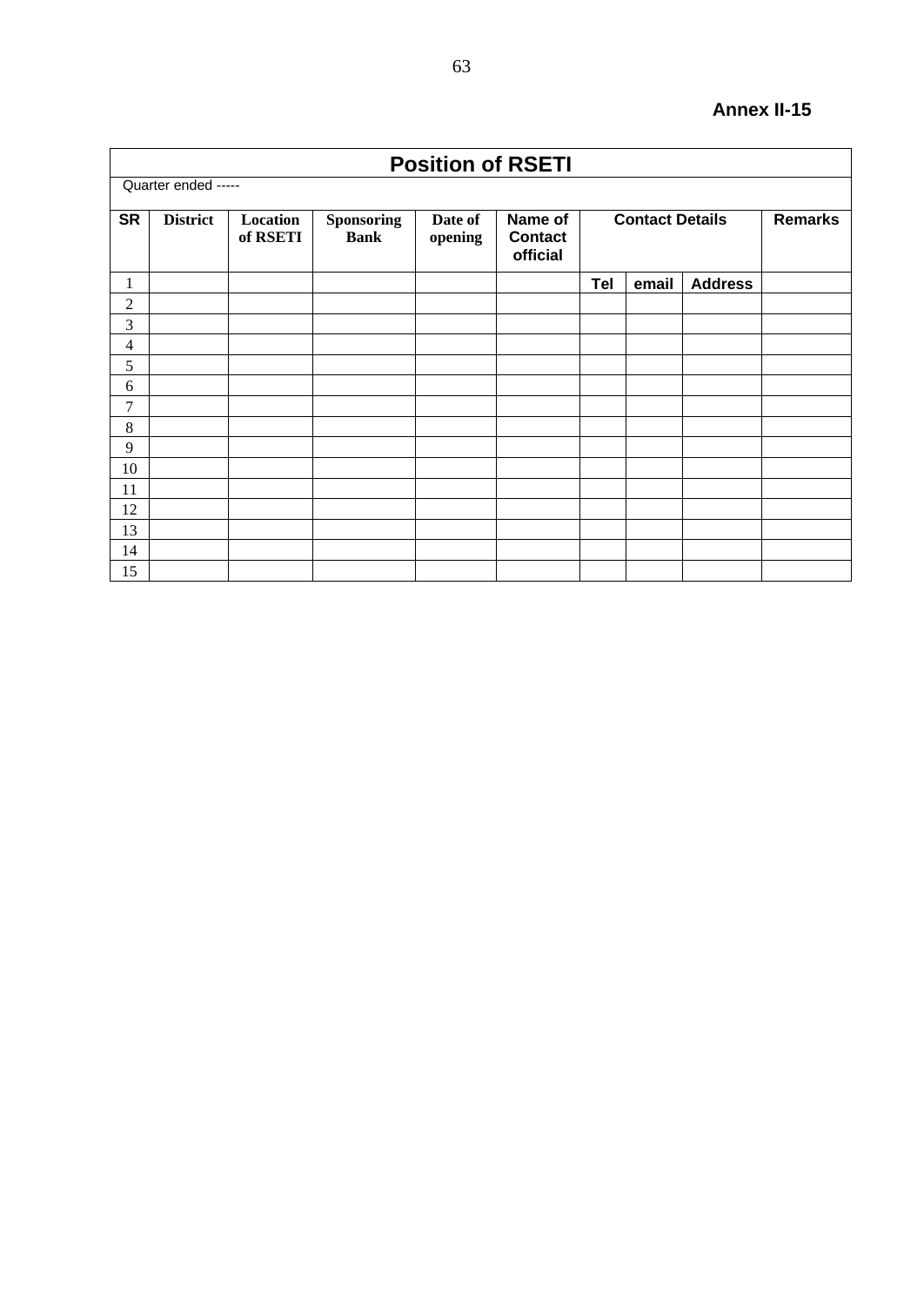**Annex II-15**

| Position of RSETI | | | | | | | | | |
|---|---|---|---|---|---|---|---|---|---|
| Quarter ended ----- | | | | | | | | | |
| **SR** | **District** | **Location of RSETI** | **Sponsoring Bank** | **Date of opening** | **Name of Contact official** | **Contact Details** | | | **Remarks** |
| 1 | | | | | | **Tel** | **email** | **Address** | |
| 2 | | | | | | | | | |
| 3 | | | | | | | | | |
| 4 | | | | | | | | | |
| 5 | | | | | | | | | |
| 6 | | | | | | | | | |
| 7 | | | | | | | | | |
| 8 | | | | | | | | | |
| 9 | | | | | | | | | |
| 10 | | | | | | | | | |
| 11 | | | | | | | | | |
| 12 | | | | | | | | | |
| 13 | | | | | | | | | |
| 14 | | | | | | | | | |
| 15 | | | | | | | | | |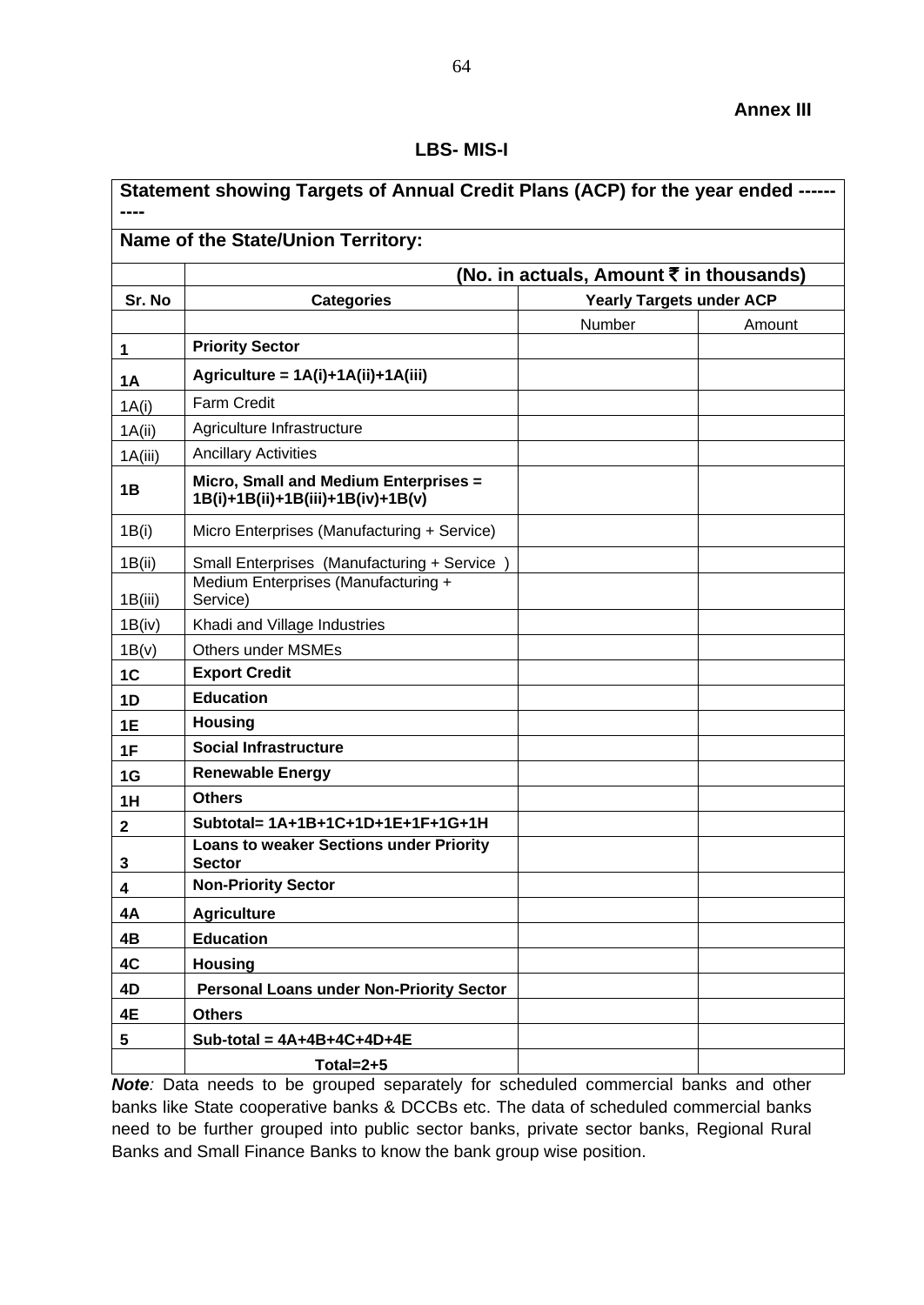**Annex III**

**LBS- MIS-I**

| **Statement showing Targets of Annual Credit Plans (ACP) for the year ended ----------** | | | |
|---|---|---|---|
| **Name of the State/Union Territory:** | | | |
| | **(No. in actuals, Amount ₹ in thousands)** | | |
| **Sr. No** | **Categories** | **Yearly Targets under ACP** | |
| | | Number | Amount |
| **1** | **Priority Sector** | | |
| **1A** | **Agriculture = 1A(i)+1A(ii)+1A(iii)** | | |
| 1A(i) | Farm Credit | | |
| 1A(ii) | Agriculture Infrastructure | | |
| 1A(iii) | Ancillary Activities | | |
| **1B** | **Micro, Small and Medium Enterprises = 1B(i)+1B(ii)+1B(iii)+1B(iv)+1B(v)** | | |
| 1B(i) | Micro Enterprises (Manufacturing + Service) | | |
| 1B(ii) | Small Enterprises (Manufacturing + Service ) | | |
| 1B(iii) | Medium Enterprises (Manufacturing + Service) | | |
| 1B(iv) | Khadi and Village Industries | | |
| 1B(v) | Others under MSMEs | | |
| **1C** | **Export Credit** | | |
| **1D** | **Education** | | |
| **1E** | **Housing** | | |
| **1F** | **Social Infrastructure** | | |
| **1G** | **Renewable Energy** | | |
| **1H** | **Others** | | |
| **2** | **Subtotal= 1A+1B+1C+1D+1E+1F+1G+1H** | | |
| **3** | **Loans to weaker Sections under Priority Sector** | | |
| **4** | **Non-Priority Sector** | | |
| **4A** | **Agriculture** | | |
| **4B** | **Education** | | |
| **4C** | **Housing** | | |
| **4D** | **Personal Loans under Non-Priority Sector** | | |
| **4E** | **Others** | | |
| **5** | **Sub-total = 4A+4B+4C+4D+4E** | | |
| | **Total=2+5** | | |

***Note**:* Data needs to be grouped separately for scheduled commercial banks and other banks like State cooperative banks & DCCBs etc. The data of scheduled commercial banks need to be further grouped into public sector banks, private sector banks, Regional Rural Banks and Small Finance Banks to know the bank group wise position.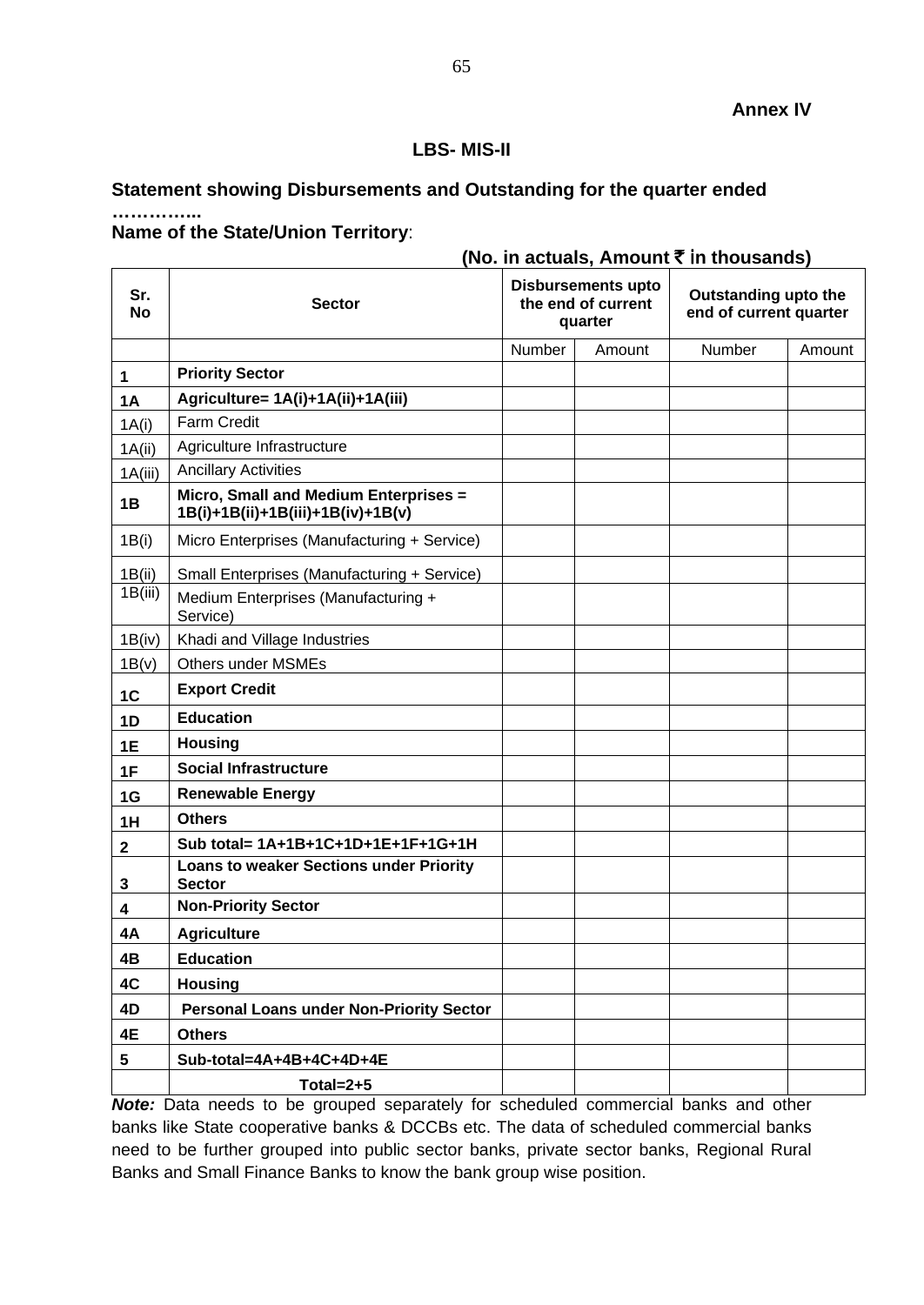**Annex IV**

**LBS- MIS-II**

**Statement showing Disbursements and Outstanding for the quarter ended …………..**

**Name of the State/Union Territory**:

**(No. in actuals, Amount ₹ in thousands)**

| Sr. No | Sector | Disbursements upto the end of current quarter | | Outstanding upto the end of current quarter | |
|---|---|---|---|---|---|
| | | Number | Amount | Number | Amount |
| **1** | **Priority Sector** | | | | |
| **1A** | **Agriculture= 1A(i)+1A(ii)+1A(iii)** | | | | |
| 1A(i) | Farm Credit | | | | |
| 1A(ii) | Agriculture Infrastructure | | | | |
| 1A(iii) | Ancillary Activities | | | | |
| **1B** | **Micro, Small and Medium Enterprises = 1B(i)+1B(ii)+1B(iii)+1B(iv)+1B(v)** | | | | |
| 1B(i) | Micro Enterprises (Manufacturing + Service) | | | | |
| 1B(ii) | Small Enterprises (Manufacturing + Service) | | | | |
| 1B(iii) | Medium Enterprises (Manufacturing + Service) | | | | |
| 1B(iv) | Khadi and Village Industries | | | | |
| 1B(v) | Others under MSMEs | | | | |
| **1C** | **Export Credit** | | | | |
| **1D** | **Education** | | | | |
| **1E** | **Housing** | | | | |
| **1F** | **Social Infrastructure** | | | | |
| **1G** | **Renewable Energy** | | | | |
| **1H** | **Others** | | | | |
| **2** | **Sub total= 1A+1B+1C+1D+1E+1F+1G+1H** | | | | |
| **3** | **Loans to weaker Sections under Priority Sector** | | | | |
| **4** | **Non-Priority Sector** | | | | |
| **4A** | **Agriculture** | | | | |
| **4B** | **Education** | | | | |
| **4C** | **Housing** | | | | |
| **4D** | **Personal Loans under Non-Priority Sector** | | | | |
| **4E** | **Others** | | | | |
| **5** | **Sub-total=4A+4B+4C+4D+4E** | | | | |
| | **Total=2+5** | | | | |

***Note:*** Data needs to be grouped separately for scheduled commercial banks and other banks like State cooperative banks & DCCBs etc. The data of scheduled commercial banks need to be further grouped into public sector banks, private sector banks, Regional Rural Banks and Small Finance Banks to know the bank group wise position.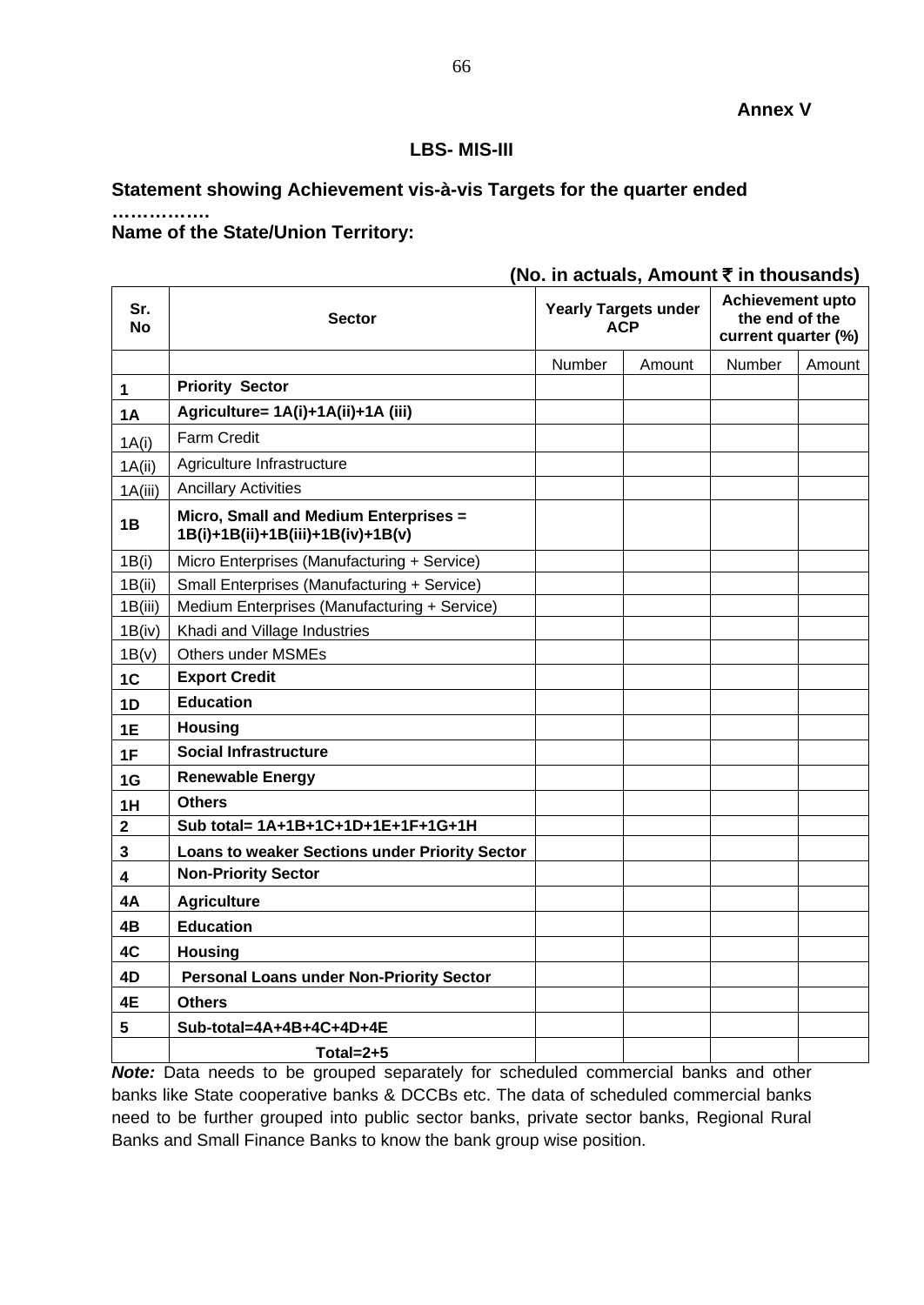**Annex V**

## LBS- MIS-III

**Statement showing Achievement vis-à-vis Targets for the quarter ended …………….**

**Name of the State/Union Territory:**

**(No. in actuals, Amount ₹ in thousands)**

| Sr. No | Sector | Yearly Targets under ACP | | Achievement upto the end of the current quarter (%) | |
|---|---|---|---|---|---|
| | | Number | Amount | Number | Amount |
| **1** | **Priority Sector** | | | | |
| **1A** | **Agriculture= 1A(i)+1A(ii)+1A (iii)** | | | | |
| 1A(i) | Farm Credit | | | | |
| 1A(ii) | Agriculture Infrastructure | | | | |
| 1A(iii) | Ancillary Activities | | | | |
| **1B** | **Micro, Small and Medium Enterprises = 1B(i)+1B(ii)+1B(iii)+1B(iv)+1B(v)** | | | | |
| 1B(i) | Micro Enterprises (Manufacturing + Service) | | | | |
| 1B(ii) | Small Enterprises (Manufacturing + Service) | | | | |
| 1B(iii) | Medium Enterprises (Manufacturing + Service) | | | | |
| 1B(iv) | Khadi and Village Industries | | | | |
| 1B(v) | Others under MSMEs | | | | |
| **1C** | **Export Credit** | | | | |
| **1D** | **Education** | | | | |
| **1E** | **Housing** | | | | |
| **1F** | **Social Infrastructure** | | | | |
| **1G** | **Renewable Energy** | | | | |
| **1H** | **Others** | | | | |
| **2** | **Sub total= 1A+1B+1C+1D+1E+1F+1G+1H** | | | | |
| **3** | **Loans to weaker Sections under Priority Sector** | | | | |
| **4** | **Non-Priority Sector** | | | | |
| **4A** | **Agriculture** | | | | |
| **4B** | **Education** | | | | |
| **4C** | **Housing** | | | | |
| **4D** | **Personal Loans under Non-Priority Sector** | | | | |
| **4E** | **Others** | | | | |
| **5** | **Sub-total=4A+4B+4C+4D+4E** | | | | |
| | **Total=2+5** | | | | |

***Note:*** Data needs to be grouped separately for scheduled commercial banks and other banks like State cooperative banks & DCCBs etc. The data of scheduled commercial banks need to be further grouped into public sector banks, private sector banks, Regional Rural Banks and Small Finance Banks to know the bank group wise position.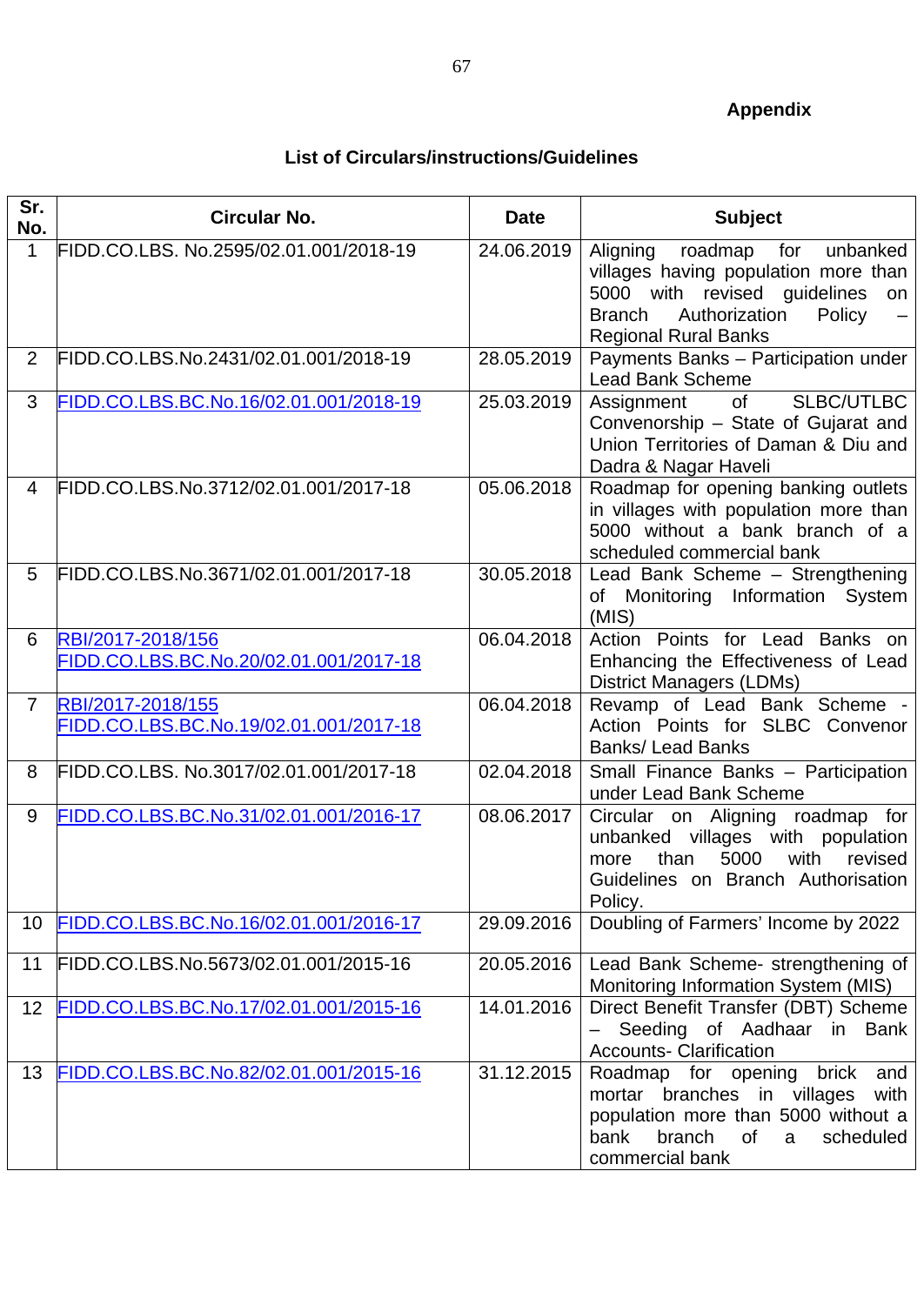**Appendix**

## List of Circulars/instructions/Guidelines

| Sr. No. | Circular No. | Date | Subject |
|---|---|---|---|
| 1 | FIDD.CO.LBS. No.2595/02.01.001/2018-19 | 24.06.2019 | Aligning roadmap for unbanked villages having population more than 5000 with revised guidelines on Branch Authorization Policy – Regional Rural Banks |
| 2 | FIDD.CO.LBS.No.2431/02.01.001/2018-19 | 28.05.2019 | Payments Banks – Participation under Lead Bank Scheme |
| 3 | FIDD.CO.LBS.BC.No.16/02.01.001/2018-19 | 25.03.2019 | Assignment of SLBC/UTLBC Convenorship – State of Gujarat and Union Territories of Daman & Diu and Dadra & Nagar Haveli |
| 4 | FIDD.CO.LBS.No.3712/02.01.001/2017-18 | 05.06.2018 | Roadmap for opening banking outlets in villages with population more than 5000 without a bank branch of a scheduled commercial bank |
| 5 | FIDD.CO.LBS.No.3671/02.01.001/2017-18 | 30.05.2018 | Lead Bank Scheme – Strengthening of Monitoring Information System (MIS) |
| 6 | RBI/2017-2018/156 FIDD.CO.LBS.BC.No.20/02.01.001/2017-18 | 06.04.2018 | Action Points for Lead Banks on Enhancing the Effectiveness of Lead District Managers (LDMs) |
| 7 | RBI/2017-2018/155 FIDD.CO.LBS.BC.No.19/02.01.001/2017-18 | 06.04.2018 | Revamp of Lead Bank Scheme - Action Points for SLBC Convenor Banks/ Lead Banks |
| 8 | FIDD.CO.LBS. No.3017/02.01.001/2017-18 | 02.04.2018 | Small Finance Banks – Participation under Lead Bank Scheme |
| 9 | FIDD.CO.LBS.BC.No.31/02.01.001/2016-17 | 08.06.2017 | Circular on Aligning roadmap for unbanked villages with population more than 5000 with revised Guidelines on Branch Authorisation Policy. |
| 10 | FIDD.CO.LBS.BC.No.16/02.01.001/2016-17 | 29.09.2016 | Doubling of Farmers' Income by 2022 |
| 11 | FIDD.CO.LBS.No.5673/02.01.001/2015-16 | 20.05.2016 | Lead Bank Scheme- strengthening of Monitoring Information System (MIS) |
| 12 | FIDD.CO.LBS.BC.No.17/02.01.001/2015-16 | 14.01.2016 | Direct Benefit Transfer (DBT) Scheme – Seeding of Aadhaar in Bank Accounts- Clarification |
| 13 | FIDD.CO.LBS.BC.No.82/02.01.001/2015-16 | 31.12.2015 | Roadmap for opening brick and mortar branches in villages with population more than 5000 without a bank branch of a scheduled commercial bank |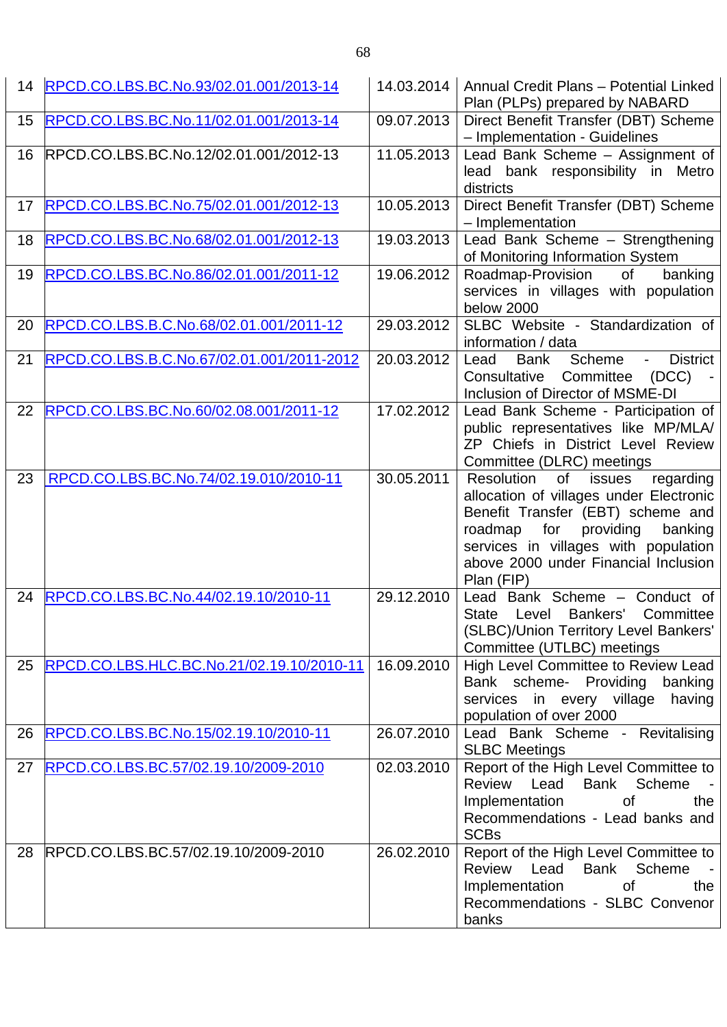| 14 | RPCD.CO.LBS.BC.No.93/02.01.001/2013-14 | 14.03.2014 | Annual Credit Plans – Potential Linked Plan (PLPs) prepared by NABARD |
|---|---|---|---|
| 15 | RPCD.CO.LBS.BC.No.11/02.01.001/2013-14 | 09.07.2013 | Direct Benefit Transfer (DBT) Scheme – Implementation - Guidelines |
| 16 | RPCD.CO.LBS.BC.No.12/02.01.001/2012-13 | 11.05.2013 | Lead Bank Scheme – Assignment of lead bank responsibility in Metro districts |
| 17 | RPCD.CO.LBS.BC.No.75/02.01.001/2012-13 | 10.05.2013 | Direct Benefit Transfer (DBT) Scheme – Implementation |
| 18 | RPCD.CO.LBS.BC.No.68/02.01.001/2012-13 | 19.03.2013 | Lead Bank Scheme – Strengthening of Monitoring Information System |
| 19 | RPCD.CO.LBS.BC.No.86/02.01.001/2011-12 | 19.06.2012 | Roadmap-Provision of banking services in villages with population below 2000 |
| 20 | RPCD.CO.LBS.B.C.No.68/02.01.001/2011-12 | 29.03.2012 | SLBC Website - Standardization of information / data |
| 21 | RPCD.CO.LBS.B.C.No.67/02.01.001/2011-2012 | 20.03.2012 | Lead Bank Scheme - District Consultative Committee (DCC) - Inclusion of Director of MSME-DI |
| 22 | RPCD.CO.LBS.BC.No.60/02.08.001/2011-12 | 17.02.2012 | Lead Bank Scheme - Participation of public representatives like MP/MLA/ ZP Chiefs in District Level Review Committee (DLRC) meetings |
| 23 | RPCD.CO.LBS.BC.No.74/02.19.010/2010-11 | 30.05.2011 | Resolution of issues regarding allocation of villages under Electronic Benefit Transfer (EBT) scheme and roadmap for providing banking services in villages with population above 2000 under Financial Inclusion Plan (FIP) |
| 24 | RPCD.CO.LBS.BC.No.44/02.19.10/2010-11 | 29.12.2010 | Lead Bank Scheme – Conduct of State Level Bankers' Committee (SLBC)/Union Territory Level Bankers' Committee (UTLBC) meetings |
| 25 | RPCD.CO.LBS.HLC.BC.No.21/02.19.10/2010-11 | 16.09.2010 | High Level Committee to Review Lead Bank scheme- Providing banking services in every village having population of over 2000 |
| 26 | RPCD.CO.LBS.BC.No.15/02.19.10/2010-11 | 26.07.2010 | Lead Bank Scheme - Revitalising SLBC Meetings |
| 27 | RPCD.CO.LBS.BC.57/02.19.10/2009-2010 | 02.03.2010 | Report of the High Level Committee to Review Lead Bank Scheme - Implementation of the Recommendations - Lead banks and SCBs |
| 28 | RPCD.CO.LBS.BC.57/02.19.10/2009-2010 | 26.02.2010 | Report of the High Level Committee to Review Lead Bank Scheme - Implementation of the Recommendations - SLBC Convenor banks |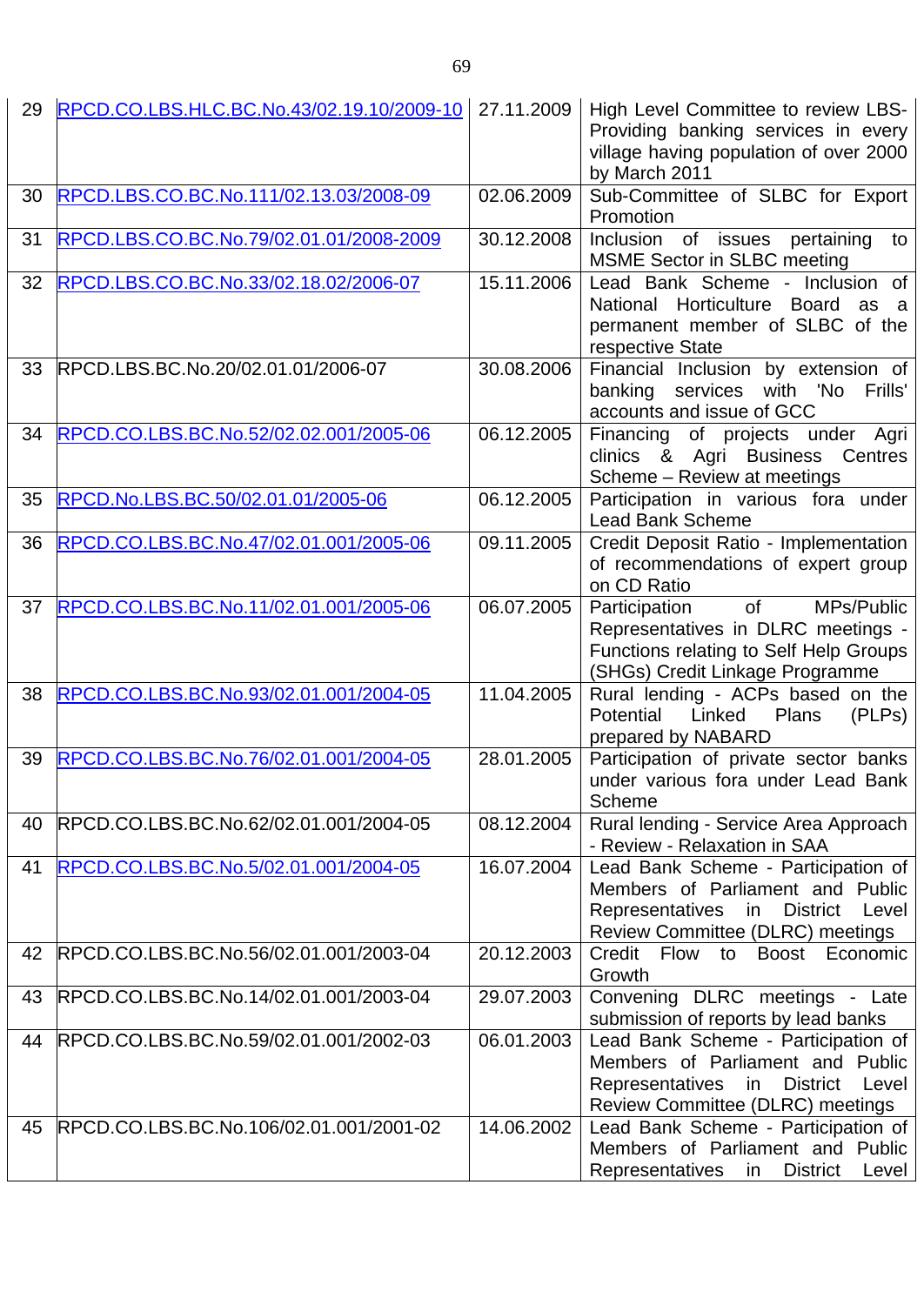| 29 | RPCD.CO.LBS.HLC.BC.No.43/02.19.10/2009-10 | 27.11.2009 | High Level Committee to review LBS-Providing banking services in every village having population of over 2000 by March 2011 |
|---|---|---|---|
| 30 | RPCD.LBS.CO.BC.No.111/02.13.03/2008-09 | 02.06.2009 | Sub-Committee of SLBC for Export Promotion |
| 31 | RPCD.LBS.CO.BC.No.79/02.01.01/2008-2009 | 30.12.2008 | Inclusion of issues pertaining to MSME Sector in SLBC meeting |
| 32 | RPCD.LBS.CO.BC.No.33/02.18.02/2006-07 | 15.11.2006 | Lead Bank Scheme - Inclusion of National Horticulture Board as a permanent member of SLBC of the respective State |
| 33 | RPCD.LBS.BC.No.20/02.01.01/2006-07 | 30.08.2006 | Financial Inclusion by extension of banking services with 'No Frills' accounts and issue of GCC |
| 34 | RPCD.CO.LBS.BC.No.52/02.02.001/2005-06 | 06.12.2005 | Financing of projects under Agri clinics & Agri Business Centres Scheme – Review at meetings |
| 35 | RPCD.No.LBS.BC.50/02.01.01/2005-06 | 06.12.2005 | Participation in various fora under Lead Bank Scheme |
| 36 | RPCD.CO.LBS.BC.No.47/02.01.001/2005-06 | 09.11.2005 | Credit Deposit Ratio - Implementation of recommendations of expert group on CD Ratio |
| 37 | RPCD.CO.LBS.BC.No.11/02.01.001/2005-06 | 06.07.2005 | Participation of MPs/Public Representatives in DLRC meetings - Functions relating to Self Help Groups (SHGs) Credit Linkage Programme |
| 38 | RPCD.CO.LBS.BC.No.93/02.01.001/2004-05 | 11.04.2005 | Rural lending - ACPs based on the Potential Linked Plans (PLPs) prepared by NABARD |
| 39 | RPCD.CO.LBS.BC.No.76/02.01.001/2004-05 | 28.01.2005 | Participation of private sector banks under various fora under Lead Bank Scheme |
| 40 | RPCD.CO.LBS.BC.No.62/02.01.001/2004-05 | 08.12.2004 | Rural lending - Service Area Approach - Review - Relaxation in SAA |
| 41 | RPCD.CO.LBS.BC.No.5/02.01.001/2004-05 | 16.07.2004 | Lead Bank Scheme - Participation of Members of Parliament and Public Representatives in District Level Review Committee (DLRC) meetings |
| 42 | RPCD.CO.LBS.BC.No.56/02.01.001/2003-04 | 20.12.2003 | Credit Flow to Boost Economic Growth |
| 43 | RPCD.CO.LBS.BC.No.14/02.01.001/2003-04 | 29.07.2003 | Convening DLRC meetings - Late submission of reports by lead banks |
| 44 | RPCD.CO.LBS.BC.No.59/02.01.001/2002-03 | 06.01.2003 | Lead Bank Scheme - Participation of Members of Parliament and Public Representatives in District Level Review Committee (DLRC) meetings |
| 45 | RPCD.CO.LBS.BC.No.106/02.01.001/2001-02 | 14.06.2002 | Lead Bank Scheme - Participation of Members of Parliament and Public Representatives in District Level |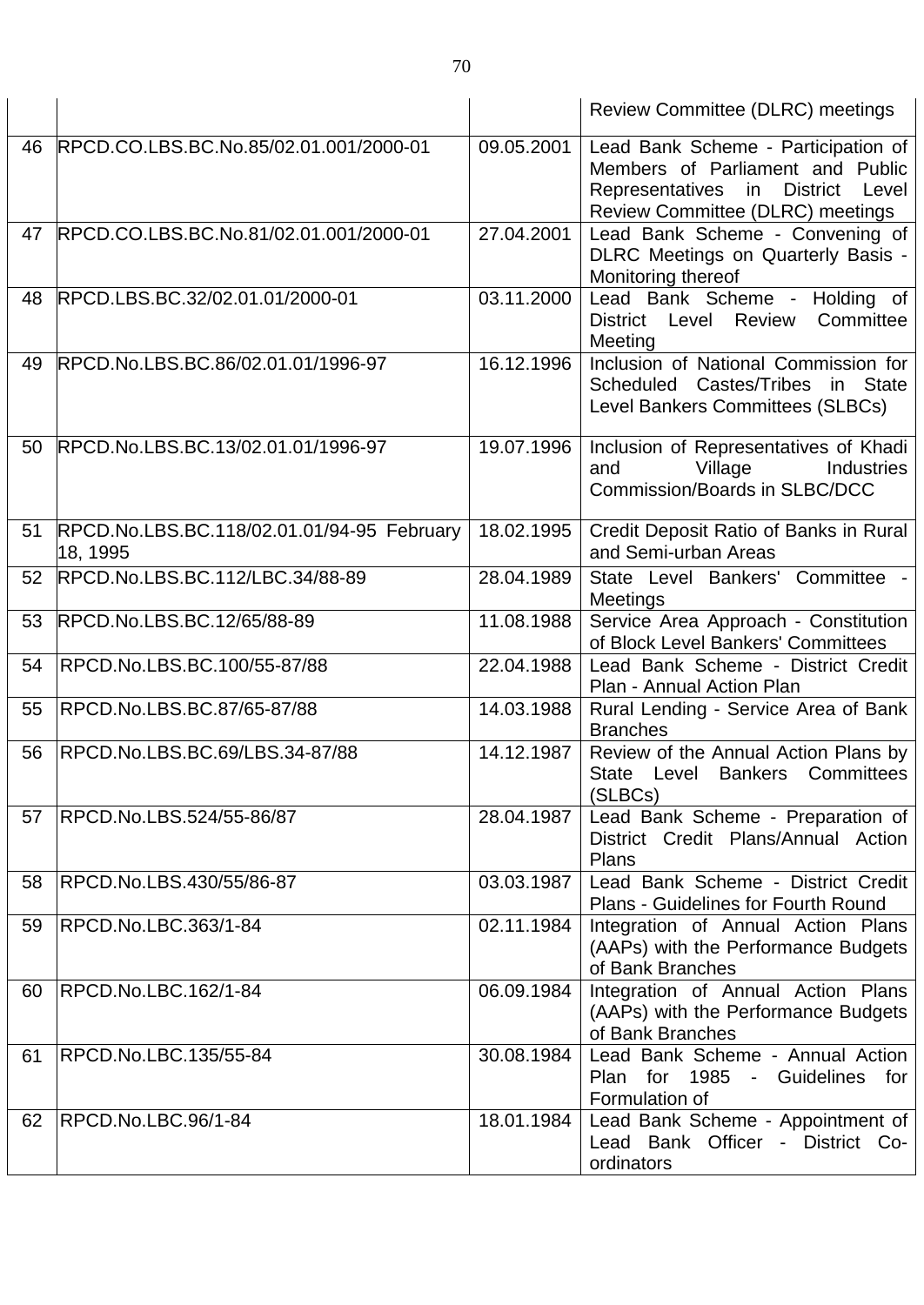| | | | |
|---|---|---|---|
| | | | Review Committee (DLRC) meetings |
| 46 | RPCD.CO.LBS.BC.No.85/02.01.001/2000-01 | 09.05.2001 | Lead Bank Scheme - Participation of Members of Parliament and Public Representatives in District Level Review Committee (DLRC) meetings |
| 47 | RPCD.CO.LBS.BC.No.81/02.01.001/2000-01 | 27.04.2001 | Lead Bank Scheme - Convening of DLRC Meetings on Quarterly Basis - Monitoring thereof |
| 48 | RPCD.LBS.BC.32/02.01.01/2000-01 | 03.11.2000 | Lead Bank Scheme - Holding of District Level Review Committee Meeting |
| 49 | RPCD.No.LBS.BC.86/02.01.01/1996-97 | 16.12.1996 | Inclusion of National Commission for Scheduled Castes/Tribes in State Level Bankers Committees (SLBCs) |
| 50 | RPCD.No.LBS.BC.13/02.01.01/1996-97 | 19.07.1996 | Inclusion of Representatives of Khadi and Village Industries Commission/Boards in SLBC/DCC |
| 51 | RPCD.No.LBS.BC.118/02.01.01/94-95 February 18, 1995 | 18.02.1995 | Credit Deposit Ratio of Banks in Rural and Semi-urban Areas |
| 52 | RPCD.No.LBS.BC.112/LBC.34/88-89 | 28.04.1989 | State Level Bankers' Committee - Meetings |
| 53 | RPCD.No.LBS.BC.12/65/88-89 | 11.08.1988 | Service Area Approach - Constitution of Block Level Bankers' Committees |
| 54 | RPCD.No.LBS.BC.100/55-87/88 | 22.04.1988 | Lead Bank Scheme - District Credit Plan - Annual Action Plan |
| 55 | RPCD.No.LBS.BC.87/65-87/88 | 14.03.1988 | Rural Lending - Service Area of Bank Branches |
| 56 | RPCD.No.LBS.BC.69/LBS.34-87/88 | 14.12.1987 | Review of the Annual Action Plans by State Level Bankers Committees (SLBCs) |
| 57 | RPCD.No.LBS.524/55-86/87 | 28.04.1987 | Lead Bank Scheme - Preparation of District Credit Plans/Annual Action Plans |
| 58 | RPCD.No.LBS.430/55/86-87 | 03.03.1987 | Lead Bank Scheme - District Credit Plans - Guidelines for Fourth Round |
| 59 | RPCD.No.LBC.363/1-84 | 02.11.1984 | Integration of Annual Action Plans (AAPs) with the Performance Budgets of Bank Branches |
| 60 | RPCD.No.LBC.162/1-84 | 06.09.1984 | Integration of Annual Action Plans (AAPs) with the Performance Budgets of Bank Branches |
| 61 | RPCD.No.LBC.135/55-84 | 30.08.1984 | Lead Bank Scheme - Annual Action Plan for 1985 - Guidelines for Formulation of |
| 62 | RPCD.No.LBC.96/1-84 | 18.01.1984 | Lead Bank Scheme - Appointment of Lead Bank Officer - District Co-ordinators |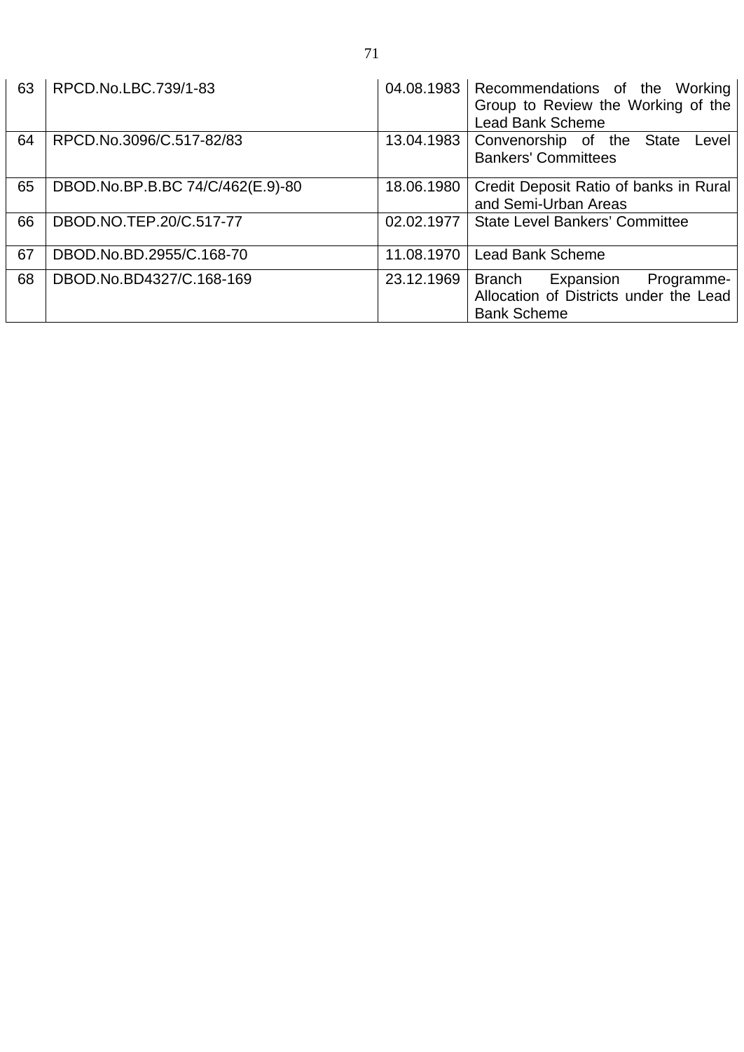| | | | |
|---|---|---|---|
| 63 | RPCD.No.LBC.739/1-83 | 04.08.1983 | Recommendations of the Working Group to Review the Working of the Lead Bank Scheme |
| 64 | RPCD.No.3096/C.517-82/83 | 13.04.1983 | Convenorship of the State Level Bankers' Committees |
| 65 | DBOD.No.BP.B.BC 74/C/462(E.9)-80 | 18.06.1980 | Credit Deposit Ratio of banks in Rural and Semi-Urban Areas |
| 66 | DBOD.NO.TEP.20/C.517-77 | 02.02.1977 | State Level Bankers' Committee |
| 67 | DBOD.No.BD.2955/C.168-70 | 11.08.1970 | Lead Bank Scheme |
| 68 | DBOD.No.BD4327/C.168-169 | 23.12.1969 | Branch Expansion Programme-Allocation of Districts under the Lead Bank Scheme |